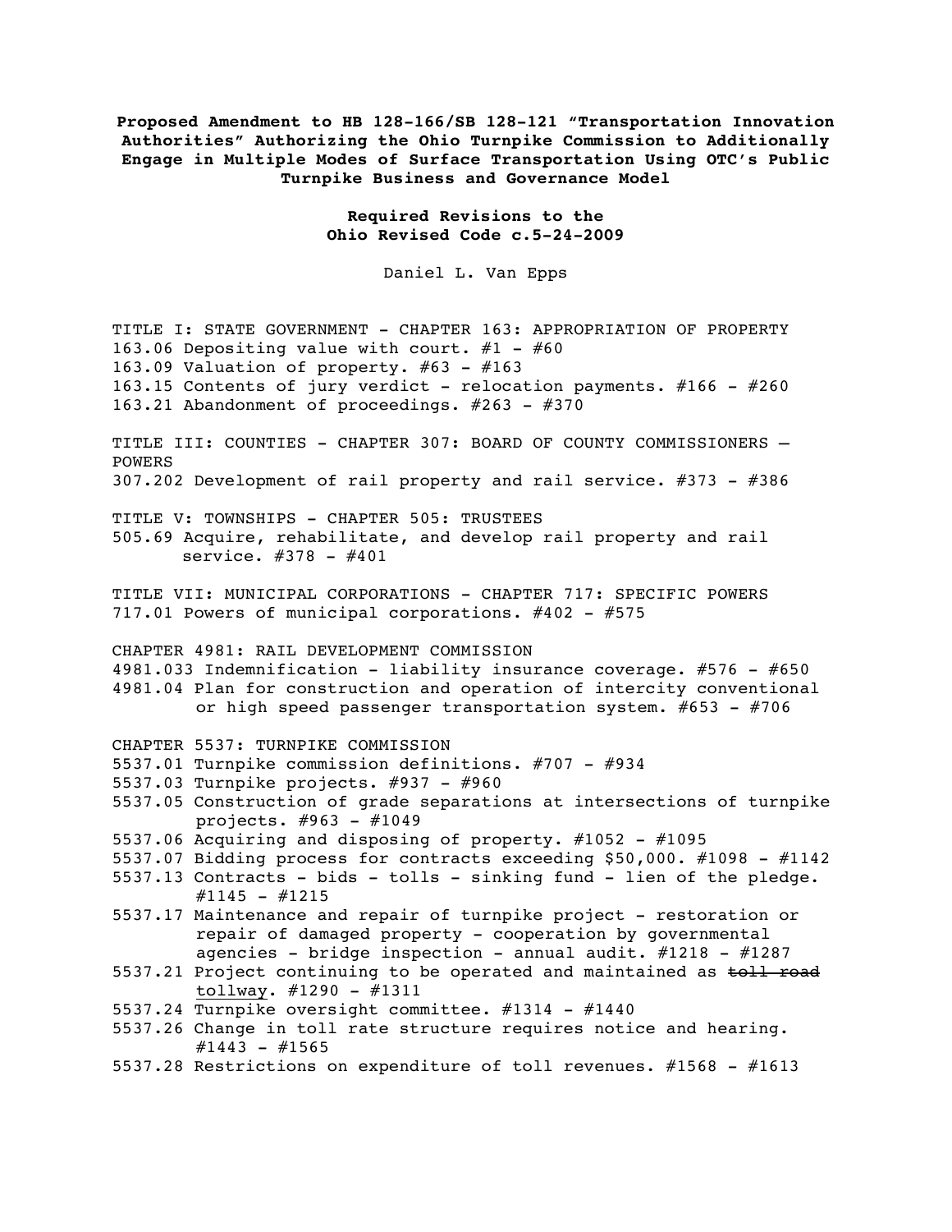**Proposed Amendment to HB 128-166/SB 128-121 "Transportation Innovation Authorities" Authorizing the Ohio Turnpike Commission to Additionally Engage in Multiple Modes of Surface Transportation Using OTC's Public Turnpike Business and Governance Model**

**Required Revisions to the Ohio Revised Code c.5-24-2009**

Daniel L. Van Epps

TITLE I: STATE GOVERNMENT - CHAPTER 163: APPROPRIATION OF PROPERTY
163.06 Depositing value with court. #1 - #60
163.09 Valuation of property. #63 - #163
163.15 Contents of jury verdict - relocation payments. #166 - #260
163.21 Abandonment of proceedings. #263 - #370

TITLE III: COUNTIES - CHAPTER 307: BOARD OF COUNTY COMMISSIONERS – POWERS
307.202 Development of rail property and rail service. #373 - #386

TITLE V: TOWNSHIPS - CHAPTER 505: TRUSTEES
505.69 Acquire, rehabilitate, and develop rail property and rail service. #378 - #401

TITLE VII: MUNICIPAL CORPORATIONS - CHAPTER 717: SPECIFIC POWERS
717.01 Powers of municipal corporations. #402 - #575

CHAPTER 4981: RAIL DEVELOPMENT COMMISSION
4981.033 Indemnification - liability insurance coverage. #576 - #650
4981.04 Plan for construction and operation of intercity conventional or high speed passenger transportation system. #653 - #706

CHAPTER 5537: TURNPIKE COMMISSION
5537.01 Turnpike commission definitions. #707 - #934
5537.03 Turnpike projects. #937 - #960
5537.05 Construction of grade separations at intersections of turnpike projects. #963 - #1049
5537.06 Acquiring and disposing of property. #1052 - #1095
5537.07 Bidding process for contracts exceeding $50,000. #1098 - #1142
5537.13 Contracts - bids - tolls - sinking fund - lien of the pledge. #1145 - #1215
5537.17 Maintenance and repair of turnpike project - restoration or repair of damaged property - cooperation by governmental agencies - bridge inspection - annual audit. #1218 - #1287
5537.21 Project continuing to be operated and maintained as ~~toll road~~ <u>tollway</u>. #1290 - #1311
5537.24 Turnpike oversight committee. #1314 - #1440
5537.26 Change in toll rate structure requires notice and hearing. #1443 - #1565
5537.28 Restrictions on expenditure of toll revenues. #1568 - #1613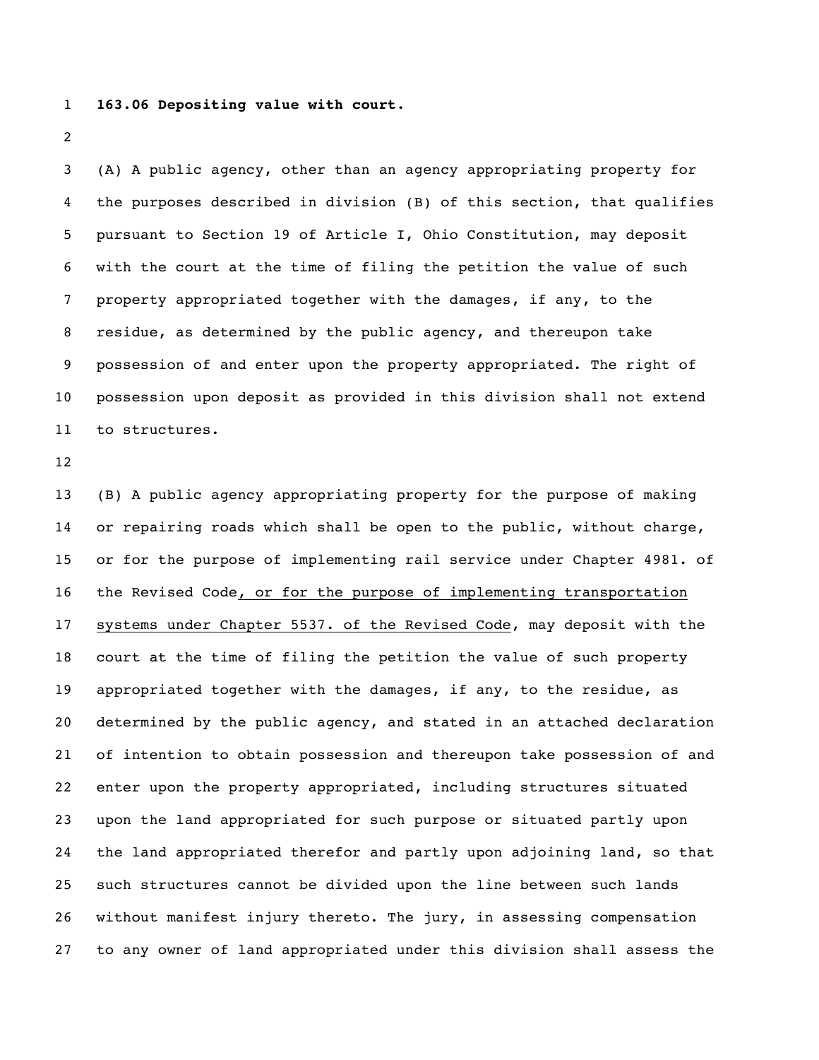**163.06 Depositing value with court.**

(A) A public agency, other than an agency appropriating property for the purposes described in division (B) of this section, that qualifies pursuant to Section 19 of Article I, Ohio Constitution, may deposit with the court at the time of filing the petition the value of such property appropriated together with the damages, if any, to the residue, as determined by the public agency, and thereupon take possession of and enter upon the property appropriated. The right of possession upon deposit as provided in this division shall not extend to structures.

(B) A public agency appropriating property for the purpose of making or repairing roads which shall be open to the public, without charge, or for the purpose of implementing rail service under Chapter 4981. of the Revised Code<u>, or for the purpose of implementing transportation systems under Chapter 5537. of the Revised Code</u>, may deposit with the court at the time of filing the petition the value of such property appropriated together with the damages, if any, to the residue, as determined by the public agency, and stated in an attached declaration of intention to obtain possession and thereupon take possession of and enter upon the property appropriated, including structures situated upon the land appropriated for such purpose or situated partly upon the land appropriated therefor and partly upon adjoining land, so that such structures cannot be divided upon the line between such lands without manifest injury thereto. The jury, in assessing compensation to any owner of land appropriated under this division shall assess the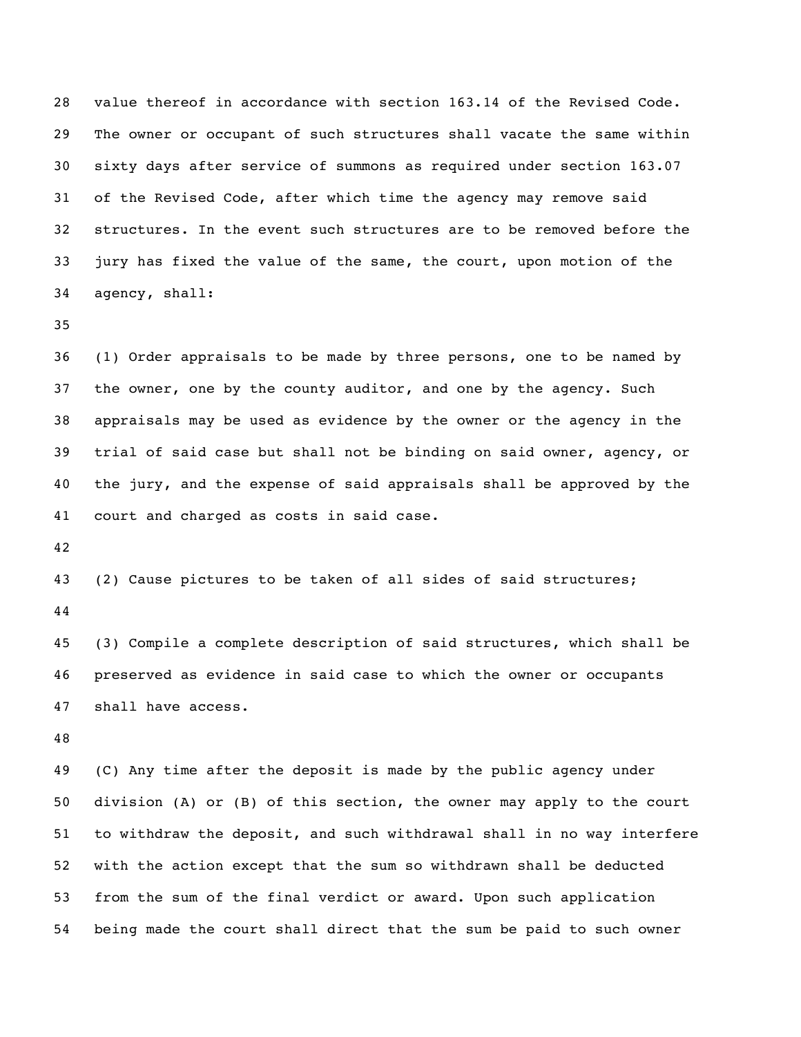value thereof in accordance with section 163.14 of the Revised Code. The owner or occupant of such structures shall vacate the same within sixty days after service of summons as required under section 163.07 of the Revised Code, after which time the agency may remove said structures. In the event such structures are to be removed before the jury has fixed the value of the same, the court, upon motion of the agency, shall:

(1) Order appraisals to be made by three persons, one to be named by the owner, one by the county auditor, and one by the agency. Such appraisals may be used as evidence by the owner or the agency in the trial of said case but shall not be binding on said owner, agency, or the jury, and the expense of said appraisals shall be approved by the court and charged as costs in said case.

(2) Cause pictures to be taken of all sides of said structures;

(3) Compile a complete description of said structures, which shall be preserved as evidence in said case to which the owner or occupants shall have access.

(C) Any time after the deposit is made by the public agency under division (A) or (B) of this section, the owner may apply to the court to withdraw the deposit, and such withdrawal shall in no way interfere with the action except that the sum so withdrawn shall be deducted from the sum of the final verdict or award. Upon such application being made the court shall direct that the sum be paid to such owner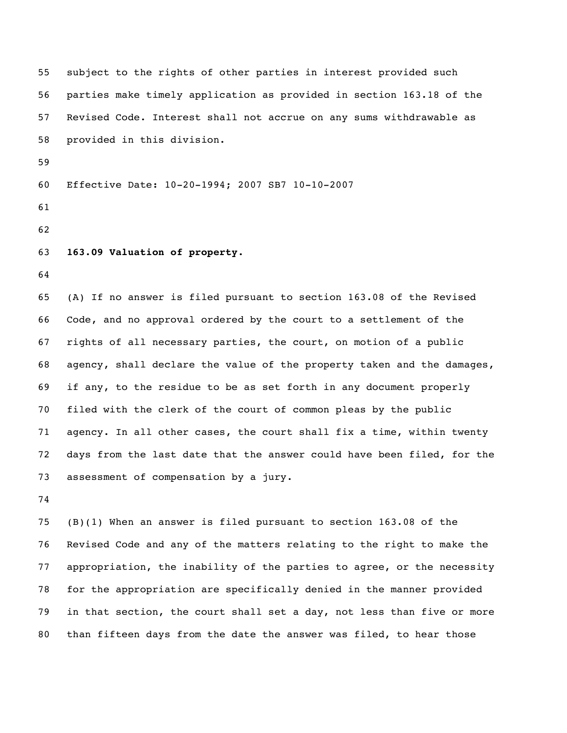subject to the rights of other parties in interest provided such parties make timely application as provided in section 163.18 of the Revised Code. Interest shall not accrue on any sums withdrawable as provided in this division.

Effective Date: 10-20-1994; 2007 SB7 10-10-2007

**163.09 Valuation of property.**

(A) If no answer is filed pursuant to section 163.08 of the Revised Code, and no approval ordered by the court to a settlement of the rights of all necessary parties, the court, on motion of a public agency, shall declare the value of the property taken and the damages, if any, to the residue to be as set forth in any document properly filed with the clerk of the court of common pleas by the public agency. In all other cases, the court shall fix a time, within twenty days from the last date that the answer could have been filed, for the assessment of compensation by a jury.

(B)(1) When an answer is filed pursuant to section 163.08 of the Revised Code and any of the matters relating to the right to make the appropriation, the inability of the parties to agree, or the necessity for the appropriation are specifically denied in the manner provided in that section, the court shall set a day, not less than five or more than fifteen days from the date the answer was filed, to hear those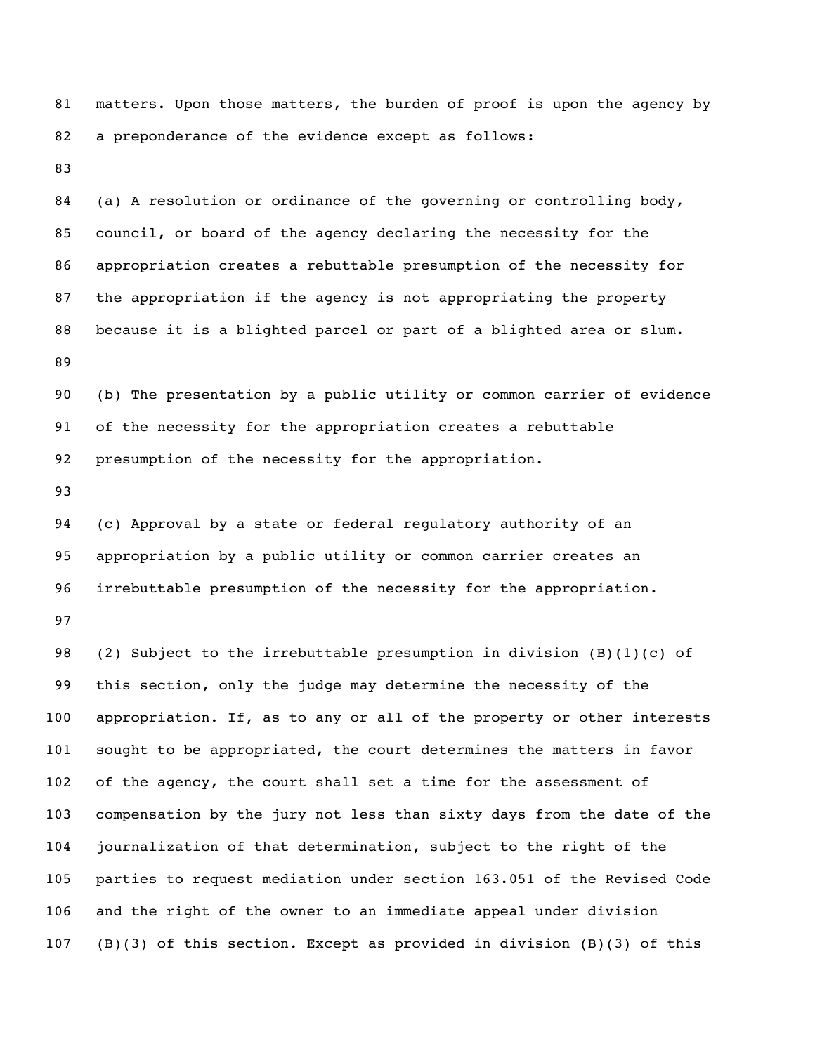matters. Upon those matters, the burden of proof is upon the agency by a preponderance of the evidence except as follows:

(a) A resolution or ordinance of the governing or controlling body, council, or board of the agency declaring the necessity for the appropriation creates a rebuttable presumption of the necessity for the appropriation if the agency is not appropriating the property because it is a blighted parcel or part of a blighted area or slum.

(b) The presentation by a public utility or common carrier of evidence of the necessity for the appropriation creates a rebuttable presumption of the necessity for the appropriation.

(c) Approval by a state or federal regulatory authority of an appropriation by a public utility or common carrier creates an irrebuttable presumption of the necessity for the appropriation.

(2) Subject to the irrebuttable presumption in division (B)(1)(c) of this section, only the judge may determine the necessity of the appropriation. If, as to any or all of the property or other interests sought to be appropriated, the court determines the matters in favor of the agency, the court shall set a time for the assessment of compensation by the jury not less than sixty days from the date of the journalization of that determination, subject to the right of the parties to request mediation under section 163.051 of the Revised Code and the right of the owner to an immediate appeal under division (B)(3) of this section. Except as provided in division (B)(3) of this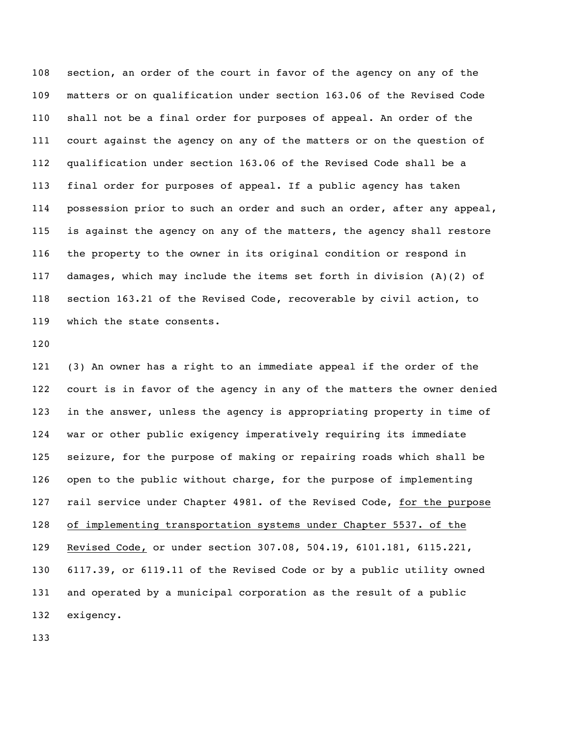section, an order of the court in favor of the agency on any of the matters or on qualification under section 163.06 of the Revised Code shall not be a final order for purposes of appeal. An order of the court against the agency on any of the matters or on the question of qualification under section 163.06 of the Revised Code shall be a final order for purposes of appeal. If a public agency has taken possession prior to such an order and such an order, after any appeal, is against the agency on any of the matters, the agency shall restore the property to the owner in its original condition or respond in damages, which may include the items set forth in division (A)(2) of section 163.21 of the Revised Code, recoverable by civil action, to which the state consents.

(3) An owner has a right to an immediate appeal if the order of the court is in favor of the agency in any of the matters the owner denied in the answer, unless the agency is appropriating property in time of war or other public exigency imperatively requiring its immediate seizure, for the purpose of making or repairing roads which shall be open to the public without charge, for the purpose of implementing rail service under Chapter 4981. of the Revised Code, <u>for the purpose of implementing transportation systems under Chapter 5537. of the Revised Code,</u> or under section 307.08, 504.19, 6101.181, 6115.221, 6117.39, or 6119.11 of the Revised Code or by a public utility owned and operated by a municipal corporation as the result of a public exigency.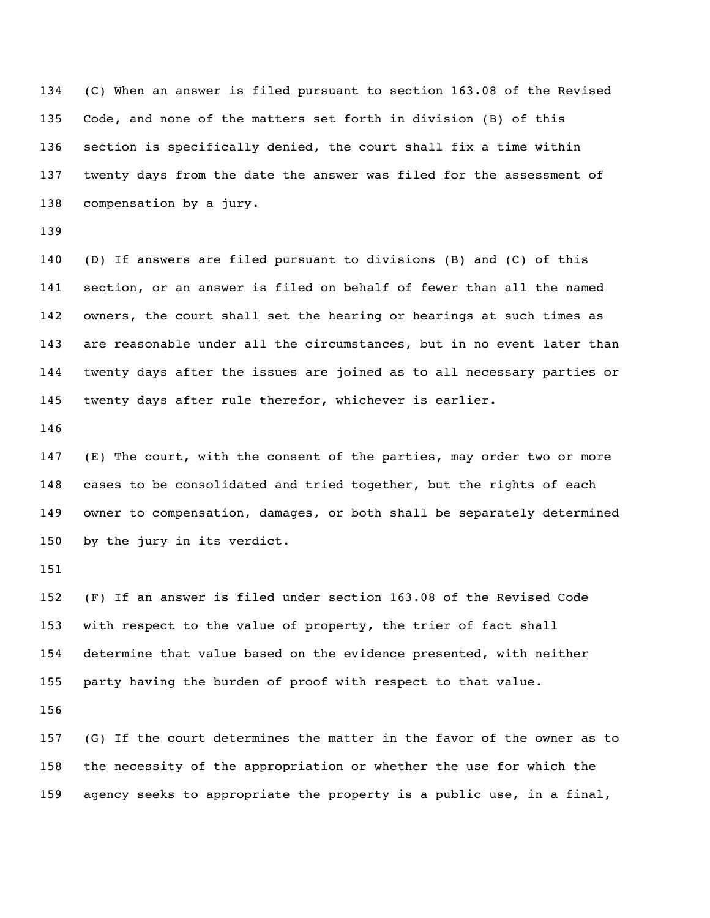(C) When an answer is filed pursuant to section 163.08 of the Revised Code, and none of the matters set forth in division (B) of this section is specifically denied, the court shall fix a time within twenty days from the date the answer was filed for the assessment of compensation by a jury.

(D) If answers are filed pursuant to divisions (B) and (C) of this section, or an answer is filed on behalf of fewer than all the named owners, the court shall set the hearing or hearings at such times as are reasonable under all the circumstances, but in no event later than twenty days after the issues are joined as to all necessary parties or twenty days after rule therefor, whichever is earlier.

(E) The court, with the consent of the parties, may order two or more cases to be consolidated and tried together, but the rights of each owner to compensation, damages, or both shall be separately determined by the jury in its verdict.

(F) If an answer is filed under section 163.08 of the Revised Code with respect to the value of property, the trier of fact shall determine that value based on the evidence presented, with neither party having the burden of proof with respect to that value.

(G) If the court determines the matter in the favor of the owner as to the necessity of the appropriation or whether the use for which the agency seeks to appropriate the property is a public use, in a final,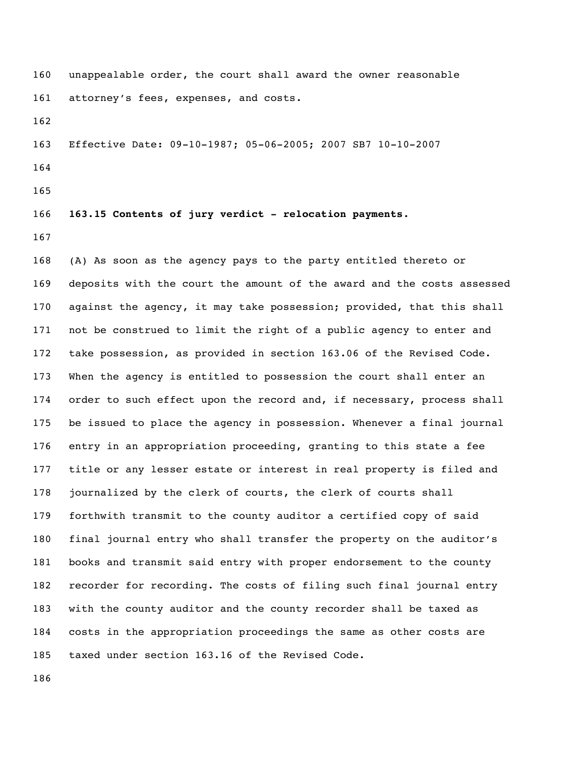unappealable order, the court shall award the owner reasonable attorney's fees, expenses, and costs.

Effective Date: 09-10-1987; 05-06-2005; 2007 SB7 10-10-2007

**163.15 Contents of jury verdict - relocation payments.**

(A) As soon as the agency pays to the party entitled thereto or deposits with the court the amount of the award and the costs assessed against the agency, it may take possession; provided, that this shall not be construed to limit the right of a public agency to enter and take possession, as provided in section 163.06 of the Revised Code. When the agency is entitled to possession the court shall enter an order to such effect upon the record and, if necessary, process shall be issued to place the agency in possession. Whenever a final journal entry in an appropriation proceeding, granting to this state a fee title or any lesser estate or interest in real property is filed and journalized by the clerk of courts, the clerk of courts shall forthwith transmit to the county auditor a certified copy of said final journal entry who shall transfer the property on the auditor's books and transmit said entry with proper endorsement to the county recorder for recording. The costs of filing such final journal entry with the county auditor and the county recorder shall be taxed as costs in the appropriation proceedings the same as other costs are taxed under section 163.16 of the Revised Code.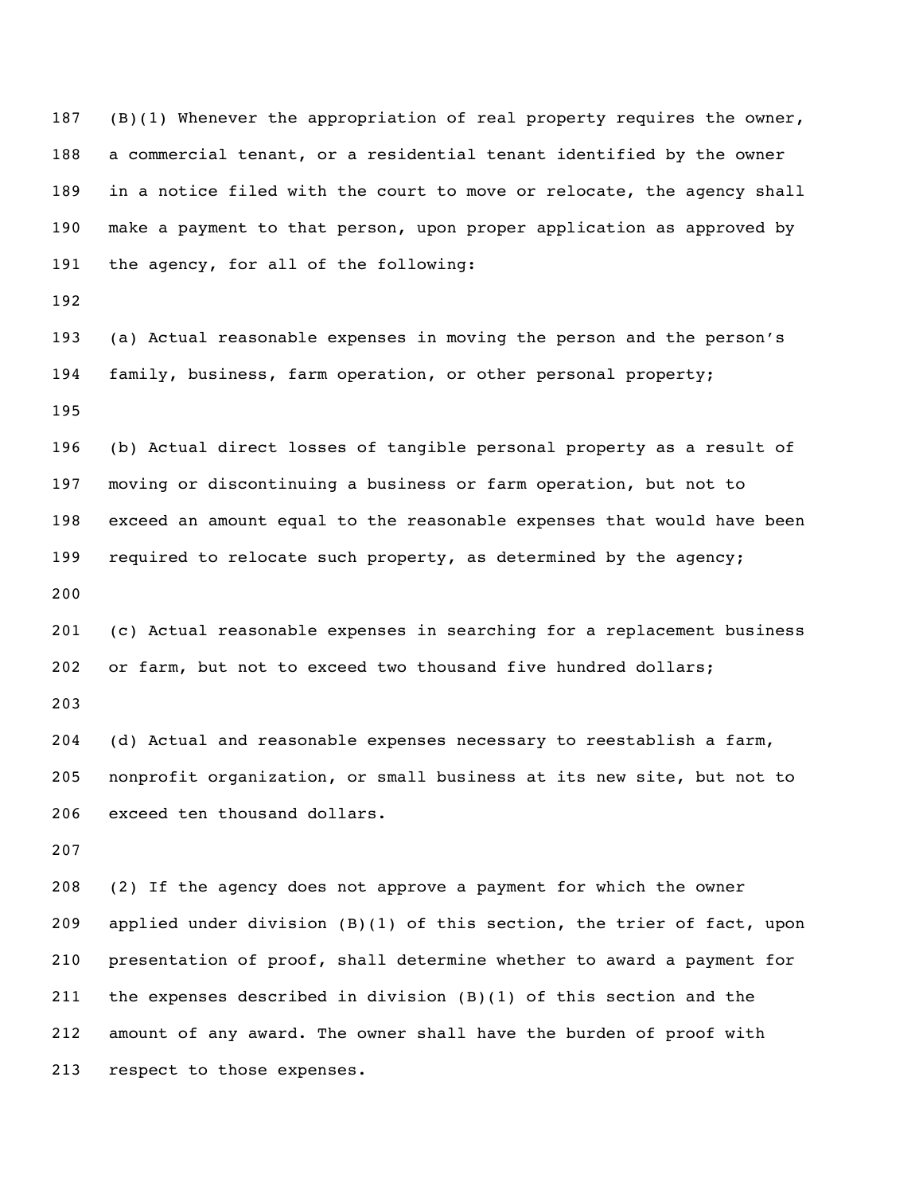(B)(1) Whenever the appropriation of real property requires the owner, a commercial tenant, or a residential tenant identified by the owner in a notice filed with the court to move or relocate, the agency shall make a payment to that person, upon proper application as approved by the agency, for all of the following:

(a) Actual reasonable expenses in moving the person and the person's family, business, farm operation, or other personal property;

(b) Actual direct losses of tangible personal property as a result of moving or discontinuing a business or farm operation, but not to exceed an amount equal to the reasonable expenses that would have been required to relocate such property, as determined by the agency;

(c) Actual reasonable expenses in searching for a replacement business or farm, but not to exceed two thousand five hundred dollars;

(d) Actual and reasonable expenses necessary to reestablish a farm, nonprofit organization, or small business at its new site, but not to exceed ten thousand dollars.

(2) If the agency does not approve a payment for which the owner applied under division (B)(1) of this section, the trier of fact, upon presentation of proof, shall determine whether to award a payment for the expenses described in division (B)(1) of this section and the amount of any award. The owner shall have the burden of proof with respect to those expenses.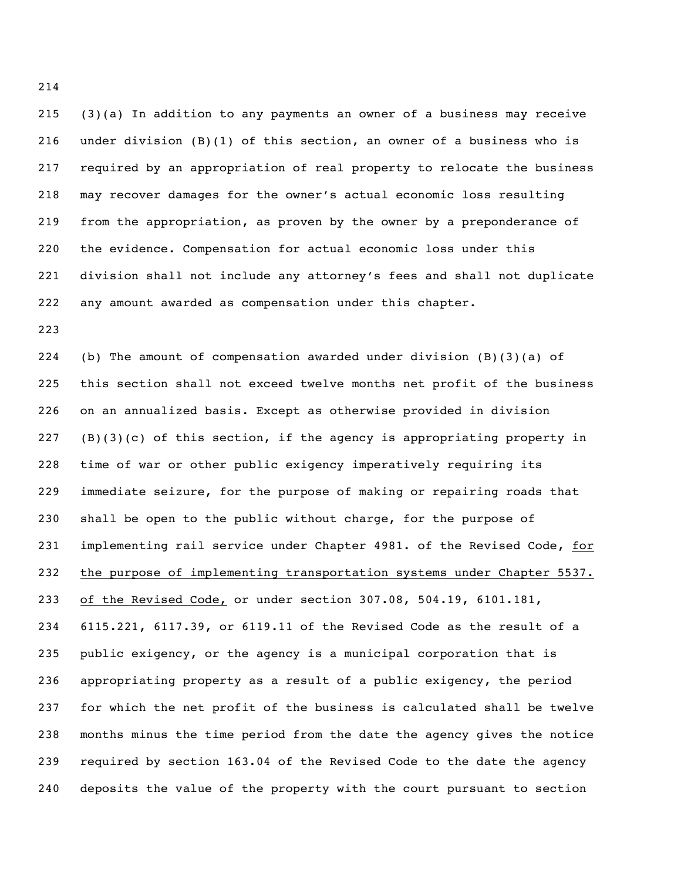(3)(a) In addition to any payments an owner of a business may receive under division (B)(1) of this section, an owner of a business who is required by an appropriation of real property to relocate the business may recover damages for the owner's actual economic loss resulting from the appropriation, as proven by the owner by a preponderance of the evidence. Compensation for actual economic loss under this division shall not include any attorney's fees and shall not duplicate any amount awarded as compensation under this chapter.

(b) The amount of compensation awarded under division (B)(3)(a) of this section shall not exceed twelve months net profit of the business on an annualized basis. Except as otherwise provided in division (B)(3)(c) of this section, if the agency is appropriating property in time of war or other public exigency imperatively requiring its immediate seizure, for the purpose of making or repairing roads that shall be open to the public without charge, for the purpose of implementing rail service under Chapter 4981. of the Revised Code, <u>for the purpose of implementing transportation systems under Chapter 5537. of the Revised Code,</u> or under section 307.08, 504.19, 6101.181, 6115.221, 6117.39, or 6119.11 of the Revised Code as the result of a public exigency, or the agency is a municipal corporation that is appropriating property as a result of a public exigency, the period for which the net profit of the business is calculated shall be twelve months minus the time period from the date the agency gives the notice required by section 163.04 of the Revised Code to the date the agency deposits the value of the property with the court pursuant to section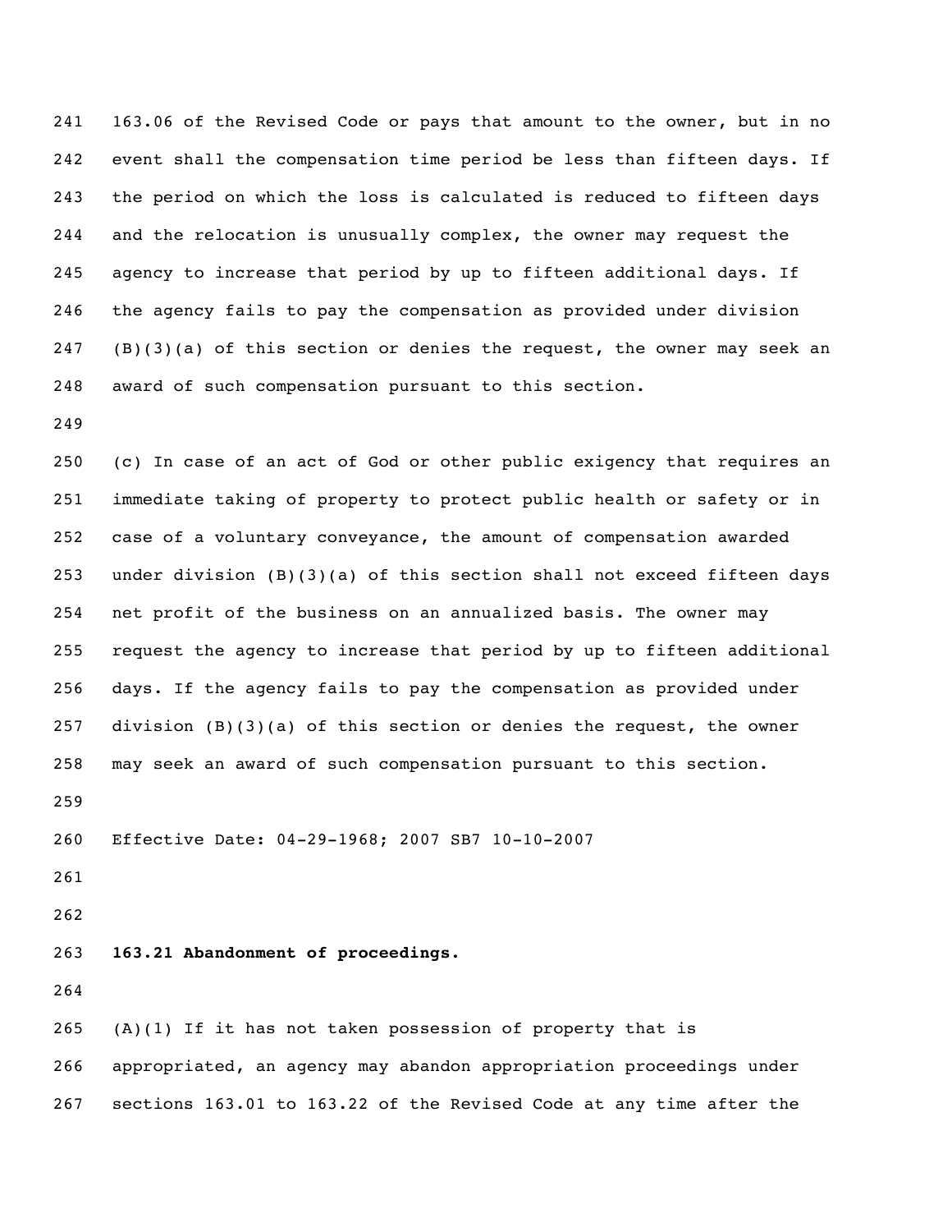163.06 of the Revised Code or pays that amount to the owner, but in no event shall the compensation time period be less than fifteen days. If the period on which the loss is calculated is reduced to fifteen days and the relocation is unusually complex, the owner may request the agency to increase that period by up to fifteen additional days. If the agency fails to pay the compensation as provided under division (B)(3)(a) of this section or denies the request, the owner may seek an award of such compensation pursuant to this section.

(c) In case of an act of God or other public exigency that requires an immediate taking of property to protect public health or safety or in case of a voluntary conveyance, the amount of compensation awarded under division (B)(3)(a) of this section shall not exceed fifteen days net profit of the business on an annualized basis. The owner may request the agency to increase that period by up to fifteen additional days. If the agency fails to pay the compensation as provided under division (B)(3)(a) of this section or denies the request, the owner may seek an award of such compensation pursuant to this section.

Effective Date: 04-29-1968; 2007 SB7 10-10-2007

**163.21 Abandonment of proceedings.**

(A)(1) If it has not taken possession of property that is appropriated, an agency may abandon appropriation proceedings under sections 163.01 to 163.22 of the Revised Code at any time after the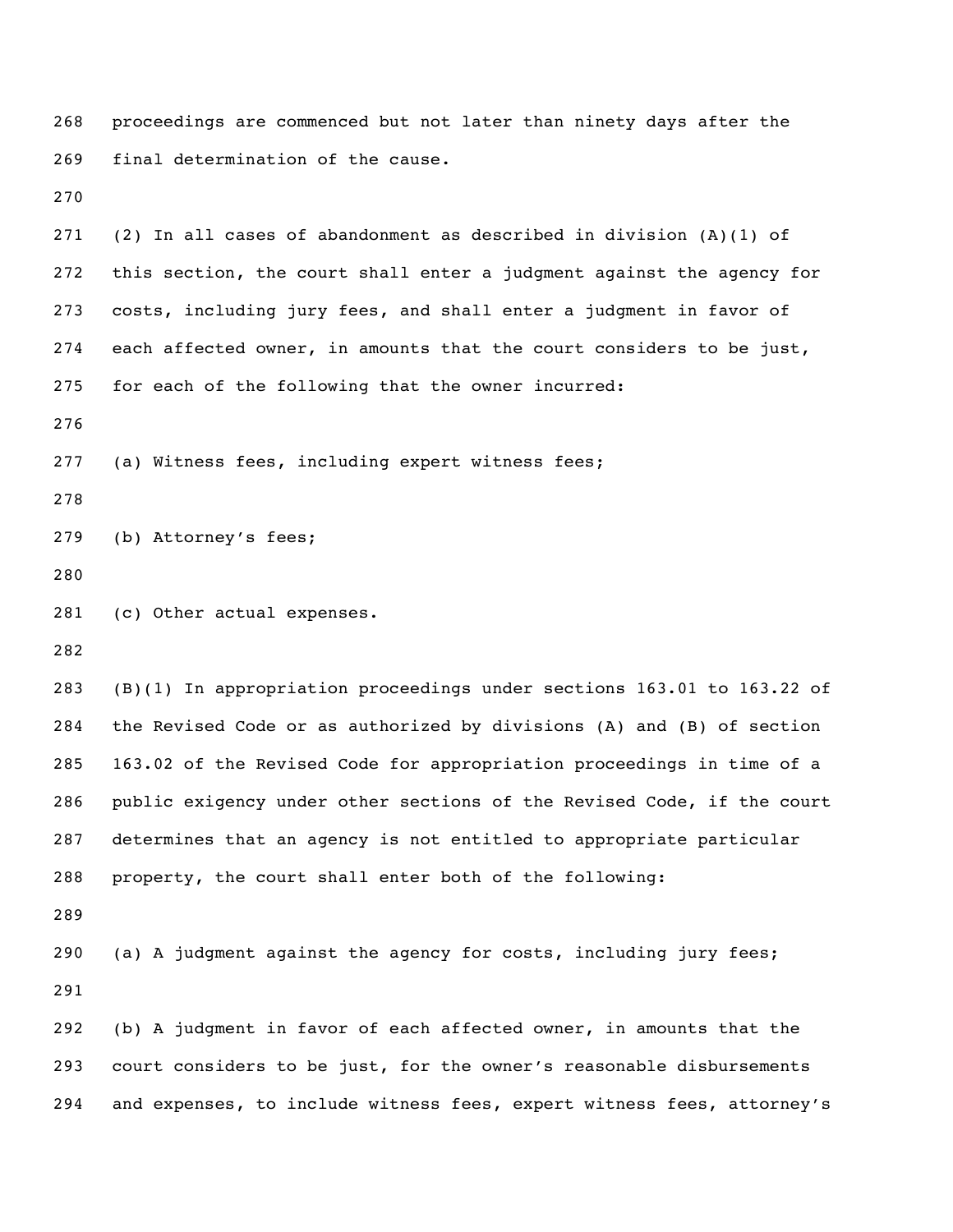proceedings are commenced but not later than ninety days after the final determination of the cause.

(2) In all cases of abandonment as described in division (A)(1) of this section, the court shall enter a judgment against the agency for costs, including jury fees, and shall enter a judgment in favor of each affected owner, in amounts that the court considers to be just, for each of the following that the owner incurred:

(a) Witness fees, including expert witness fees;

(b) Attorney's fees;

(c) Other actual expenses.

(B)(1) In appropriation proceedings under sections 163.01 to 163.22 of the Revised Code or as authorized by divisions (A) and (B) of section 163.02 of the Revised Code for appropriation proceedings in time of a public exigency under other sections of the Revised Code, if the court determines that an agency is not entitled to appropriate particular property, the court shall enter both of the following:

(a) A judgment against the agency for costs, including jury fees;

(b) A judgment in favor of each affected owner, in amounts that the court considers to be just, for the owner's reasonable disbursements and expenses, to include witness fees, expert witness fees, attorney's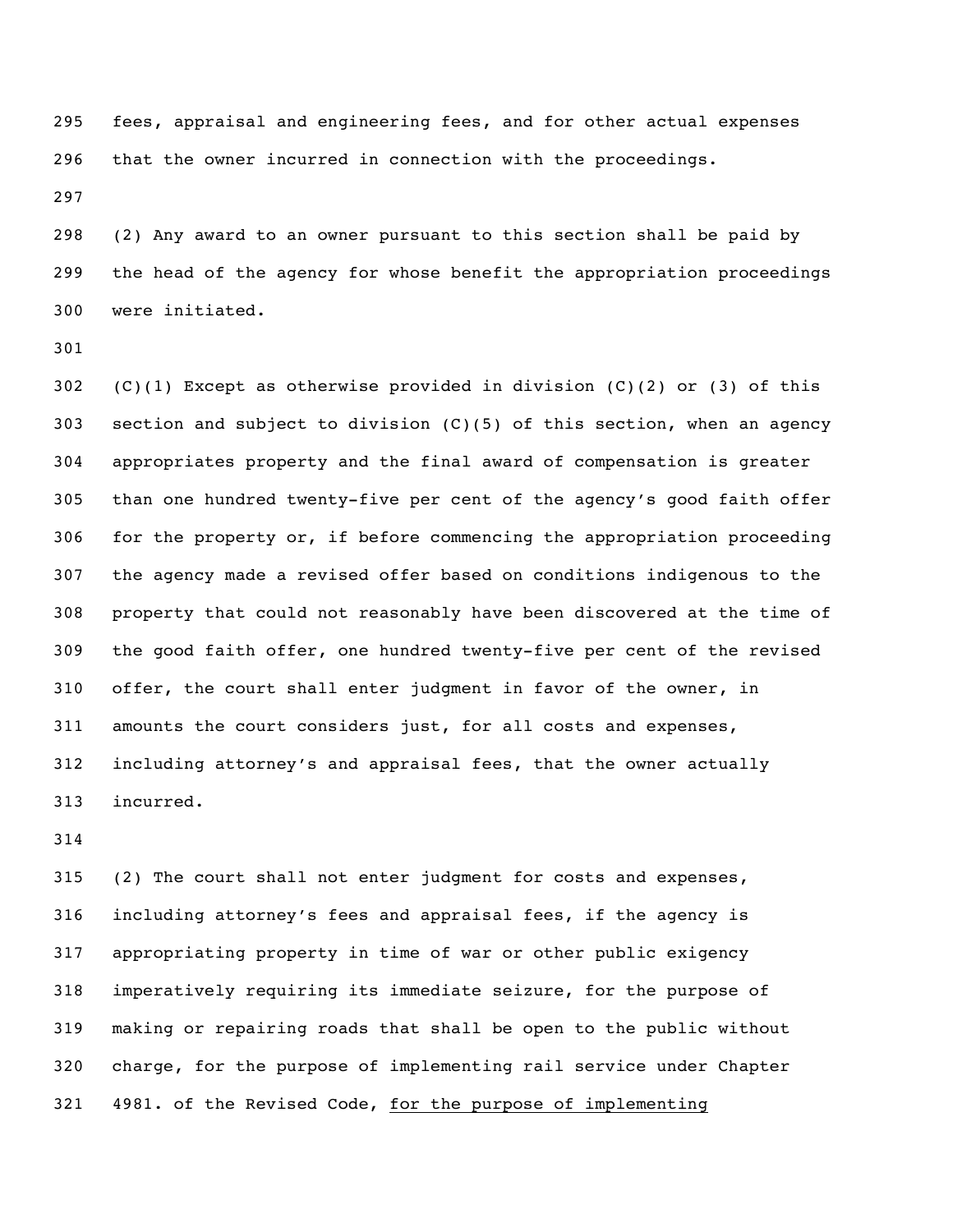fees, appraisal and engineering fees, and for other actual expenses that the owner incurred in connection with the proceedings.

(2) Any award to an owner pursuant to this section shall be paid by the head of the agency for whose benefit the appropriation proceedings were initiated.

(C)(1) Except as otherwise provided in division (C)(2) or (3) of this section and subject to division (C)(5) of this section, when an agency appropriates property and the final award of compensation is greater than one hundred twenty-five per cent of the agency's good faith offer for the property or, if before commencing the appropriation proceeding the agency made a revised offer based on conditions indigenous to the property that could not reasonably have been discovered at the time of the good faith offer, one hundred twenty-five per cent of the revised offer, the court shall enter judgment in favor of the owner, in amounts the court considers just, for all costs and expenses, including attorney's and appraisal fees, that the owner actually incurred.

(2) The court shall not enter judgment for costs and expenses, including attorney's fees and appraisal fees, if the agency is appropriating property in time of war or other public exigency imperatively requiring its immediate seizure, for the purpose of making or repairing roads that shall be open to the public without charge, for the purpose of implementing rail service under Chapter 4981. of the Revised Code, <u>for the purpose of implementing</u>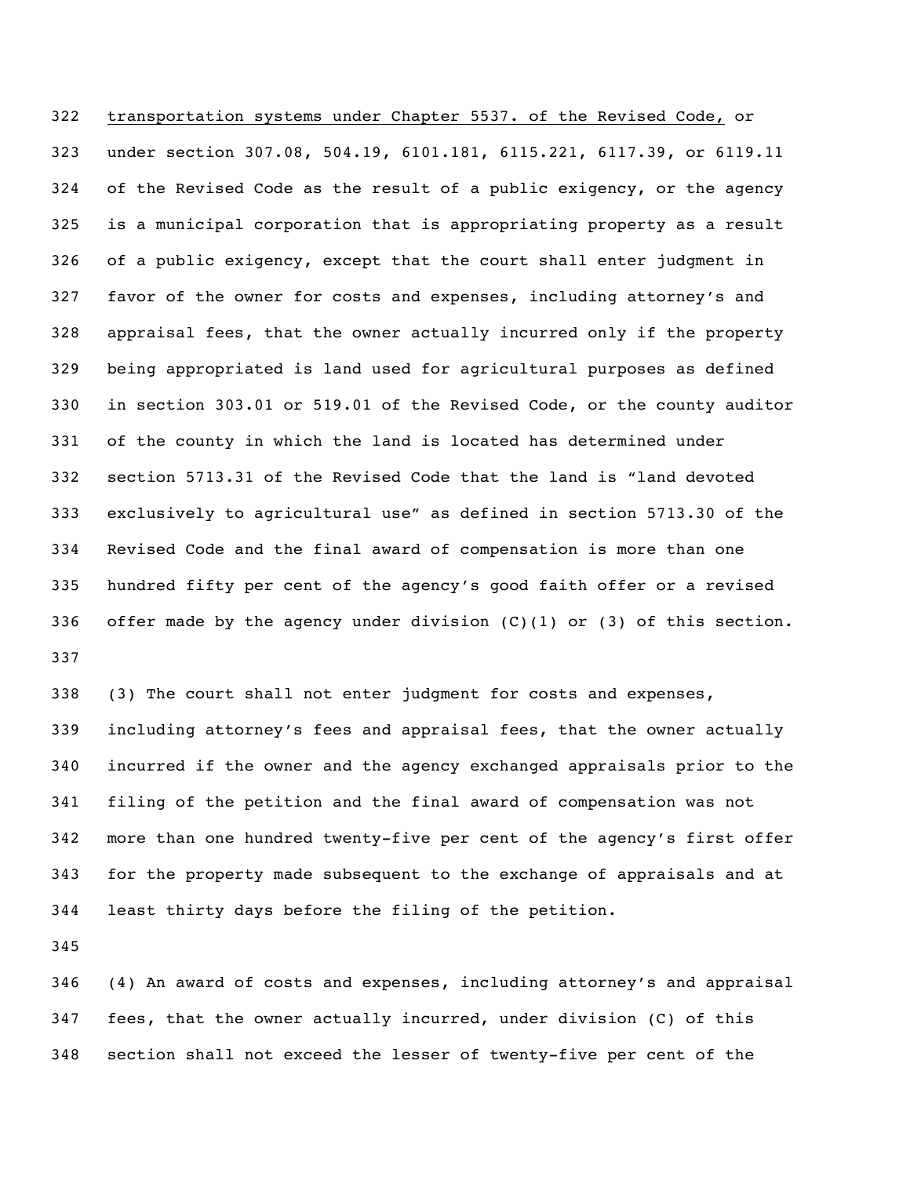322 <u>transportation systems under Chapter 5537. of the Revised Code,</u> or
323 under section 307.08, 504.19, 6101.181, 6115.221, 6117.39, or 6119.11
324 of the Revised Code as the result of a public exigency, or the agency
325 is a municipal corporation that is appropriating property as a result
326 of a public exigency, except that the court shall enter judgment in
327 favor of the owner for costs and expenses, including attorney's and
328 appraisal fees, that the owner actually incurred only if the property
329 being appropriated is land used for agricultural purposes as defined
330 in section 303.01 or 519.01 of the Revised Code, or the county auditor
331 of the county in which the land is located has determined under
332 section 5713.31 of the Revised Code that the land is "land devoted
333 exclusively to agricultural use" as defined in section 5713.30 of the
334 Revised Code and the final award of compensation is more than one
335 hundred fifty per cent of the agency's good faith offer or a revised
336 offer made by the agency under division (C)(1) or (3) of this section.
337

338 (3) The court shall not enter judgment for costs and expenses,
339 including attorney's fees and appraisal fees, that the owner actually
340 incurred if the owner and the agency exchanged appraisals prior to the
341 filing of the petition and the final award of compensation was not
342 more than one hundred twenty-five per cent of the agency's first offer
343 for the property made subsequent to the exchange of appraisals and at
344 least thirty days before the filing of the petition.
345

346 (4) An award of costs and expenses, including attorney's and appraisal
347 fees, that the owner actually incurred, under division (C) of this
348 section shall not exceed the lesser of twenty-five per cent of the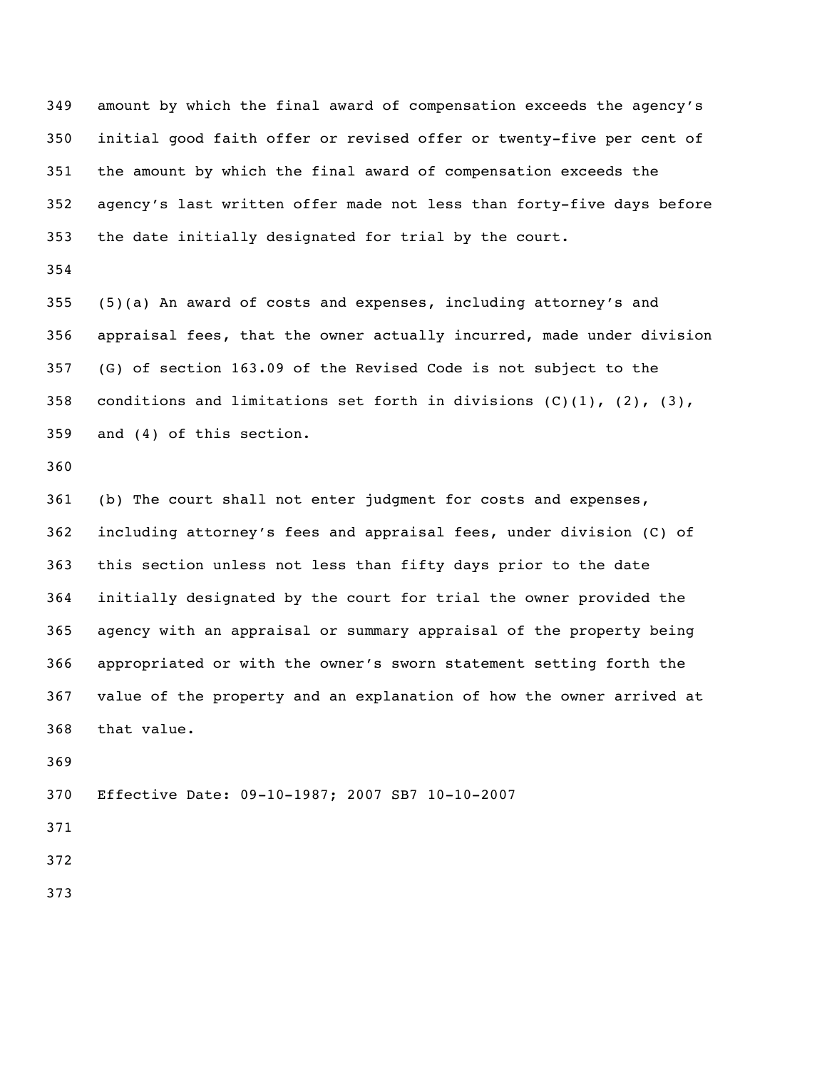amount by which the final award of compensation exceeds the agency's initial good faith offer or revised offer or twenty-five per cent of the amount by which the final award of compensation exceeds the agency's last written offer made not less than forty-five days before the date initially designated for trial by the court.

(5)(a) An award of costs and expenses, including attorney's and appraisal fees, that the owner actually incurred, made under division (G) of section 163.09 of the Revised Code is not subject to the conditions and limitations set forth in divisions (C)(1), (2), (3), and (4) of this section.

(b) The court shall not enter judgment for costs and expenses, including attorney's fees and appraisal fees, under division (C) of this section unless not less than fifty days prior to the date initially designated by the court for trial the owner provided the agency with an appraisal or summary appraisal of the property being appropriated or with the owner's sworn statement setting forth the value of the property and an explanation of how the owner arrived at that value.

Effective Date: 09-10-1987; 2007 SB7 10-10-2007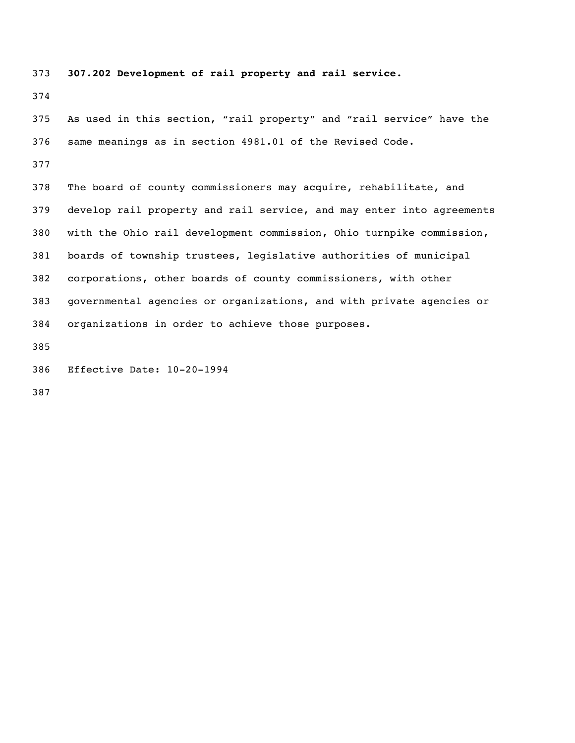**307.202 Development of rail property and rail service.**

As used in this section, “rail property” and “rail service” have the same meanings as in section 4981.01 of the Revised Code.

The board of county commissioners may acquire, rehabilitate, and develop rail property and rail service, and may enter into agreements with the Ohio rail development commission, <u>Ohio turnpike commission,</u> boards of township trustees, legislative authorities of municipal corporations, other boards of county commissioners, with other governmental agencies or organizations, and with private agencies or organizations in order to achieve those purposes.

Effective Date: 10-20-1994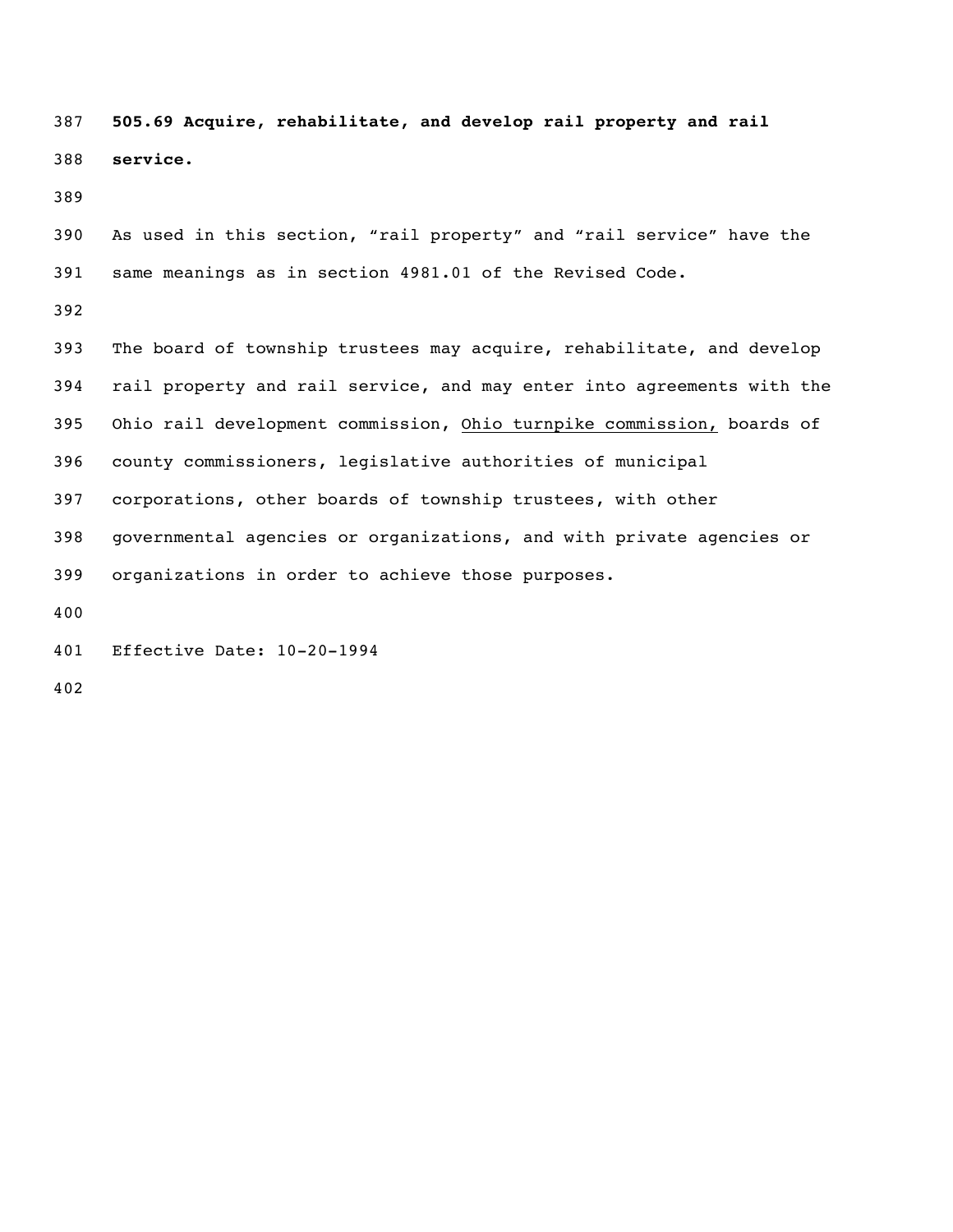**505.69 Acquire, rehabilitate, and develop rail property and rail service.**

As used in this section, “rail property” and “rail service” have the same meanings as in section 4981.01 of the Revised Code.

The board of township trustees may acquire, rehabilitate, and develop rail property and rail service, and may enter into agreements with the Ohio rail development commission, <u>Ohio turnpike commission,</u> boards of county commissioners, legislative authorities of municipal corporations, other boards of township trustees, with other governmental agencies or organizations, and with private agencies or organizations in order to achieve those purposes.

Effective Date: 10-20-1994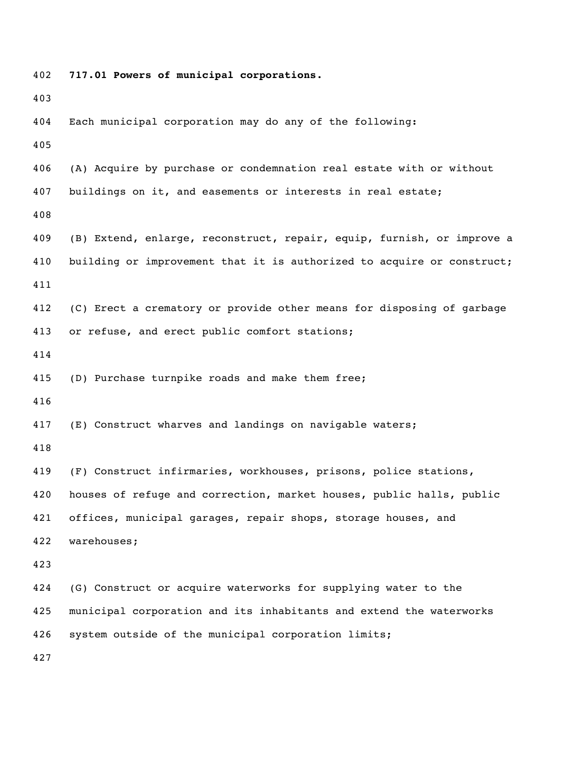**717.01 Powers of municipal corporations.**

Each municipal corporation may do any of the following:

(A) Acquire by purchase or condemnation real estate with or without buildings on it, and easements or interests in real estate;

(B) Extend, enlarge, reconstruct, repair, equip, furnish, or improve a building or improvement that it is authorized to acquire or construct;

(C) Erect a crematory or provide other means for disposing of garbage or refuse, and erect public comfort stations;

(D) Purchase turnpike roads and make them free;

(E) Construct wharves and landings on navigable waters;

(F) Construct infirmaries, workhouses, prisons, police stations, houses of refuge and correction, market houses, public halls, public offices, municipal garages, repair shops, storage houses, and warehouses;

(G) Construct or acquire waterworks for supplying water to the municipal corporation and its inhabitants and extend the waterworks system outside of the municipal corporation limits;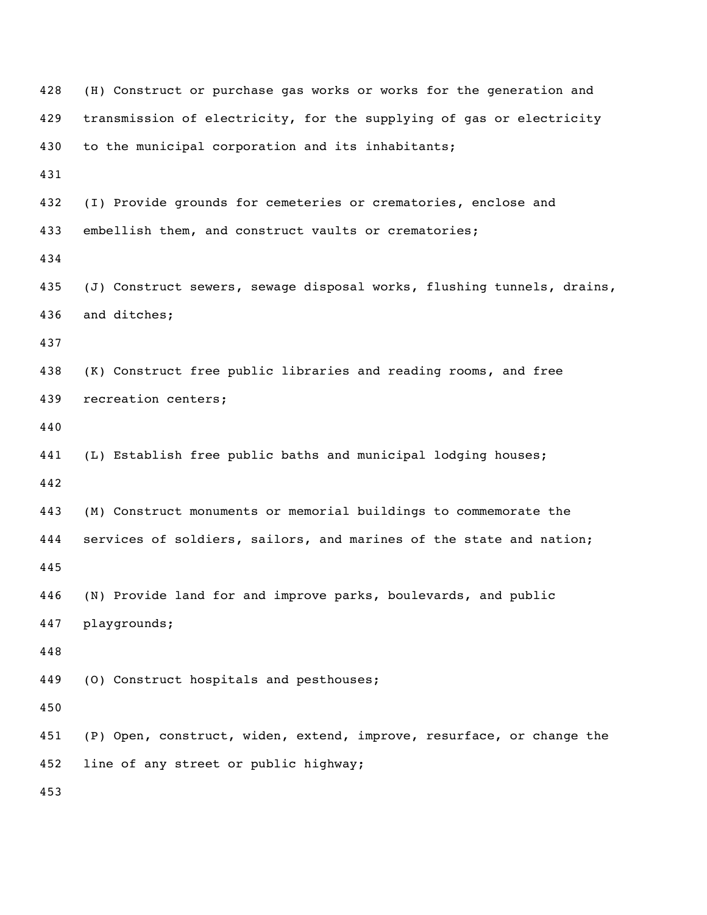(H) Construct or purchase gas works or works for the generation and transmission of electricity, for the supplying of gas or electricity to the municipal corporation and its inhabitants;

(I) Provide grounds for cemeteries or crematories, enclose and embellish them, and construct vaults or crematories;

(J) Construct sewers, sewage disposal works, flushing tunnels, drains, and ditches;

(K) Construct free public libraries and reading rooms, and free recreation centers;

(L) Establish free public baths and municipal lodging houses;

(M) Construct monuments or memorial buildings to commemorate the services of soldiers, sailors, and marines of the state and nation;

(N) Provide land for and improve parks, boulevards, and public playgrounds;

(O) Construct hospitals and pesthouses;

(P) Open, construct, widen, extend, improve, resurface, or change the line of any street or public highway;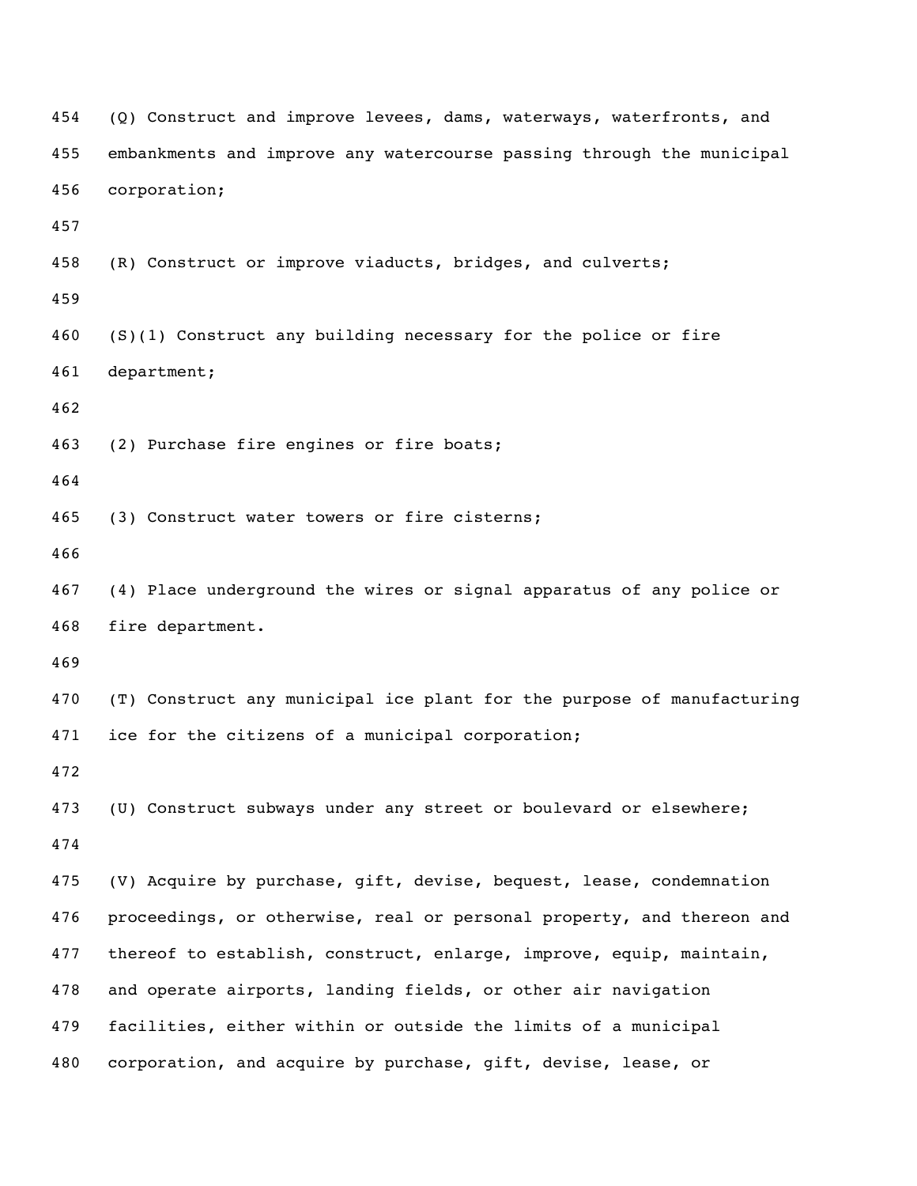(Q) Construct and improve levees, dams, waterways, waterfronts, and embankments and improve any watercourse passing through the municipal corporation;

(R) Construct or improve viaducts, bridges, and culverts;

(S)(1) Construct any building necessary for the police or fire department;

(2) Purchase fire engines or fire boats;

(3) Construct water towers or fire cisterns;

(4) Place underground the wires or signal apparatus of any police or fire department.

(T) Construct any municipal ice plant for the purpose of manufacturing ice for the citizens of a municipal corporation;

(U) Construct subways under any street or boulevard or elsewhere;

(V) Acquire by purchase, gift, devise, bequest, lease, condemnation proceedings, or otherwise, real or personal property, and thereon and thereof to establish, construct, enlarge, improve, equip, maintain, and operate airports, landing fields, or other air navigation facilities, either within or outside the limits of a municipal corporation, and acquire by purchase, gift, devise, lease, or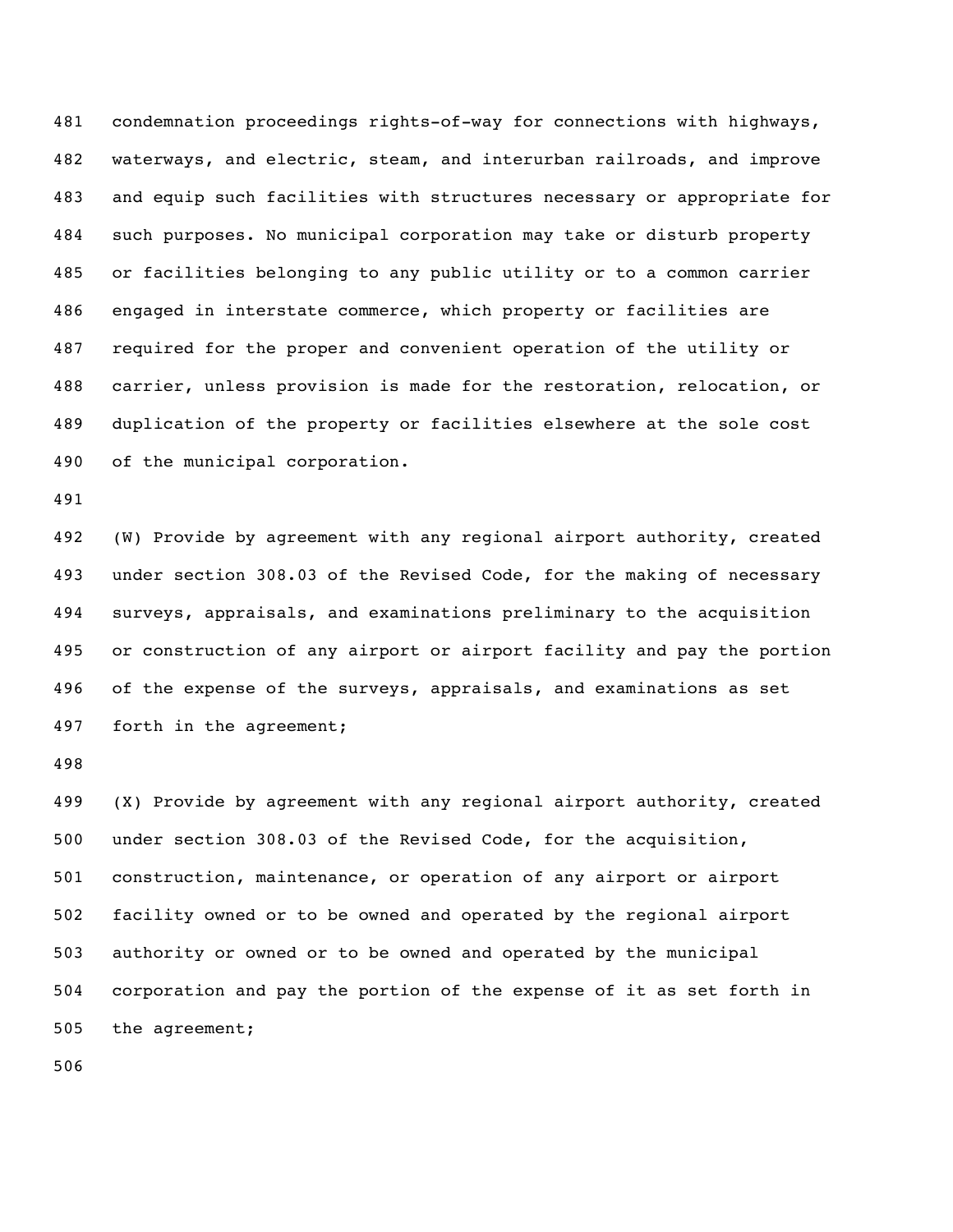condemnation proceedings rights-of-way for connections with highways, waterways, and electric, steam, and interurban railroads, and improve and equip such facilities with structures necessary or appropriate for such purposes. No municipal corporation may take or disturb property or facilities belonging to any public utility or to a common carrier engaged in interstate commerce, which property or facilities are required for the proper and convenient operation of the utility or carrier, unless provision is made for the restoration, relocation, or duplication of the property or facilities elsewhere at the sole cost of the municipal corporation.

(W) Provide by agreement with any regional airport authority, created under section 308.03 of the Revised Code, for the making of necessary surveys, appraisals, and examinations preliminary to the acquisition or construction of any airport or airport facility and pay the portion of the expense of the surveys, appraisals, and examinations as set forth in the agreement;

(X) Provide by agreement with any regional airport authority, created under section 308.03 of the Revised Code, for the acquisition, construction, maintenance, or operation of any airport or airport facility owned or to be owned and operated by the regional airport authority or owned or to be owned and operated by the municipal corporation and pay the portion of the expense of it as set forth in the agreement;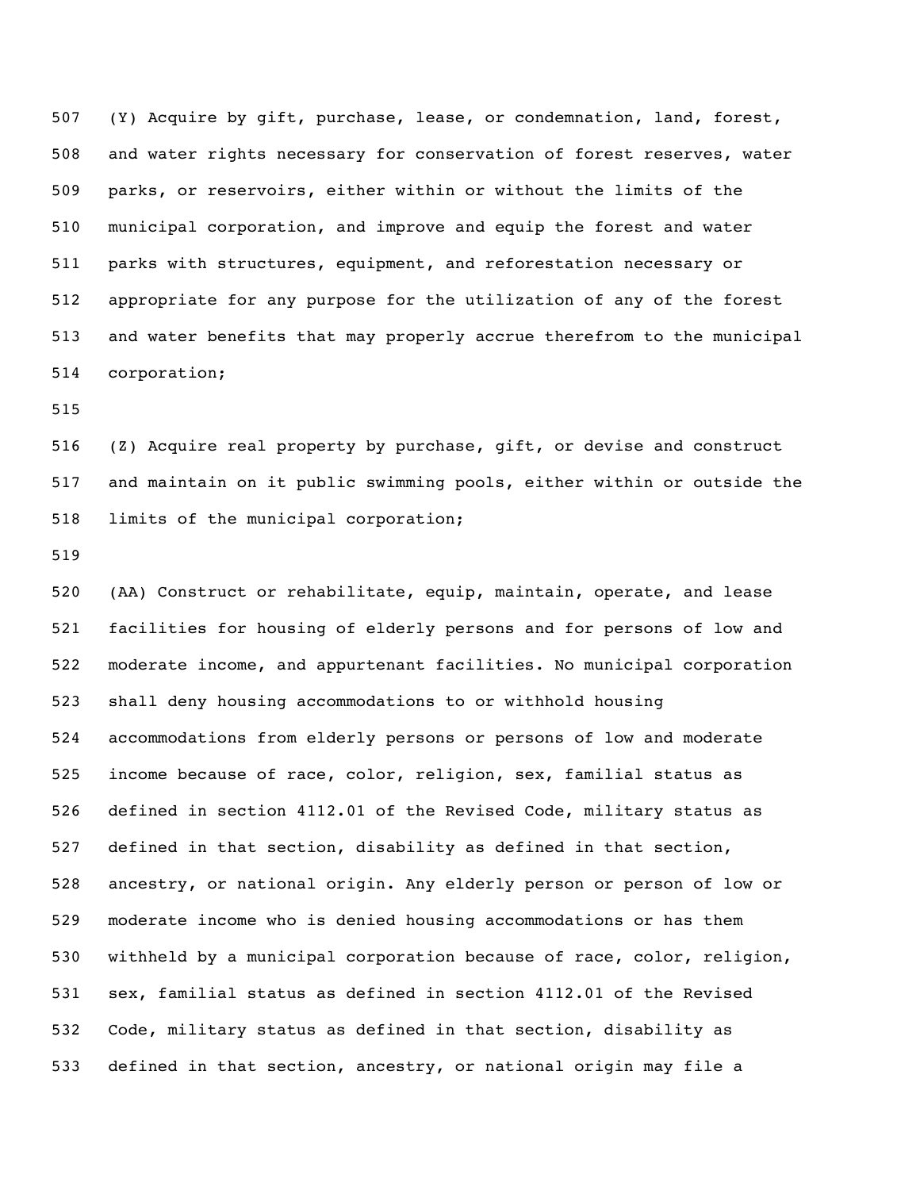(Y) Acquire by gift, purchase, lease, or condemnation, land, forest, and water rights necessary for conservation of forest reserves, water parks, or reservoirs, either within or without the limits of the municipal corporation, and improve and equip the forest and water parks with structures, equipment, and reforestation necessary or appropriate for any purpose for the utilization of any of the forest and water benefits that may properly accrue therefrom to the municipal corporation;

(Z) Acquire real property by purchase, gift, or devise and construct and maintain on it public swimming pools, either within or outside the limits of the municipal corporation;

(AA) Construct or rehabilitate, equip, maintain, operate, and lease facilities for housing of elderly persons and for persons of low and moderate income, and appurtenant facilities. No municipal corporation shall deny housing accommodations to or withhold housing accommodations from elderly persons or persons of low and moderate income because of race, color, religion, sex, familial status as defined in section 4112.01 of the Revised Code, military status as defined in that section, disability as defined in that section, ancestry, or national origin. Any elderly person or person of low or moderate income who is denied housing accommodations or has them withheld by a municipal corporation because of race, color, religion, sex, familial status as defined in section 4112.01 of the Revised Code, military status as defined in that section, disability as defined in that section, ancestry, or national origin may file a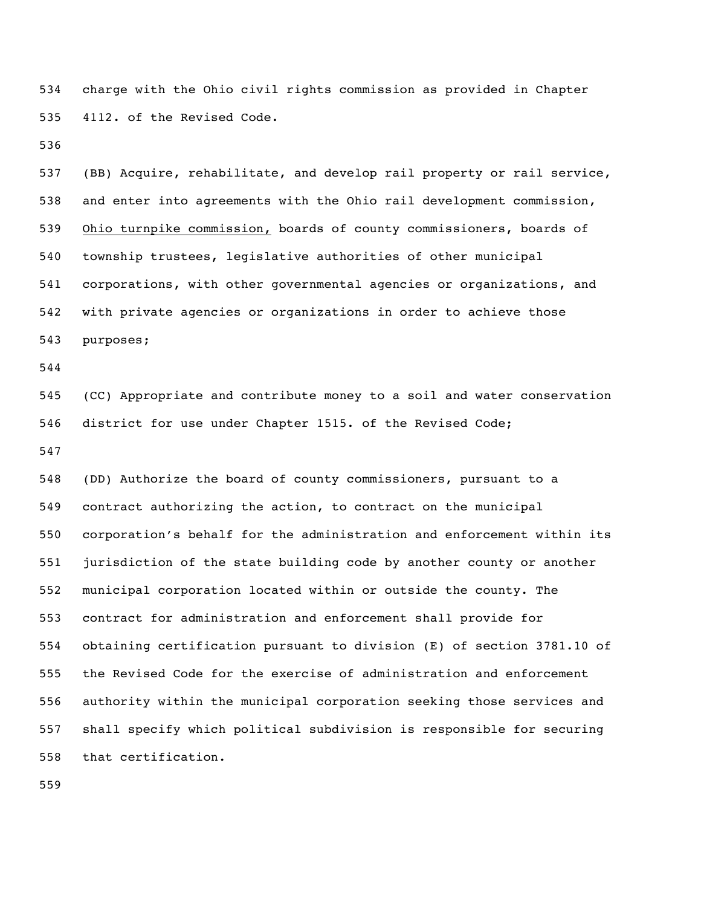charge with the Ohio civil rights commission as provided in Chapter 4112. of the Revised Code.

(BB) Acquire, rehabilitate, and develop rail property or rail service, and enter into agreements with the Ohio rail development commission, <u>Ohio turnpike commission,</u> boards of county commissioners, boards of township trustees, legislative authorities of other municipal corporations, with other governmental agencies or organizations, and with private agencies or organizations in order to achieve those purposes;

(CC) Appropriate and contribute money to a soil and water conservation district for use under Chapter 1515. of the Revised Code;

(DD) Authorize the board of county commissioners, pursuant to a contract authorizing the action, to contract on the municipal corporation's behalf for the administration and enforcement within its jurisdiction of the state building code by another county or another municipal corporation located within or outside the county. The contract for administration and enforcement shall provide for obtaining certification pursuant to division (E) of section 3781.10 of the Revised Code for the exercise of administration and enforcement authority within the municipal corporation seeking those services and shall specify which political subdivision is responsible for securing that certification.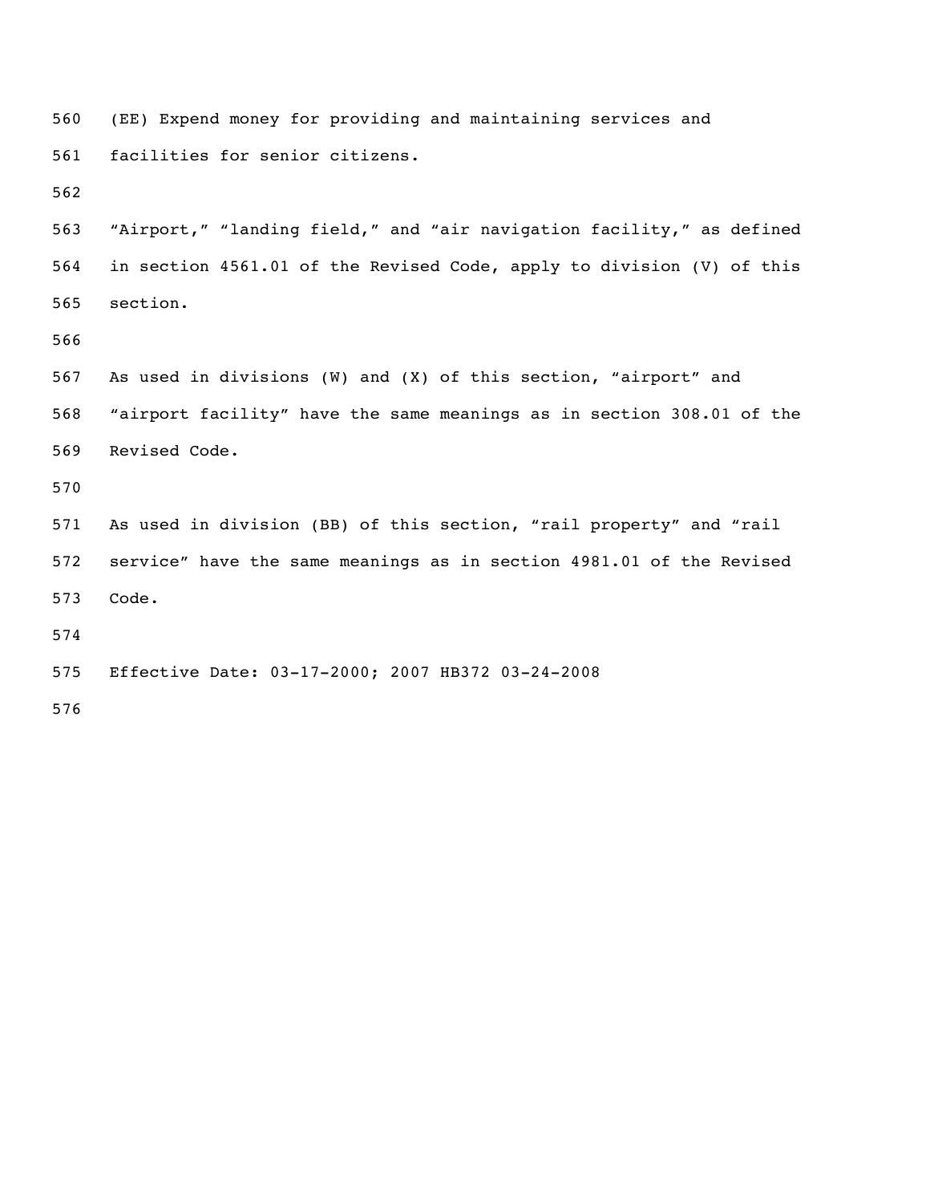(EE) Expend money for providing and maintaining services and facilities for senior citizens.

"Airport," "landing field," and "air navigation facility," as defined in section 4561.01 of the Revised Code, apply to division (V) of this section.

As used in divisions (W) and (X) of this section, "airport" and "airport facility" have the same meanings as in section 308.01 of the Revised Code.

As used in division (BB) of this section, "rail property" and "rail service" have the same meanings as in section 4981.01 of the Revised Code.

Effective Date: 03-17-2000; 2007 HB372 03-24-2008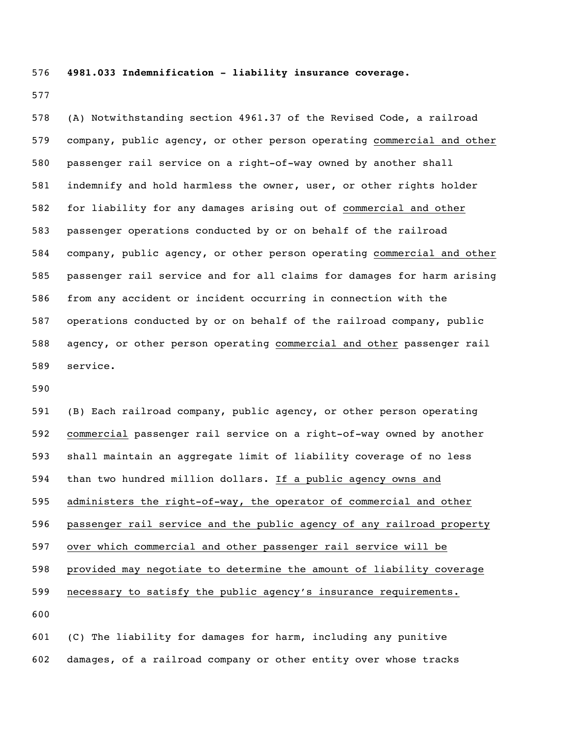**4981.033 Indemnification - liability insurance coverage.**

(A) Notwithstanding section 4961.37 of the Revised Code, a railroad company, public agency, or other person operating commercial and other passenger rail service on a right-of-way owned by another shall indemnify and hold harmless the owner, user, or other rights holder for liability for any damages arising out of commercial and other passenger operations conducted by or on behalf of the railroad company, public agency, or other person operating commercial and other passenger rail service and for all claims for damages for harm arising from any accident or incident occurring in connection with the operations conducted by or on behalf of the railroad company, public agency, or other person operating commercial and other passenger rail service.

(B) Each railroad company, public agency, or other person operating commercial passenger rail service on a right-of-way owned by another shall maintain an aggregate limit of liability coverage of no less than two hundred million dollars. If a public agency owns and administers the right-of-way, the operator of commercial and other passenger rail service and the public agency of any railroad property over which commercial and other passenger rail service will be provided may negotiate to determine the amount of liability coverage necessary to satisfy the public agency's insurance requirements.

(C) The liability for damages for harm, including any punitive damages, of a railroad company or other entity over whose tracks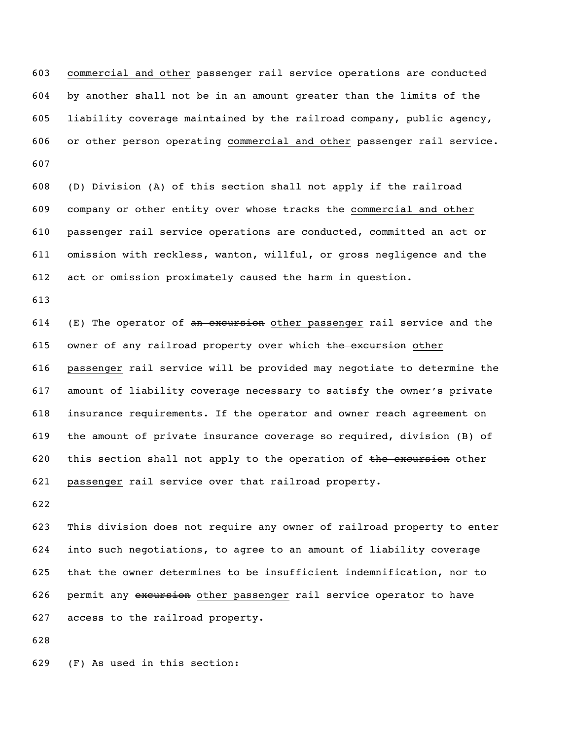commercial and other passenger rail service operations are conducted by another shall not be in an amount greater than the limits of the liability coverage maintained by the railroad company, public agency, or other person operating commercial and other passenger rail service.

(D) Division (A) of this section shall not apply if the railroad company or other entity over whose tracks the commercial and other passenger rail service operations are conducted, committed an act or omission with reckless, wanton, willful, or gross negligence and the act or omission proximately caused the harm in question.

(E) The operator of ~~an excursion~~ other passenger rail service and the owner of any railroad property over which ~~the excursion~~ other passenger rail service will be provided may negotiate to determine the amount of liability coverage necessary to satisfy the owner's private insurance requirements. If the operator and owner reach agreement on the amount of private insurance coverage so required, division (B) of this section shall not apply to the operation of ~~the excursion~~ other passenger rail service over that railroad property.

This division does not require any owner of railroad property to enter into such negotiations, to agree to an amount of liability coverage that the owner determines to be insufficient indemnification, nor to permit any ~~excursion~~ other passenger rail service operator to have access to the railroad property.

(F) As used in this section: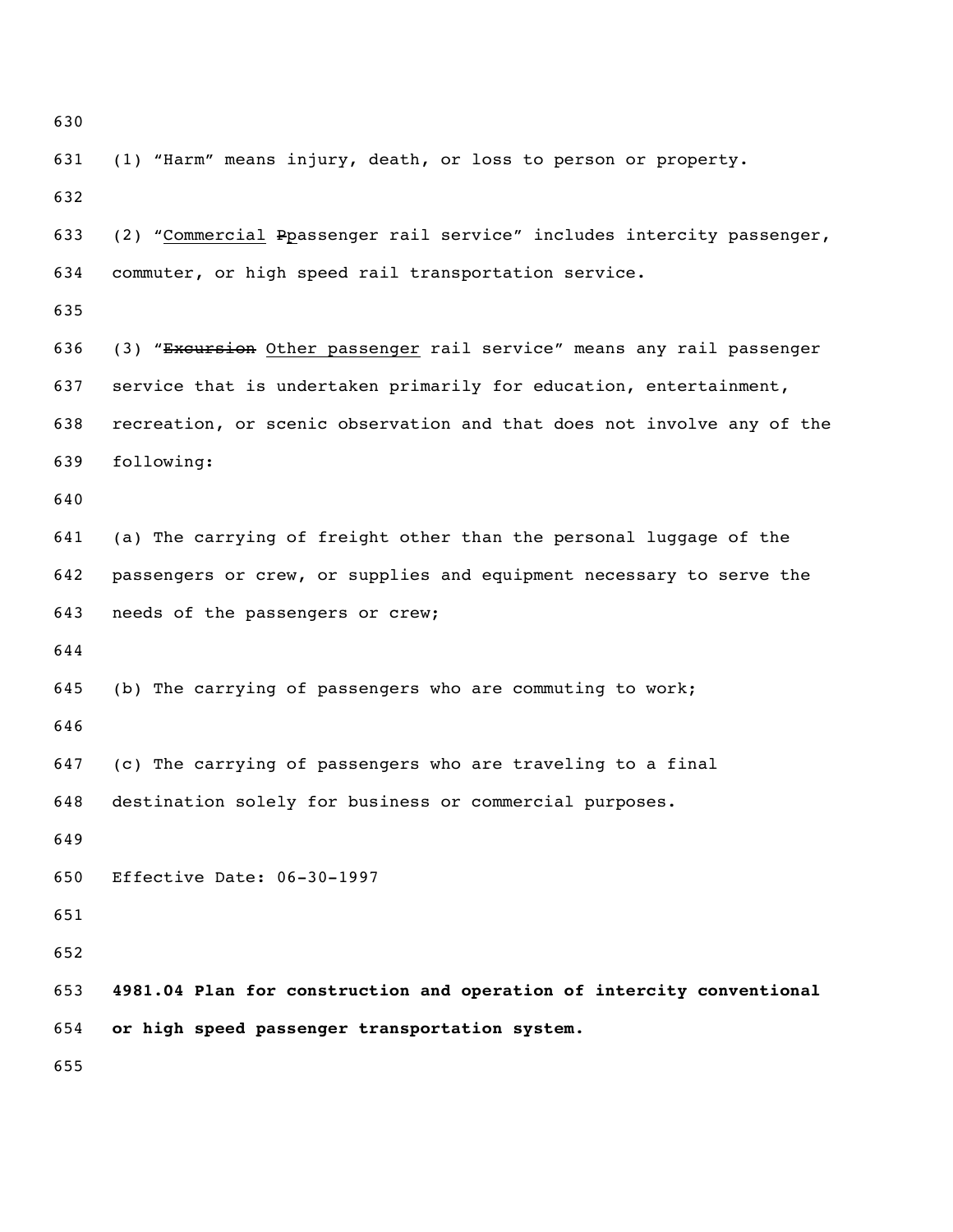(1) "Harm" means injury, death, or loss to person or property.

(2) "<u>Commercial</u> ~~P~~<u>p</u>assenger rail service" includes intercity passenger, commuter, or high speed rail transportation service.

(3) "~~Excursion~~ <u>Other passenger</u> rail service" means any rail passenger service that is undertaken primarily for education, entertainment, recreation, or scenic observation and that does not involve any of the following:

(a) The carrying of freight other than the personal luggage of the passengers or crew, or supplies and equipment necessary to serve the needs of the passengers or crew;

(b) The carrying of passengers who are commuting to work;

(c) The carrying of passengers who are traveling to a final destination solely for business or commercial purposes.

Effective Date: 06-30-1997

**4981.04 Plan for construction and operation of intercity conventional or high speed passenger transportation system.**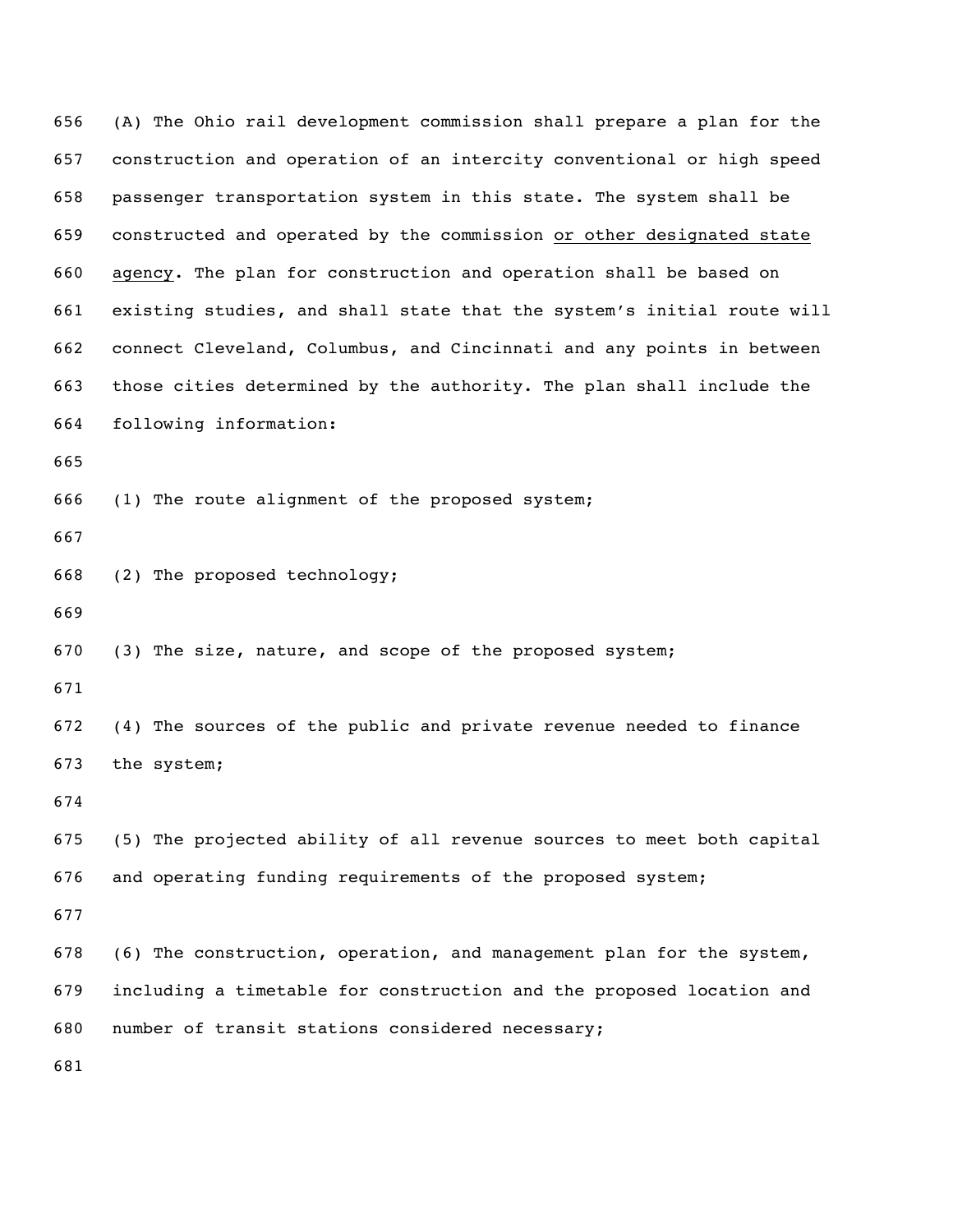(A) The Ohio rail development commission shall prepare a plan for the construction and operation of an intercity conventional or high speed passenger transportation system in this state. The system shall be constructed and operated by the commission <u>or other designated state agency</u>. The plan for construction and operation shall be based on existing studies, and shall state that the system's initial route will connect Cleveland, Columbus, and Cincinnati and any points in between those cities determined by the authority. The plan shall include the following information:

(1) The route alignment of the proposed system;

(2) The proposed technology;

(3) The size, nature, and scope of the proposed system;

(4) The sources of the public and private revenue needed to finance the system;

(5) The projected ability of all revenue sources to meet both capital and operating funding requirements of the proposed system;

(6) The construction, operation, and management plan for the system, including a timetable for construction and the proposed location and number of transit stations considered necessary;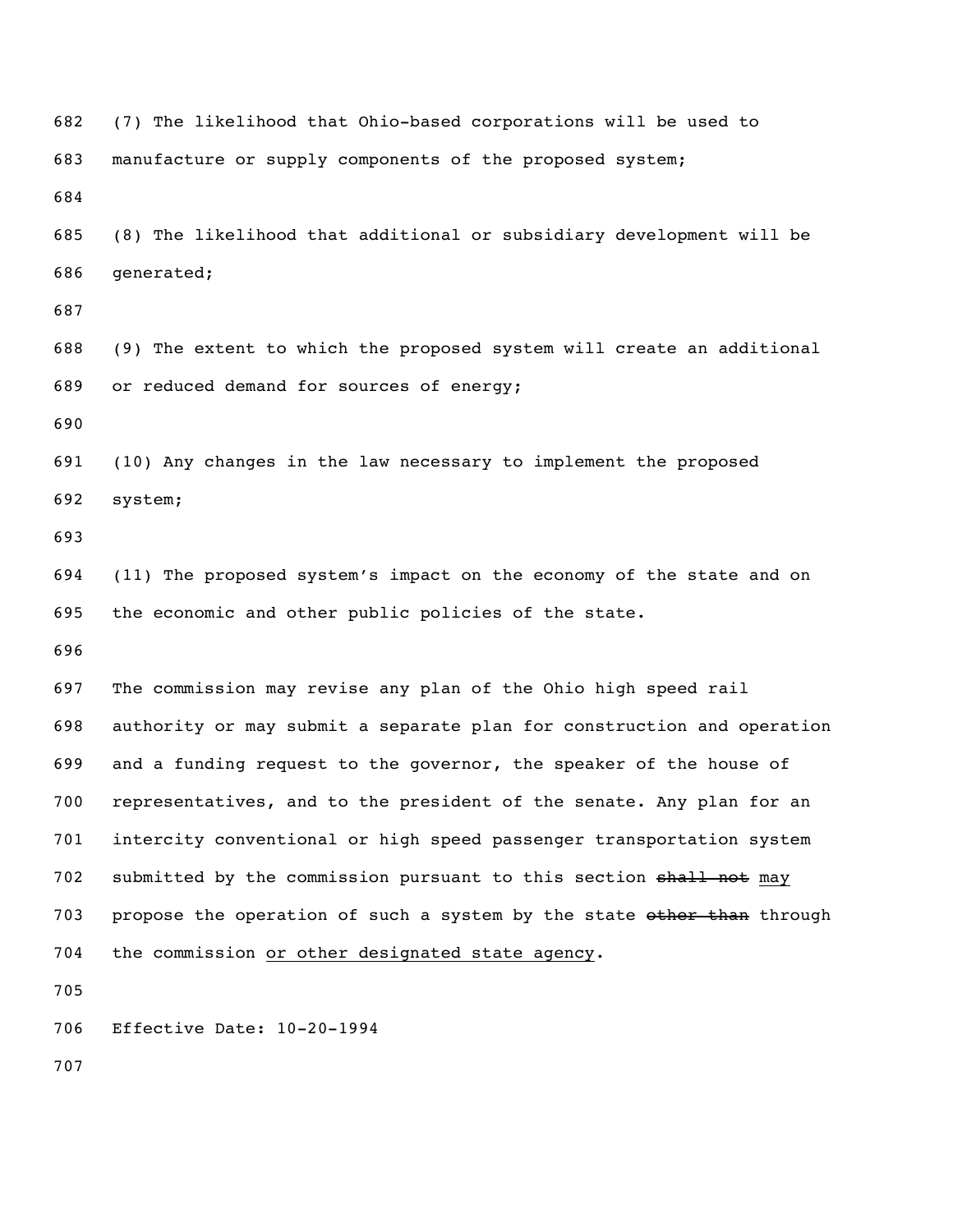(7) The likelihood that Ohio-based corporations will be used to manufacture or supply components of the proposed system;

(8) The likelihood that additional or subsidiary development will be generated;

(9) The extent to which the proposed system will create an additional or reduced demand for sources of energy;

(10) Any changes in the law necessary to implement the proposed system;

(11) The proposed system's impact on the economy of the state and on the economic and other public policies of the state.

The commission may revise any plan of the Ohio high speed rail authority or may submit a separate plan for construction and operation and a funding request to the governor, the speaker of the house of representatives, and to the president of the senate. Any plan for an intercity conventional or high speed passenger transportation system submitted by the commission pursuant to this section ~~shall not~~ <u>may</u> propose the operation of such a system by the state ~~other than~~ through the commission <u>or other designated state agency</u>.

Effective Date: 10-20-1994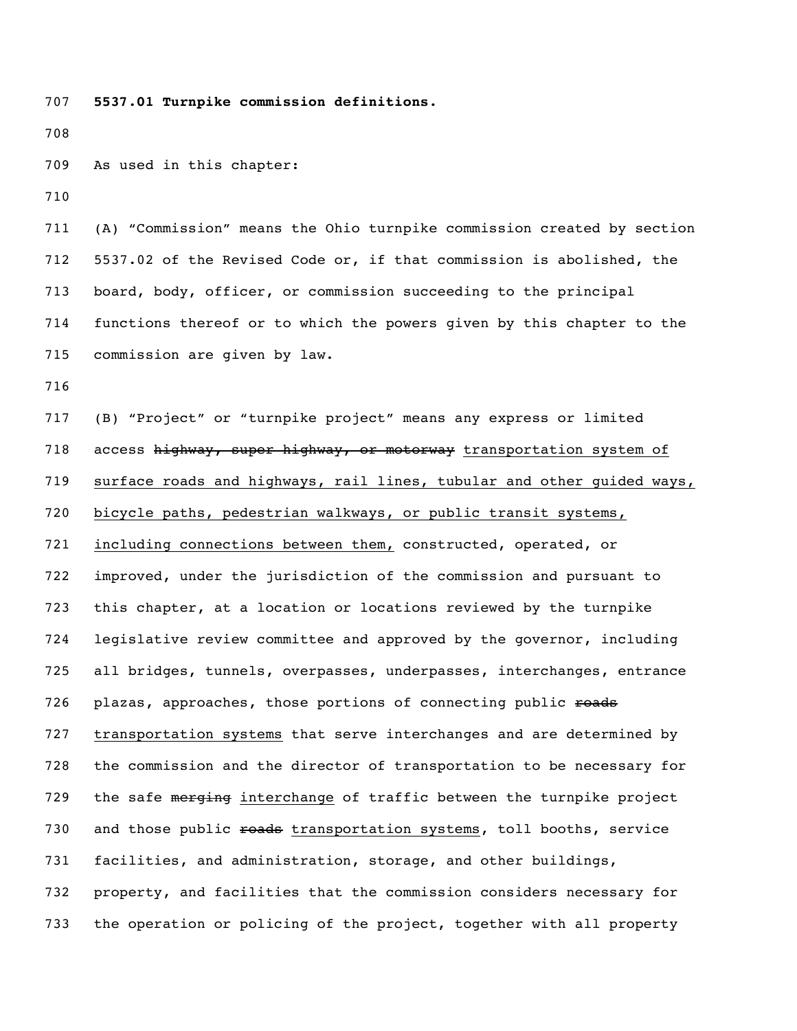**5537.01 Turnpike commission definitions.**

As used in this chapter:

(A) "Commission" means the Ohio turnpike commission created by section 5537.02 of the Revised Code or, if that commission is abolished, the board, body, officer, or commission succeeding to the principal functions thereof or to which the powers given by this chapter to the commission are given by law.

(B) "Project" or "turnpike project" means any express or limited access ~~highway, super highway, or motorway~~ <u>transportation system of surface roads and highways, rail lines, tubular and other guided ways, bicycle paths, pedestrian walkways, or public transit systems, including connections between them,</u> constructed, operated, or improved, under the jurisdiction of the commission and pursuant to this chapter, at a location or locations reviewed by the turnpike legislative review committee and approved by the governor, including all bridges, tunnels, overpasses, underpasses, interchanges, entrance plazas, approaches, those portions of connecting public ~~roads~~ <u>transportation systems</u> that serve interchanges and are determined by the commission and the director of transportation to be necessary for the safe ~~merging~~ <u>interchange</u> of traffic between the turnpike project and those public ~~roads~~ <u>transportation systems</u>, toll booths, service facilities, and administration, storage, and other buildings, property, and facilities that the commission considers necessary for the operation or policing of the project, together with all property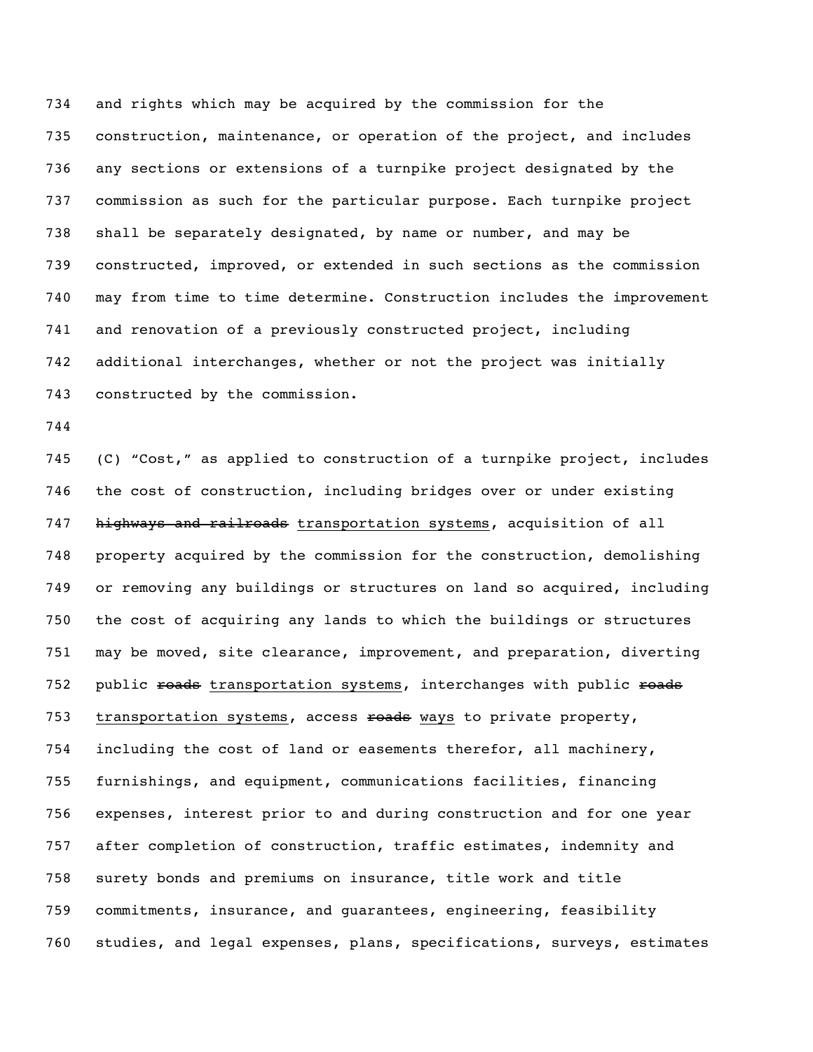and rights which may be acquired by the commission for the construction, maintenance, or operation of the project, and includes any sections or extensions of a turnpike project designated by the commission as such for the particular purpose. Each turnpike project shall be separately designated, by name or number, and may be constructed, improved, or extended in such sections as the commission may from time to time determine. Construction includes the improvement and renovation of a previously constructed project, including additional interchanges, whether or not the project was initially constructed by the commission.

(C) "Cost," as applied to construction of a turnpike project, includes the cost of construction, including bridges over or under existing ~~highways and railroads~~ <u>transportation systems</u>, acquisition of all property acquired by the commission for the construction, demolishing or removing any buildings or structures on land so acquired, including the cost of acquiring any lands to which the buildings or structures may be moved, site clearance, improvement, and preparation, diverting public ~~roads~~ <u>transportation systems</u>, interchanges with public ~~roads~~ <u>transportation systems</u>, access ~~roads~~ <u>ways</u> to private property, including the cost of land or easements therefor, all machinery, furnishings, and equipment, communications facilities, financing expenses, interest prior to and during construction and for one year after completion of construction, traffic estimates, indemnity and surety bonds and premiums on insurance, title work and title commitments, insurance, and guarantees, engineering, feasibility studies, and legal expenses, plans, specifications, surveys, estimates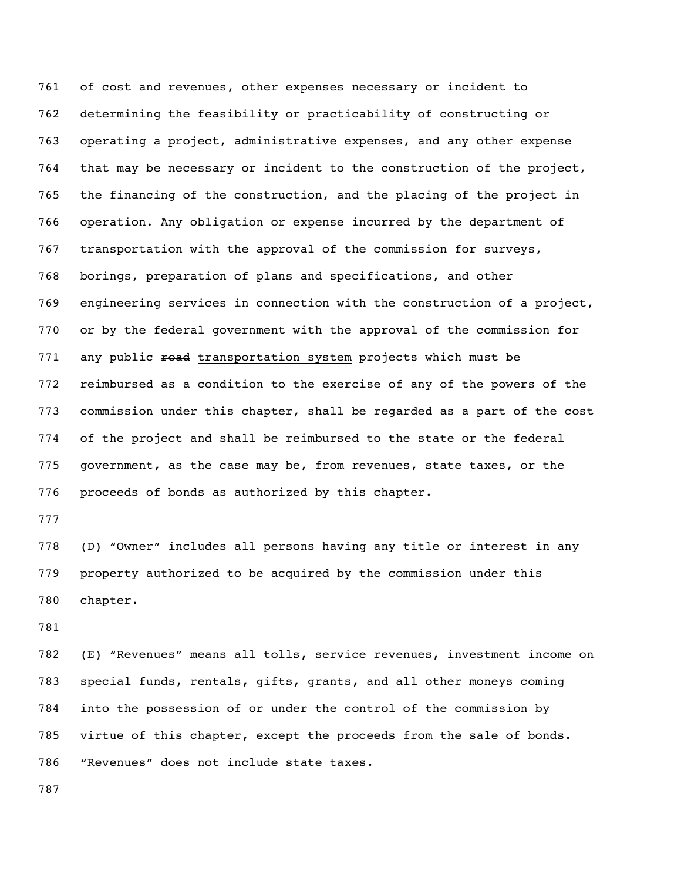of cost and revenues, other expenses necessary or incident to determining the feasibility or practicability of constructing or operating a project, administrative expenses, and any other expense that may be necessary or incident to the construction of the project, the financing of the construction, and the placing of the project in operation. Any obligation or expense incurred by the department of transportation with the approval of the commission for surveys, borings, preparation of plans and specifications, and other engineering services in connection with the construction of a project, or by the federal government with the approval of the commission for any public ~~road~~ <u>transportation system</u> projects which must be reimbursed as a condition to the exercise of any of the powers of the commission under this chapter, shall be regarded as a part of the cost of the project and shall be reimbursed to the state or the federal government, as the case may be, from revenues, state taxes, or the proceeds of bonds as authorized by this chapter.

(D) “Owner” includes all persons having any title or interest in any property authorized to be acquired by the commission under this chapter.

(E) “Revenues” means all tolls, service revenues, investment income on special funds, rentals, gifts, grants, and all other moneys coming into the possession of or under the control of the commission by virtue of this chapter, except the proceeds from the sale of bonds. “Revenues” does not include state taxes.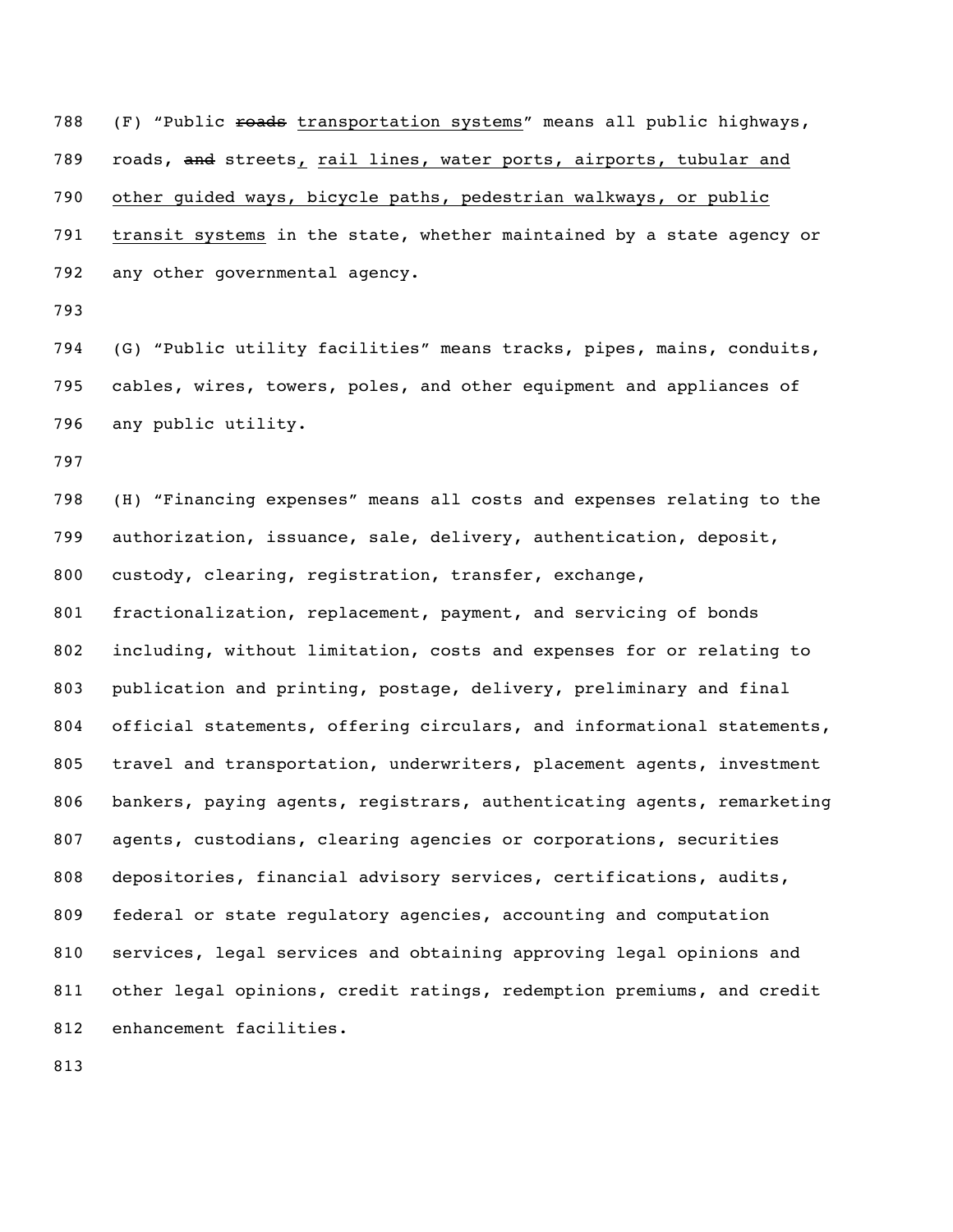(F) "Public ~~roads~~ transportation systems" means all public highways, roads, ~~and~~ streets, rail lines, water ports, airports, tubular and other guided ways, bicycle paths, pedestrian walkways, or public transit systems in the state, whether maintained by a state agency or any other governmental agency.

(G) "Public utility facilities" means tracks, pipes, mains, conduits, cables, wires, towers, poles, and other equipment and appliances of any public utility.

(H) "Financing expenses" means all costs and expenses relating to the authorization, issuance, sale, delivery, authentication, deposit, custody, clearing, registration, transfer, exchange, fractionalization, replacement, payment, and servicing of bonds including, without limitation, costs and expenses for or relating to publication and printing, postage, delivery, preliminary and final official statements, offering circulars, and informational statements, travel and transportation, underwriters, placement agents, investment bankers, paying agents, registrars, authenticating agents, remarketing agents, custodians, clearing agencies or corporations, securities depositories, financial advisory services, certifications, audits, federal or state regulatory agencies, accounting and computation services, legal services and obtaining approving legal opinions and other legal opinions, credit ratings, redemption premiums, and credit enhancement facilities.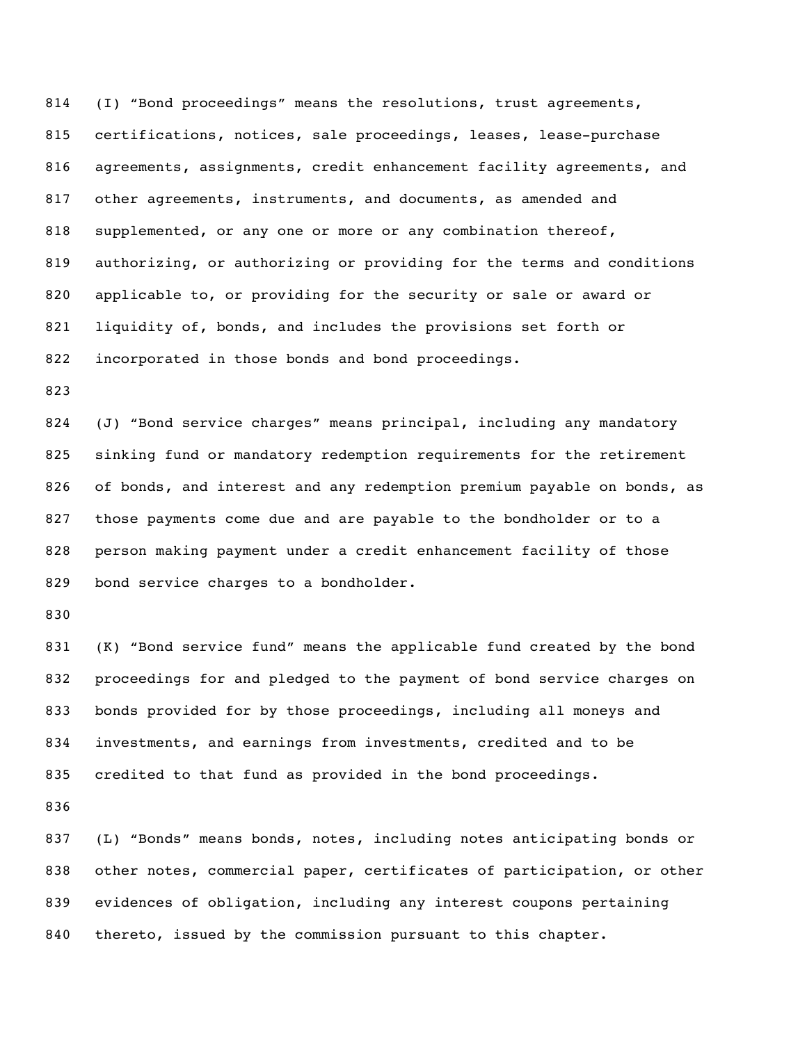(I) "Bond proceedings" means the resolutions, trust agreements, certifications, notices, sale proceedings, leases, lease-purchase agreements, assignments, credit enhancement facility agreements, and other agreements, instruments, and documents, as amended and supplemented, or any one or more or any combination thereof, authorizing, or authorizing or providing for the terms and conditions applicable to, or providing for the security or sale or award or liquidity of, bonds, and includes the provisions set forth or incorporated in those bonds and bond proceedings.

(J) "Bond service charges" means principal, including any mandatory sinking fund or mandatory redemption requirements for the retirement of bonds, and interest and any redemption premium payable on bonds, as those payments come due and are payable to the bondholder or to a person making payment under a credit enhancement facility of those bond service charges to a bondholder.

(K) "Bond service fund" means the applicable fund created by the bond proceedings for and pledged to the payment of bond service charges on bonds provided for by those proceedings, including all moneys and investments, and earnings from investments, credited and to be credited to that fund as provided in the bond proceedings.

(L) "Bonds" means bonds, notes, including notes anticipating bonds or other notes, commercial paper, certificates of participation, or other evidences of obligation, including any interest coupons pertaining thereto, issued by the commission pursuant to this chapter.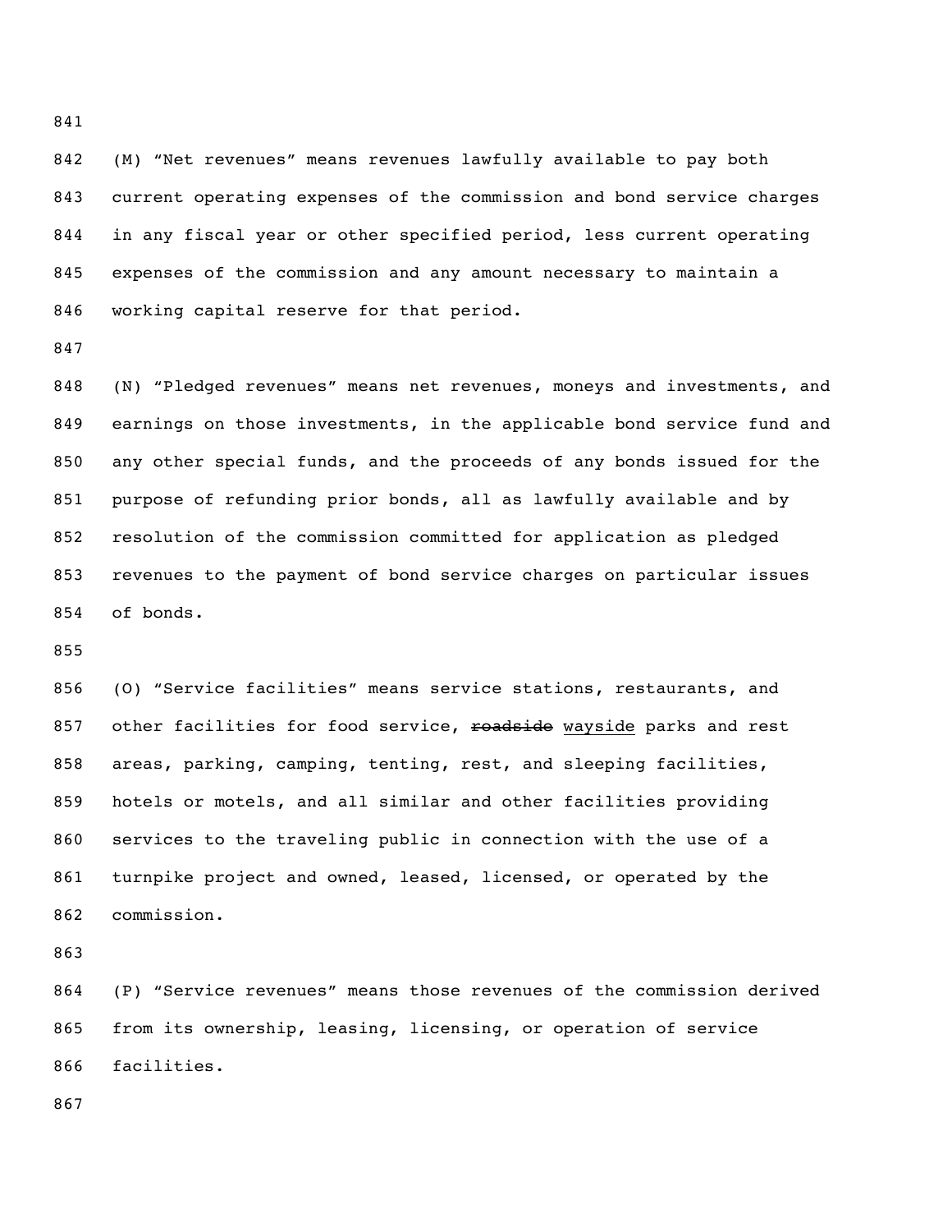(M) “Net revenues” means revenues lawfully available to pay both current operating expenses of the commission and bond service charges in any fiscal year or other specified period, less current operating expenses of the commission and any amount necessary to maintain a working capital reserve for that period.

(N) “Pledged revenues” means net revenues, moneys and investments, and earnings on those investments, in the applicable bond service fund and any other special funds, and the proceeds of any bonds issued for the purpose of refunding prior bonds, all as lawfully available and by resolution of the commission committed for application as pledged revenues to the payment of bond service charges on particular issues of bonds.

(O) “Service facilities” means service stations, restaurants, and other facilities for food service, ~~roadside~~ <u>wayside</u> parks and rest areas, parking, camping, tenting, rest, and sleeping facilities, hotels or motels, and all similar and other facilities providing services to the traveling public in connection with the use of a turnpike project and owned, leased, licensed, or operated by the commission.

(P) “Service revenues” means those revenues of the commission derived from its ownership, leasing, licensing, or operation of service facilities.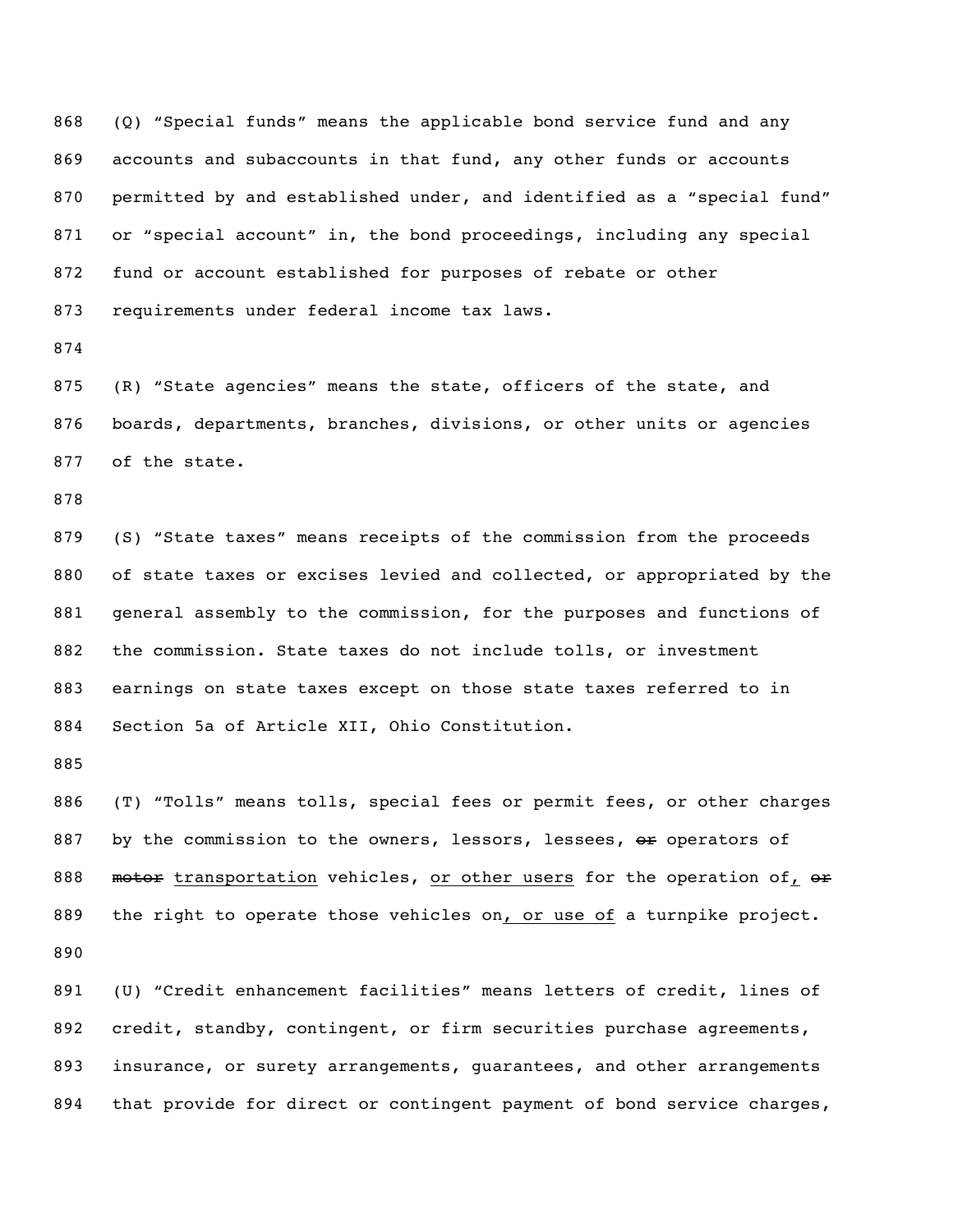(Q) "Special funds" means the applicable bond service fund and any accounts and subaccounts in that fund, any other funds or accounts permitted by and established under, and identified as a "special fund" or "special account" in, the bond proceedings, including any special fund or account established for purposes of rebate or other requirements under federal income tax laws.

(R) "State agencies" means the state, officers of the state, and boards, departments, branches, divisions, or other units or agencies of the state.

(S) "State taxes" means receipts of the commission from the proceeds of state taxes or excises levied and collected, or appropriated by the general assembly to the commission, for the purposes and functions of the commission. State taxes do not include tolls, or investment earnings on state taxes except on those state taxes referred to in Section 5a of Article XII, Ohio Constitution.

(T) "Tolls" means tolls, special fees or permit fees, or other charges by the commission to the owners, lessors, lessees, ~~or~~ operators of ~~motor~~ <u>transportation</u> vehicles, <u>or other users</u> for the operation of<u>,</u> ~~or~~ the right to operate those vehicles on<u>, or use of</u> a turnpike project.

(U) "Credit enhancement facilities" means letters of credit, lines of credit, standby, contingent, or firm securities purchase agreements, insurance, or surety arrangements, guarantees, and other arrangements that provide for direct or contingent payment of bond service charges,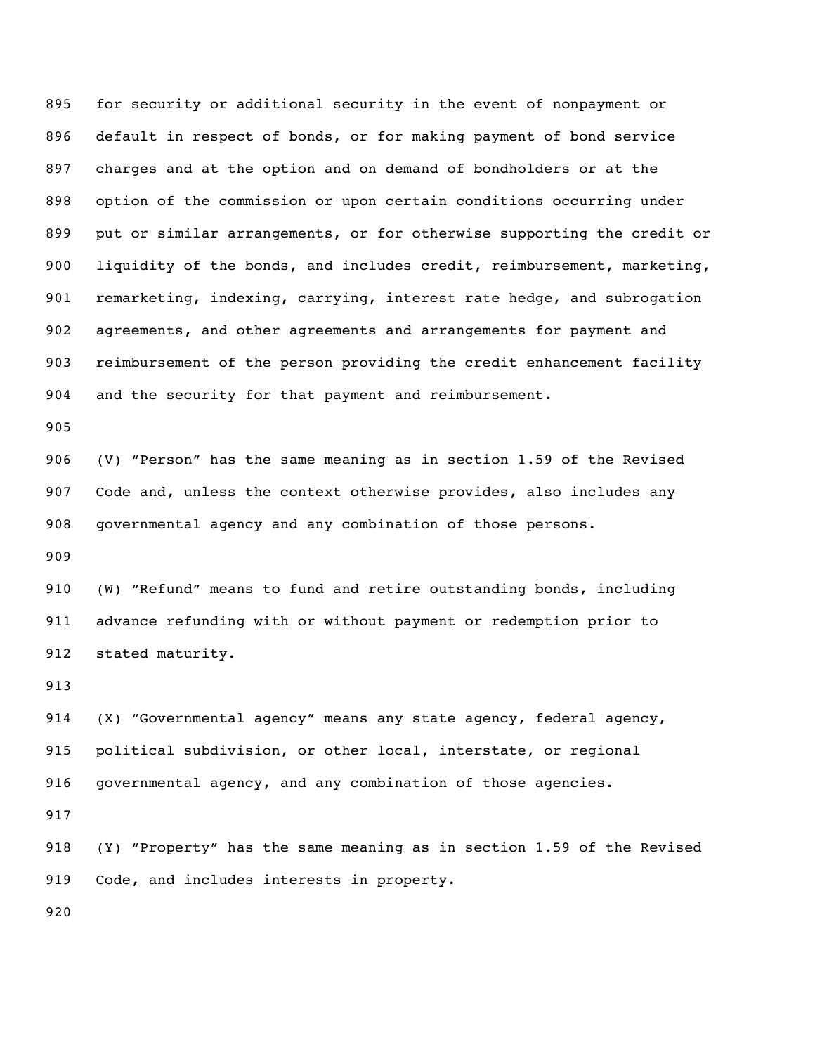for security or additional security in the event of nonpayment or default in respect of bonds, or for making payment of bond service charges and at the option and on demand of bondholders or at the option of the commission or upon certain conditions occurring under put or similar arrangements, or for otherwise supporting the credit or liquidity of the bonds, and includes credit, reimbursement, marketing, remarketing, indexing, carrying, interest rate hedge, and subrogation agreements, and other agreements and arrangements for payment and reimbursement of the person providing the credit enhancement facility and the security for that payment and reimbursement.

(V) "Person" has the same meaning as in section 1.59 of the Revised Code and, unless the context otherwise provides, also includes any governmental agency and any combination of those persons.

(W) "Refund" means to fund and retire outstanding bonds, including advance refunding with or without payment or redemption prior to stated maturity.

(X) "Governmental agency" means any state agency, federal agency, political subdivision, or other local, interstate, or regional governmental agency, and any combination of those agencies.

(Y) "Property" has the same meaning as in section 1.59 of the Revised Code, and includes interests in property.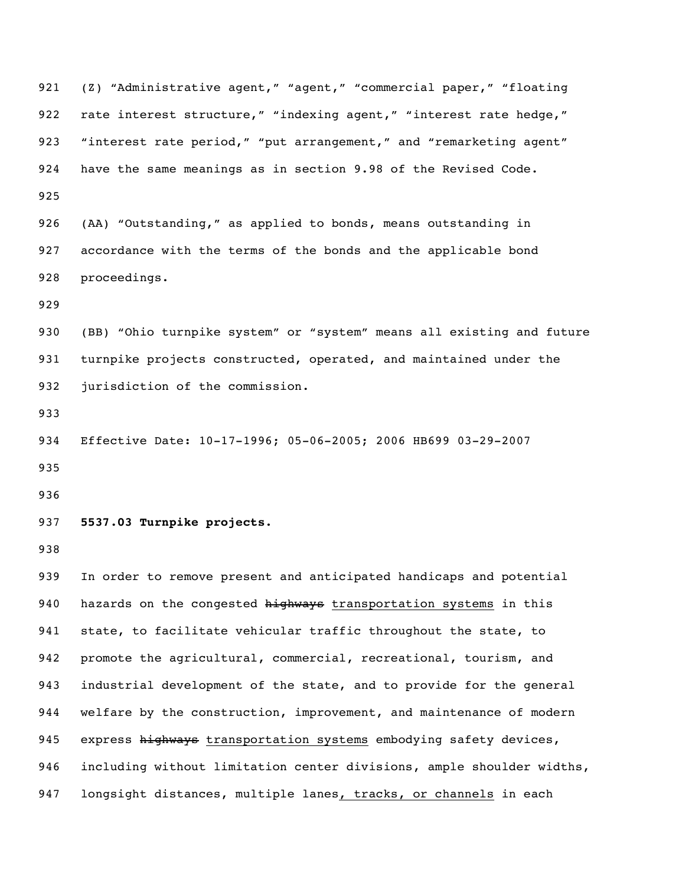(Z) "Administrative agent," "agent," "commercial paper," "floating rate interest structure," "indexing agent," "interest rate hedge," "interest rate period," "put arrangement," and "remarketing agent" have the same meanings as in section 9.98 of the Revised Code.

(AA) "Outstanding," as applied to bonds, means outstanding in accordance with the terms of the bonds and the applicable bond proceedings.

(BB) "Ohio turnpike system" or "system" means all existing and future turnpike projects constructed, operated, and maintained under the jurisdiction of the commission.

Effective Date: 10-17-1996; 05-06-2005; 2006 HB699 03-29-2007

**5537.03 Turnpike projects.**

In order to remove present and anticipated handicaps and potential hazards on the congested ~~highways~~ transportation systems in this state, to facilitate vehicular traffic throughout the state, to promote the agricultural, commercial, recreational, tourism, and industrial development of the state, and to provide for the general welfare by the construction, improvement, and maintenance of modern express ~~highways~~ transportation systems embodying safety devices, including without limitation center divisions, ample shoulder widths, longsight distances, multiple lanes, tracks, or channels in each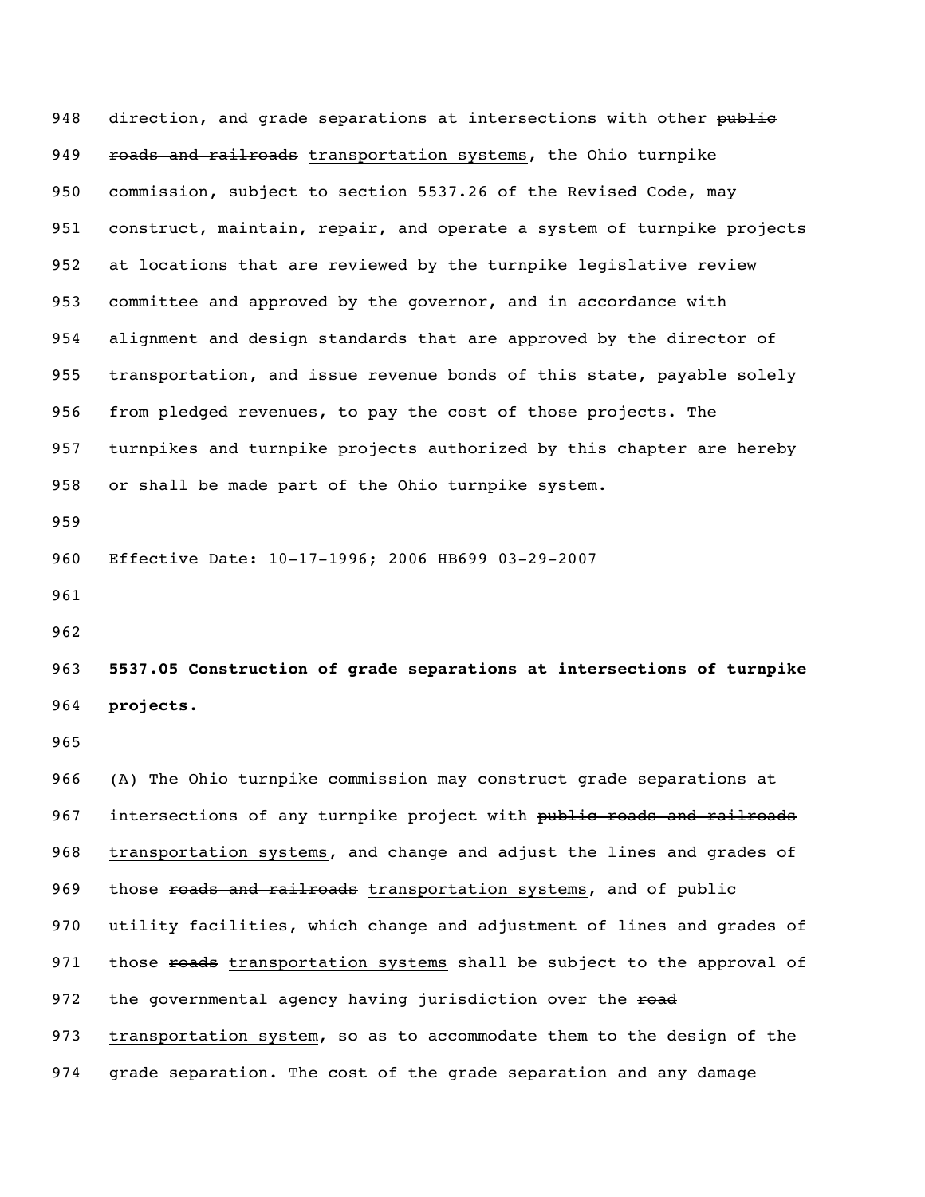948 direction, and grade separations at intersections with other ~~public~~

949 ~~roads and railroads~~ transportation systems, the Ohio turnpike

950 commission, subject to section 5537.26 of the Revised Code, may

951 construct, maintain, repair, and operate a system of turnpike projects

952 at locations that are reviewed by the turnpike legislative review

953 committee and approved by the governor, and in accordance with

954 alignment and design standards that are approved by the director of

955 transportation, and issue revenue bonds of this state, payable solely

956 from pledged revenues, to pay the cost of those projects. The

957 turnpikes and turnpike projects authorized by this chapter are hereby

958 or shall be made part of the Ohio turnpike system.

959

960 Effective Date: 10-17-1996; 2006 HB699 03-29-2007

961

962

963 **5537.05 Construction of grade separations at intersections of turnpike**

964 **projects.**

965

966 (A) The Ohio turnpike commission may construct grade separations at

967 intersections of any turnpike project with ~~public roads and railroads~~

968 transportation systems, and change and adjust the lines and grades of

969 those ~~roads and railroads~~ transportation systems, and of public

970 utility facilities, which change and adjustment of lines and grades of

971 those ~~roads~~ transportation systems shall be subject to the approval of

972 the governmental agency having jurisdiction over the ~~road~~

973 transportation system, so as to accommodate them to the design of the

974 grade separation. The cost of the grade separation and any damage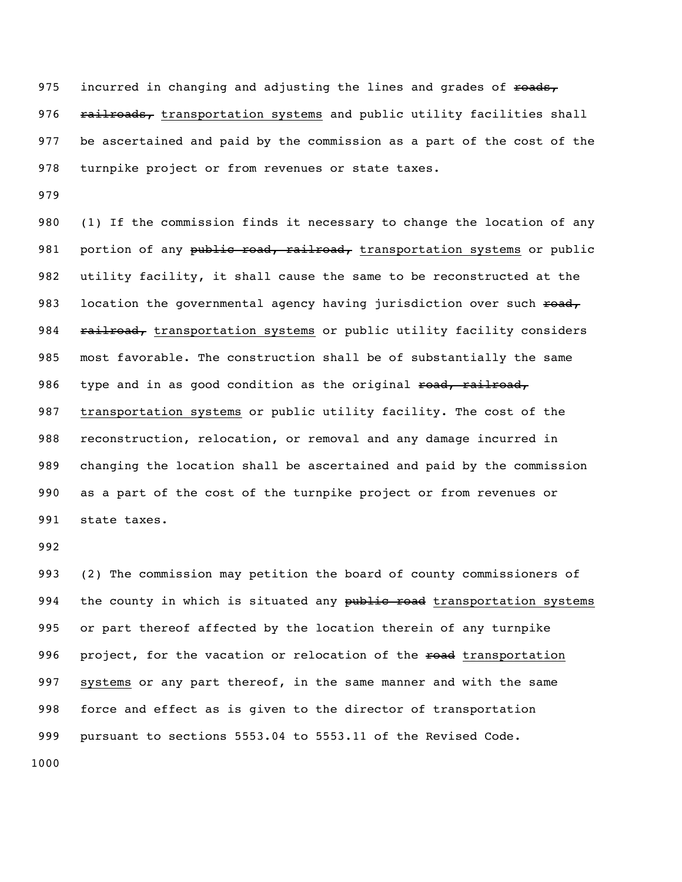incurred in changing and adjusting the lines and grades of ~~roads, railroads,~~ <u>transportation systems</u> and public utility facilities shall be ascertained and paid by the commission as a part of the cost of the turnpike project or from revenues or state taxes.

(1) If the commission finds it necessary to change the location of any portion of any ~~public road, railroad,~~ <u>transportation systems</u> or public utility facility, it shall cause the same to be reconstructed at the location the governmental agency having jurisdiction over such ~~road, railroad,~~ <u>transportation systems</u> or public utility facility considers most favorable. The construction shall be of substantially the same type and in as good condition as the original ~~road, railroad,~~ <u>transportation systems</u> or public utility facility. The cost of the reconstruction, relocation, or removal and any damage incurred in changing the location shall be ascertained and paid by the commission as a part of the cost of the turnpike project or from revenues or state taxes.

(2) The commission may petition the board of county commissioners of the county in which is situated any ~~public road~~ <u>transportation systems</u> or part thereof affected by the location therein of any turnpike project, for the vacation or relocation of the ~~road~~ <u>transportation systems</u> or any part thereof, in the same manner and with the same force and effect as is given to the director of transportation pursuant to sections 5553.04 to 5553.11 of the Revised Code.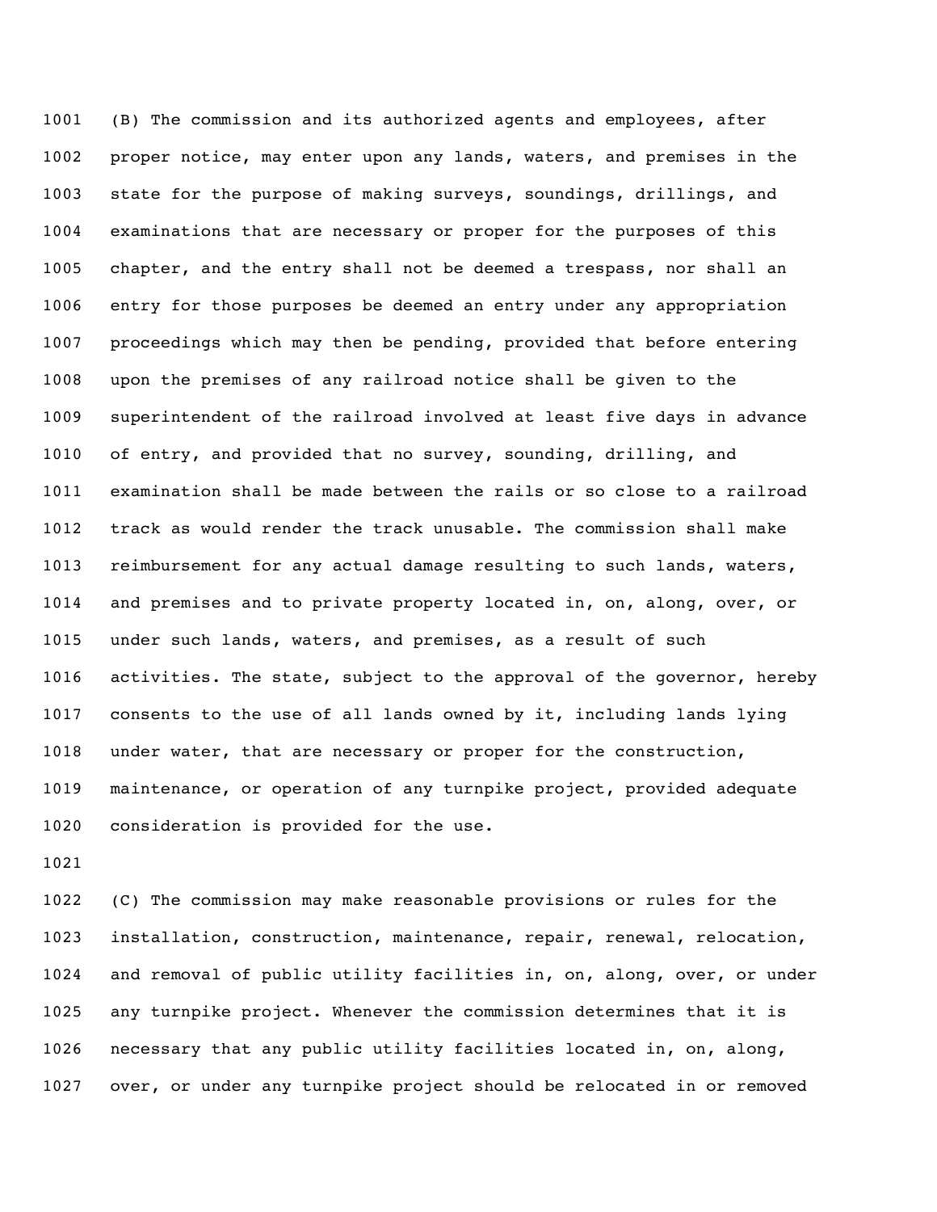(B) The commission and its authorized agents and employees, after proper notice, may enter upon any lands, waters, and premises in the state for the purpose of making surveys, soundings, drillings, and examinations that are necessary or proper for the purposes of this chapter, and the entry shall not be deemed a trespass, nor shall an entry for those purposes be deemed an entry under any appropriation proceedings which may then be pending, provided that before entering upon the premises of any railroad notice shall be given to the superintendent of the railroad involved at least five days in advance of entry, and provided that no survey, sounding, drilling, and examination shall be made between the rails or so close to a railroad track as would render the track unusable. The commission shall make reimbursement for any actual damage resulting to such lands, waters, and premises and to private property located in, on, along, over, or under such lands, waters, and premises, as a result of such activities. The state, subject to the approval of the governor, hereby consents to the use of all lands owned by it, including lands lying under water, that are necessary or proper for the construction, maintenance, or operation of any turnpike project, provided adequate consideration is provided for the use.

(C) The commission may make reasonable provisions or rules for the installation, construction, maintenance, repair, renewal, relocation, and removal of public utility facilities in, on, along, over, or under any turnpike project. Whenever the commission determines that it is necessary that any public utility facilities located in, on, along, over, or under any turnpike project should be relocated in or removed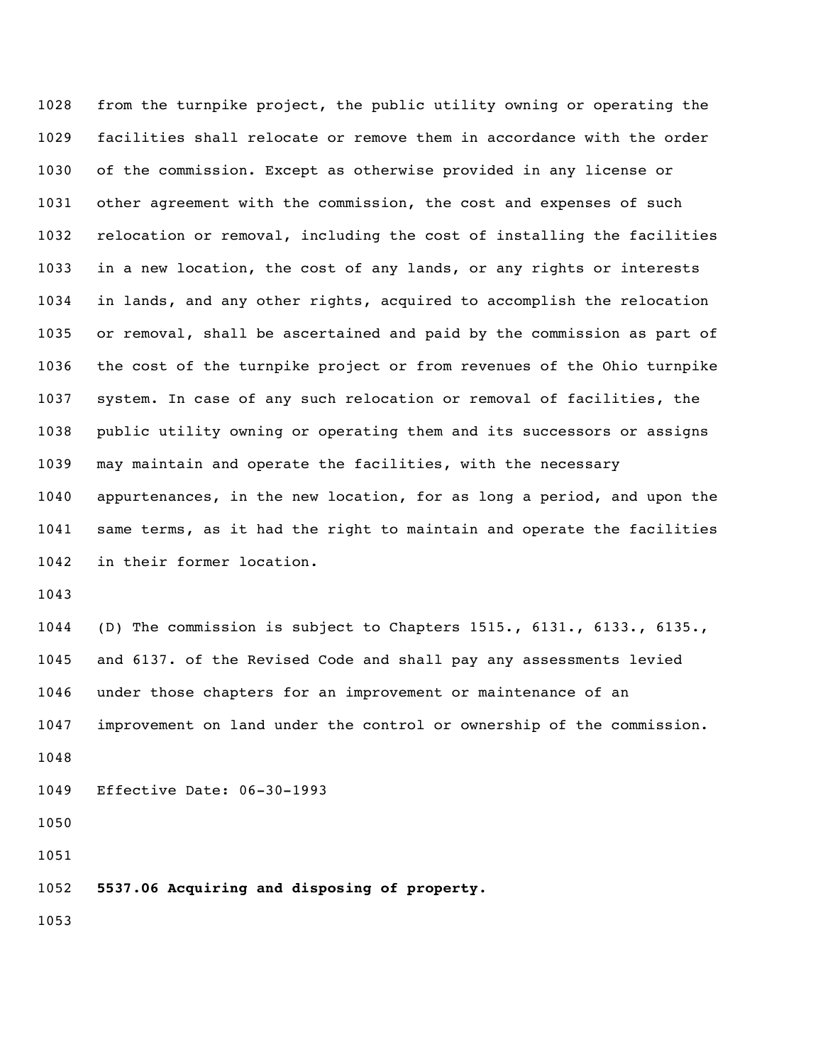from the turnpike project, the public utility owning or operating the facilities shall relocate or remove them in accordance with the order of the commission. Except as otherwise provided in any license or other agreement with the commission, the cost and expenses of such relocation or removal, including the cost of installing the facilities in a new location, the cost of any lands, or any rights or interests in lands, and any other rights, acquired to accomplish the relocation or removal, shall be ascertained and paid by the commission as part of the cost of the turnpike project or from revenues of the Ohio turnpike system. In case of any such relocation or removal of facilities, the public utility owning or operating them and its successors or assigns may maintain and operate the facilities, with the necessary appurtenances, in the new location, for as long a period, and upon the same terms, as it had the right to maintain and operate the facilities in their former location.

(D) The commission is subject to Chapters 1515., 6131., 6133., 6135., and 6137. of the Revised Code and shall pay any assessments levied under those chapters for an improvement or maintenance of an improvement on land under the control or ownership of the commission.

Effective Date: 06-30-1993

**5537.06 Acquiring and disposing of property.**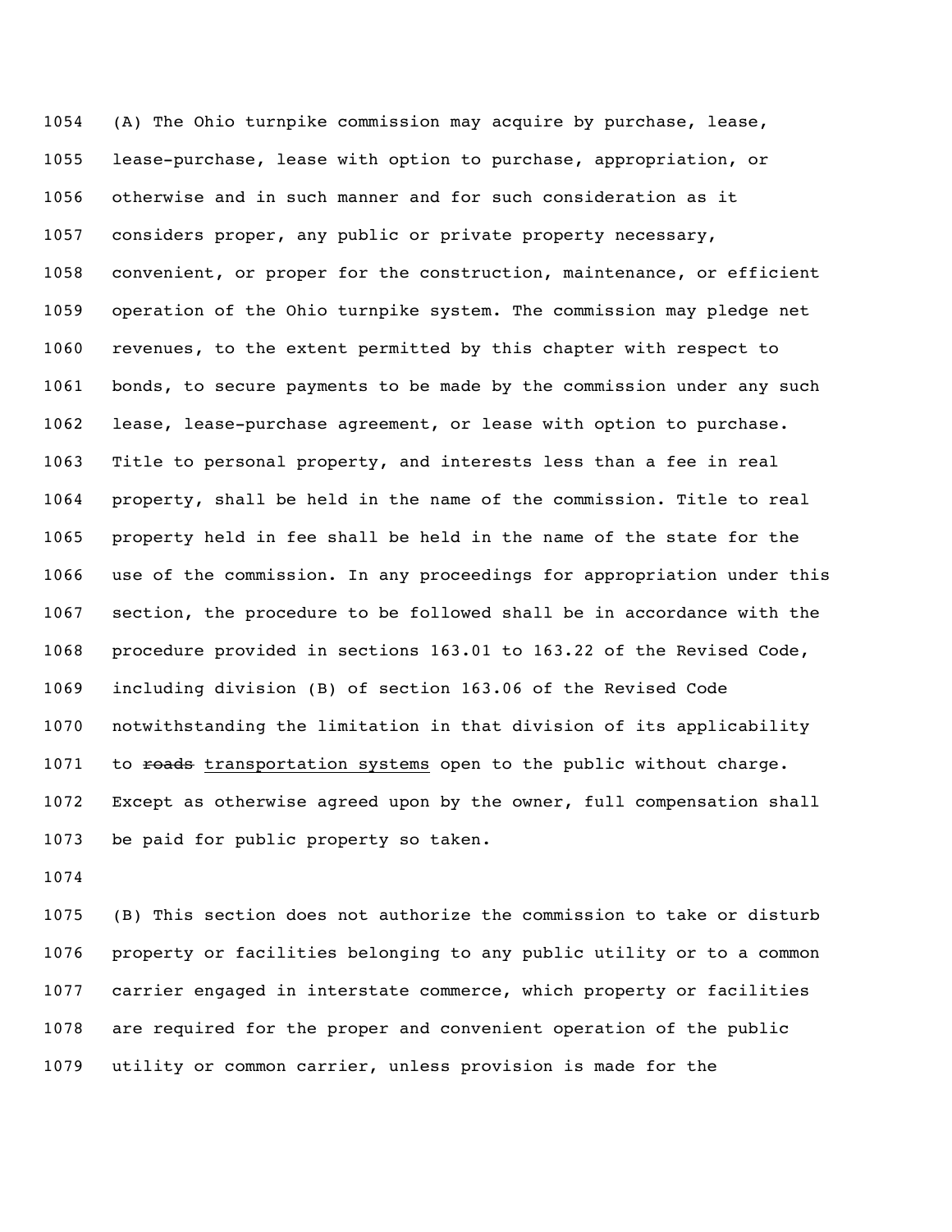(A) The Ohio turnpike commission may acquire by purchase, lease, lease-purchase, lease with option to purchase, appropriation, or otherwise and in such manner and for such consideration as it considers proper, any public or private property necessary, convenient, or proper for the construction, maintenance, or efficient operation of the Ohio turnpike system. The commission may pledge net revenues, to the extent permitted by this chapter with respect to bonds, to secure payments to be made by the commission under any such lease, lease-purchase agreement, or lease with option to purchase. Title to personal property, and interests less than a fee in real property, shall be held in the name of the commission. Title to real property held in fee shall be held in the name of the state for the use of the commission. In any proceedings for appropriation under this section, the procedure to be followed shall be in accordance with the procedure provided in sections 163.01 to 163.22 of the Revised Code, including division (B) of section 163.06 of the Revised Code notwithstanding the limitation in that division of its applicability to ~~roads~~ <u>transportation systems</u> open to the public without charge. Except as otherwise agreed upon by the owner, full compensation shall be paid for public property so taken.

(B) This section does not authorize the commission to take or disturb property or facilities belonging to any public utility or to a common carrier engaged in interstate commerce, which property or facilities are required for the proper and convenient operation of the public utility or common carrier, unless provision is made for the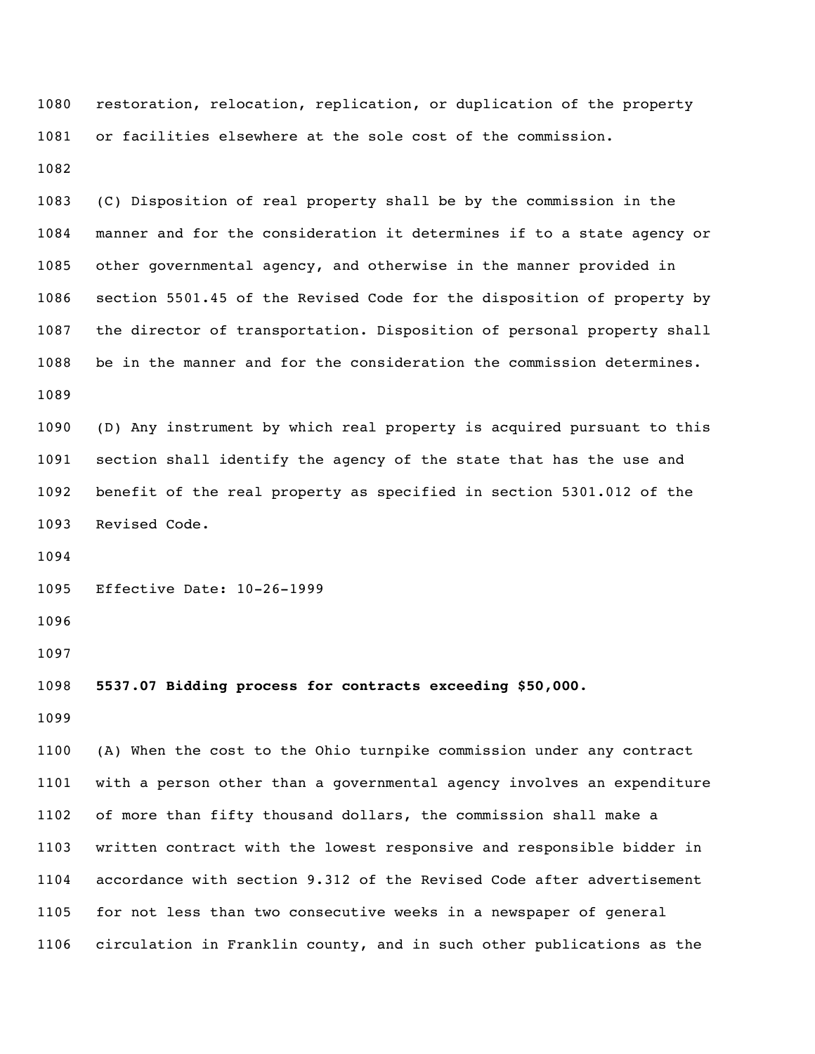restoration, relocation, replication, or duplication of the property or facilities elsewhere at the sole cost of the commission.

(C) Disposition of real property shall be by the commission in the manner and for the consideration it determines if to a state agency or other governmental agency, and otherwise in the manner provided in section 5501.45 of the Revised Code for the disposition of property by the director of transportation. Disposition of personal property shall be in the manner and for the consideration the commission determines.

(D) Any instrument by which real property is acquired pursuant to this section shall identify the agency of the state that has the use and benefit of the real property as specified in section 5301.012 of the Revised Code.

Effective Date: 10-26-1999

**5537.07 Bidding process for contracts exceeding $50,000.**

(A) When the cost to the Ohio turnpike commission under any contract with a person other than a governmental agency involves an expenditure of more than fifty thousand dollars, the commission shall make a written contract with the lowest responsive and responsible bidder in accordance with section 9.312 of the Revised Code after advertisement for not less than two consecutive weeks in a newspaper of general circulation in Franklin county, and in such other publications as the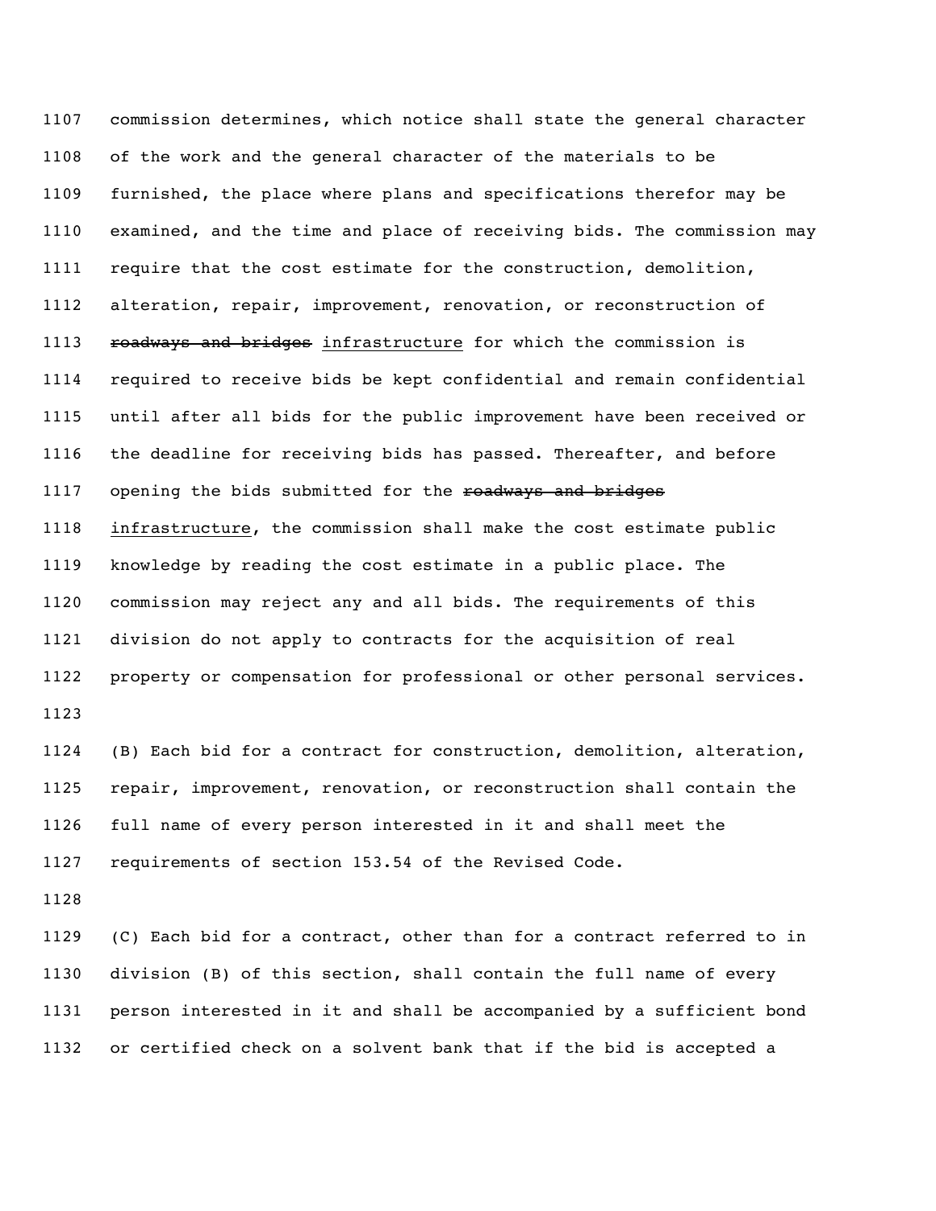commission determines, which notice shall state the general character of the work and the general character of the materials to be furnished, the place where plans and specifications therefor may be examined, and the time and place of receiving bids. The commission may require that the cost estimate for the construction, demolition, alteration, repair, improvement, renovation, or reconstruction of ~~roadways and bridges~~ <u>infrastructure</u> for which the commission is required to receive bids be kept confidential and remain confidential until after all bids for the public improvement have been received or the deadline for receiving bids has passed. Thereafter, and before opening the bids submitted for the ~~roadways and bridges~~ <u>infrastructure</u>, the commission shall make the cost estimate public knowledge by reading the cost estimate in a public place. The commission may reject any and all bids. The requirements of this division do not apply to contracts for the acquisition of real property or compensation for professional or other personal services.

(B) Each bid for a contract for construction, demolition, alteration, repair, improvement, renovation, or reconstruction shall contain the full name of every person interested in it and shall meet the requirements of section 153.54 of the Revised Code.

(C) Each bid for a contract, other than for a contract referred to in division (B) of this section, shall contain the full name of every person interested in it and shall be accompanied by a sufficient bond or certified check on a solvent bank that if the bid is accepted a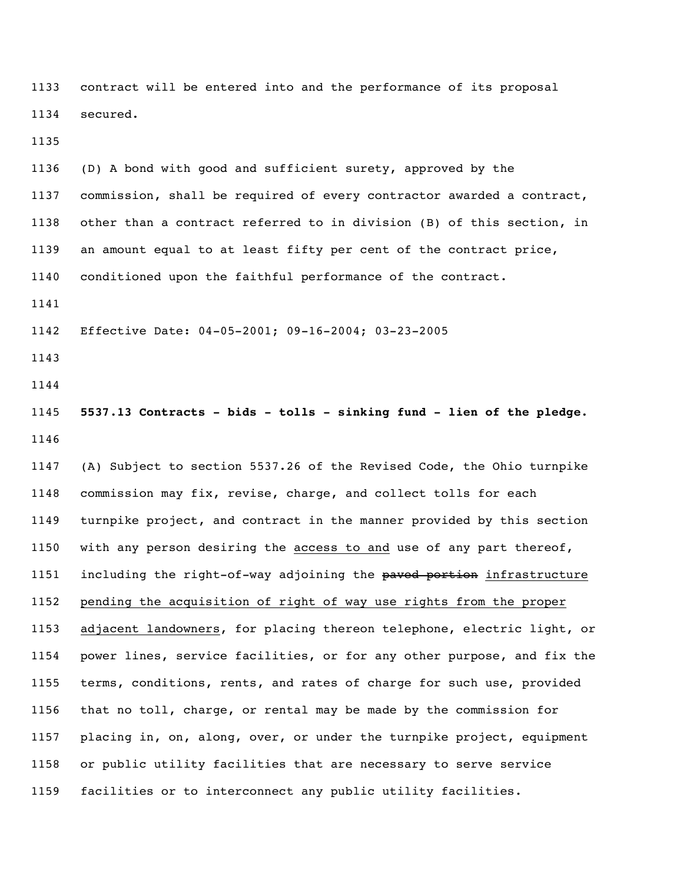contract will be entered into and the performance of its proposal secured.

(D) A bond with good and sufficient surety, approved by the commission, shall be required of every contractor awarded a contract, other than a contract referred to in division (B) of this section, in an amount equal to at least fifty per cent of the contract price, conditioned upon the faithful performance of the contract.

Effective Date: 04-05-2001; 09-16-2004; 03-23-2005

**5537.13 Contracts - bids - tolls - sinking fund - lien of the pledge.**

(A) Subject to section 5537.26 of the Revised Code, the Ohio turnpike commission may fix, revise, charge, and collect tolls for each turnpike project, and contract in the manner provided by this section with any person desiring the <u>access to and</u> use of any part thereof, including the right-of-way adjoining the ~~paved portion~~ <u>infrastructure pending the acquisition of right of way use rights from the proper adjacent landowners</u>, for placing thereon telephone, electric light, or power lines, service facilities, or for any other purpose, and fix the terms, conditions, rents, and rates of charge for such use, provided that no toll, charge, or rental may be made by the commission for placing in, on, along, over, or under the turnpike project, equipment or public utility facilities that are necessary to serve service facilities or to interconnect any public utility facilities.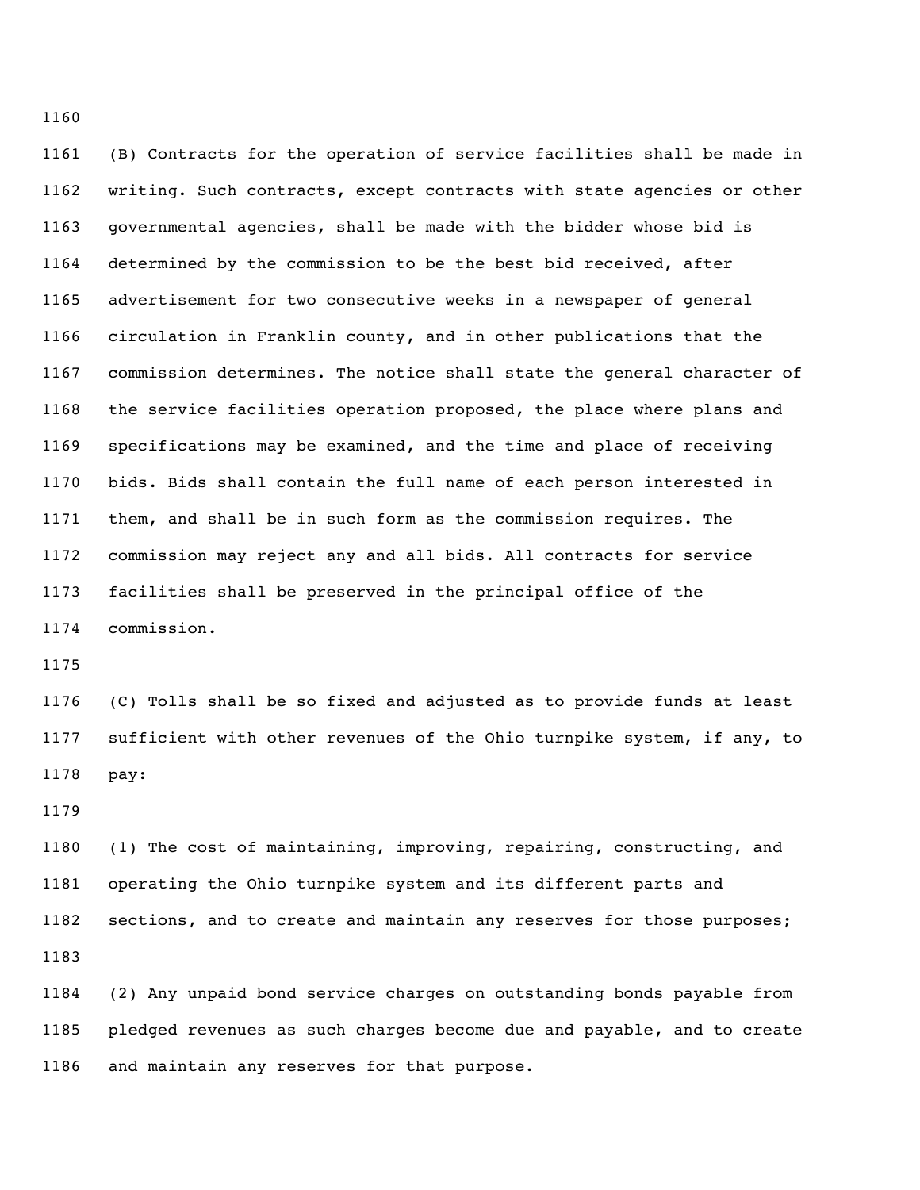(B) Contracts for the operation of service facilities shall be made in writing. Such contracts, except contracts with state agencies or other governmental agencies, shall be made with the bidder whose bid is determined by the commission to be the best bid received, after advertisement for two consecutive weeks in a newspaper of general circulation in Franklin county, and in other publications that the commission determines. The notice shall state the general character of the service facilities operation proposed, the place where plans and specifications may be examined, and the time and place of receiving bids. Bids shall contain the full name of each person interested in them, and shall be in such form as the commission requires. The commission may reject any and all bids. All contracts for service facilities shall be preserved in the principal office of the commission.

(C) Tolls shall be so fixed and adjusted as to provide funds at least sufficient with other revenues of the Ohio turnpike system, if any, to pay:

(1) The cost of maintaining, improving, repairing, constructing, and operating the Ohio turnpike system and its different parts and sections, and to create and maintain any reserves for those purposes;

(2) Any unpaid bond service charges on outstanding bonds payable from pledged revenues as such charges become due and payable, and to create and maintain any reserves for that purpose.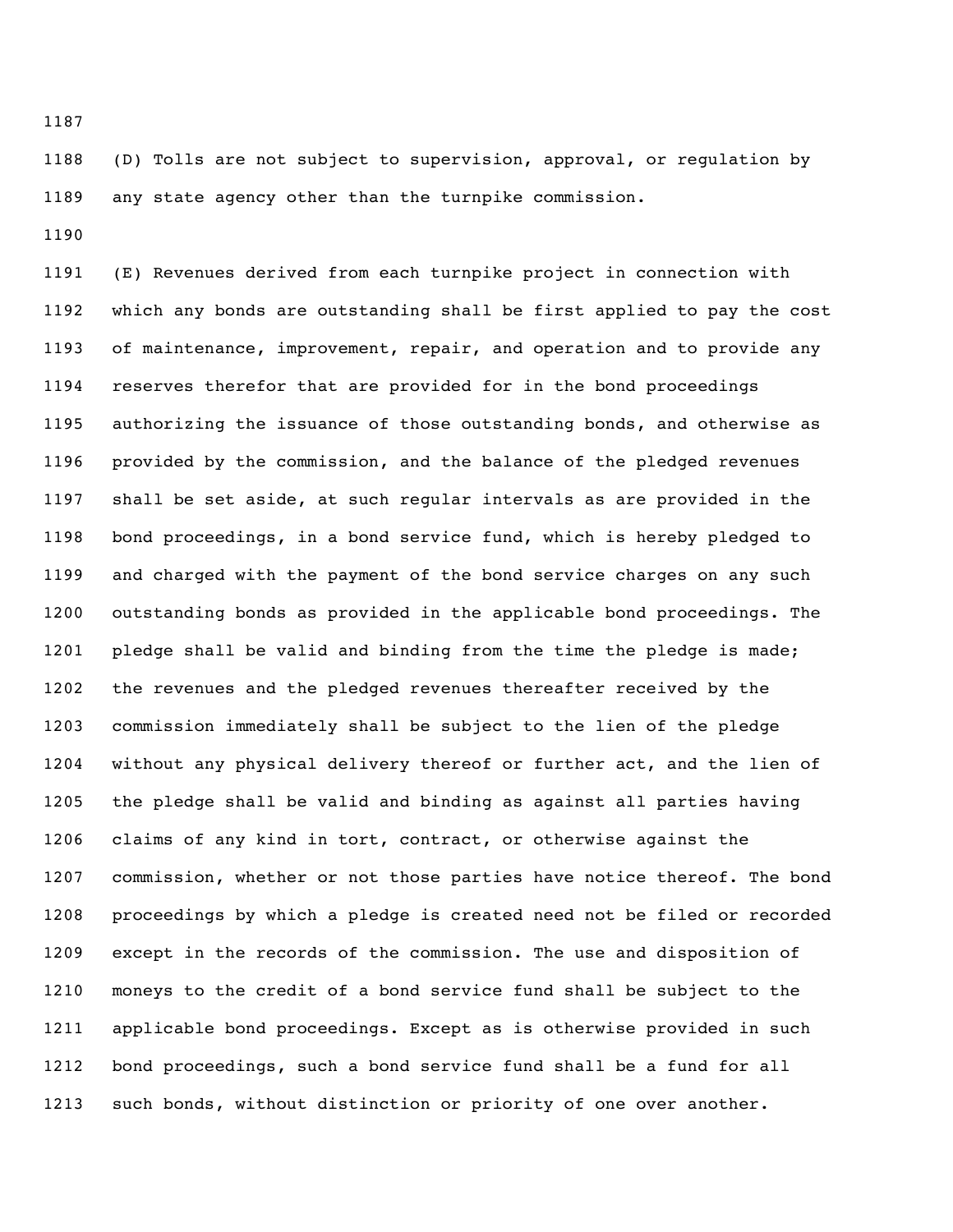(D) Tolls are not subject to supervision, approval, or regulation by any state agency other than the turnpike commission.

(E) Revenues derived from each turnpike project in connection with which any bonds are outstanding shall be first applied to pay the cost of maintenance, improvement, repair, and operation and to provide any reserves therefor that are provided for in the bond proceedings authorizing the issuance of those outstanding bonds, and otherwise as provided by the commission, and the balance of the pledged revenues shall be set aside, at such regular intervals as are provided in the bond proceedings, in a bond service fund, which is hereby pledged to and charged with the payment of the bond service charges on any such outstanding bonds as provided in the applicable bond proceedings. The pledge shall be valid and binding from the time the pledge is made; the revenues and the pledged revenues thereafter received by the commission immediately shall be subject to the lien of the pledge without any physical delivery thereof or further act, and the lien of the pledge shall be valid and binding as against all parties having claims of any kind in tort, contract, or otherwise against the commission, whether or not those parties have notice thereof. The bond proceedings by which a pledge is created need not be filed or recorded except in the records of the commission. The use and disposition of moneys to the credit of a bond service fund shall be subject to the applicable bond proceedings. Except as is otherwise provided in such bond proceedings, such a bond service fund shall be a fund for all such bonds, without distinction or priority of one over another.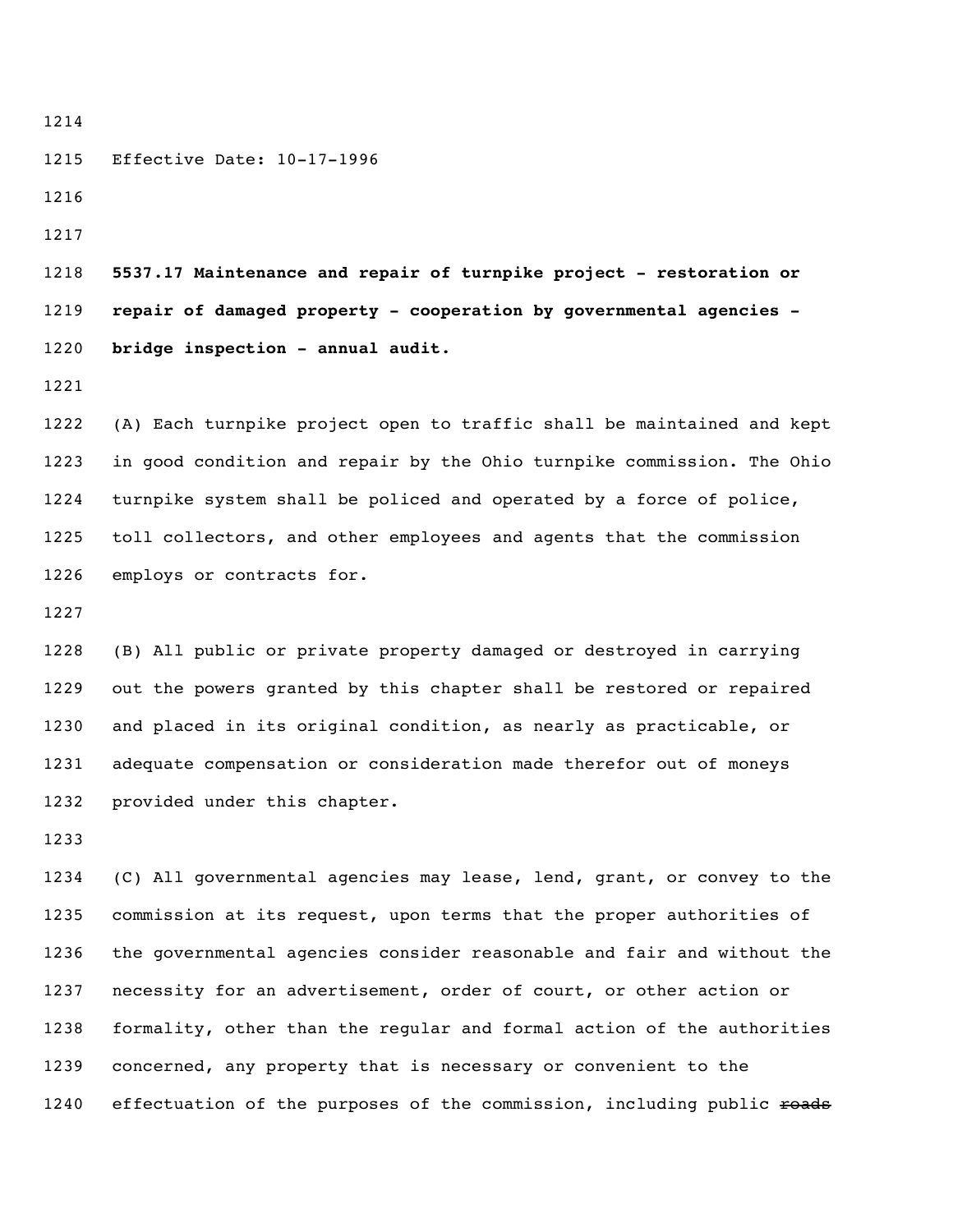Effective Date: 10-17-1996

**5537.17 Maintenance and repair of turnpike project - restoration or repair of damaged property - cooperation by governmental agencies - bridge inspection - annual audit.**

(A) Each turnpike project open to traffic shall be maintained and kept in good condition and repair by the Ohio turnpike commission. The Ohio turnpike system shall be policed and operated by a force of police, toll collectors, and other employees and agents that the commission employs or contracts for.

(B) All public or private property damaged or destroyed in carrying out the powers granted by this chapter shall be restored or repaired and placed in its original condition, as nearly as practicable, or adequate compensation or consideration made therefor out of moneys provided under this chapter.

(C) All governmental agencies may lease, lend, grant, or convey to the commission at its request, upon terms that the proper authorities of the governmental agencies consider reasonable and fair and without the necessity for an advertisement, order of court, or other action or formality, other than the regular and formal action of the authorities concerned, any property that is necessary or convenient to the effectuation of the purposes of the commission, including public ~~roads~~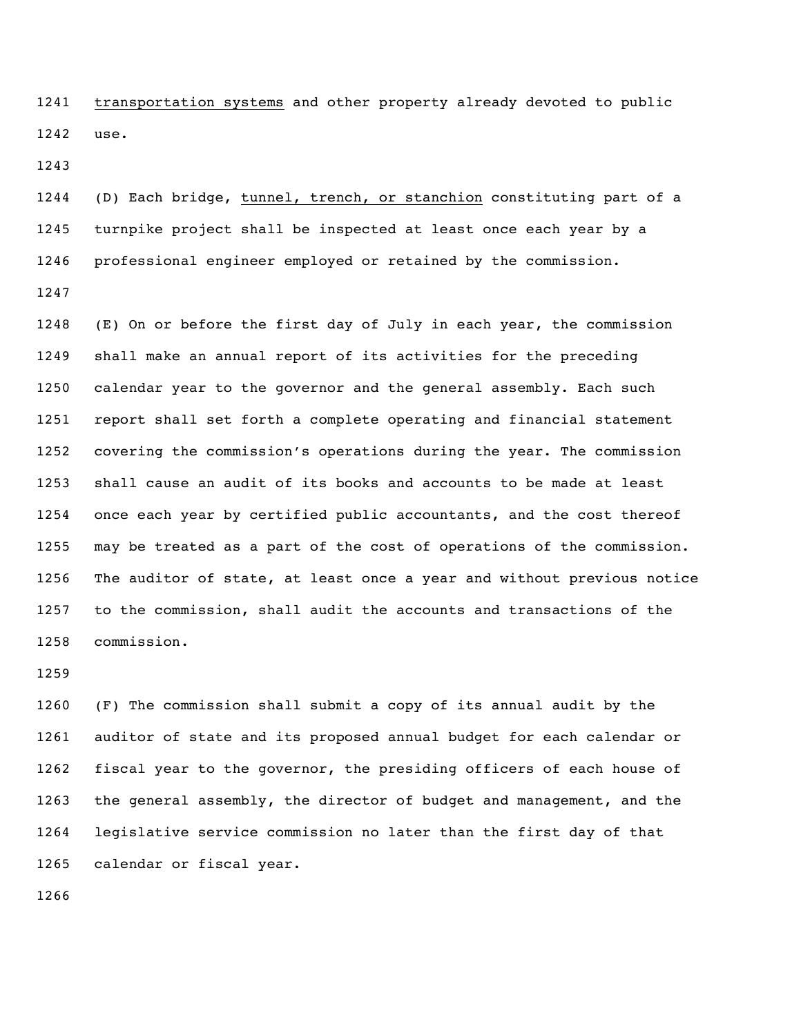transportation systems and other property already devoted to public use.

(D) Each bridge, tunnel, trench, or stanchion constituting part of a turnpike project shall be inspected at least once each year by a professional engineer employed or retained by the commission.

(E) On or before the first day of July in each year, the commission shall make an annual report of its activities for the preceding calendar year to the governor and the general assembly. Each such report shall set forth a complete operating and financial statement covering the commission's operations during the year. The commission shall cause an audit of its books and accounts to be made at least once each year by certified public accountants, and the cost thereof may be treated as a part of the cost of operations of the commission. The auditor of state, at least once a year and without previous notice to the commission, shall audit the accounts and transactions of the commission.

(F) The commission shall submit a copy of its annual audit by the auditor of state and its proposed annual budget for each calendar or fiscal year to the governor, the presiding officers of each house of the general assembly, the director of budget and management, and the legislative service commission no later than the first day of that calendar or fiscal year.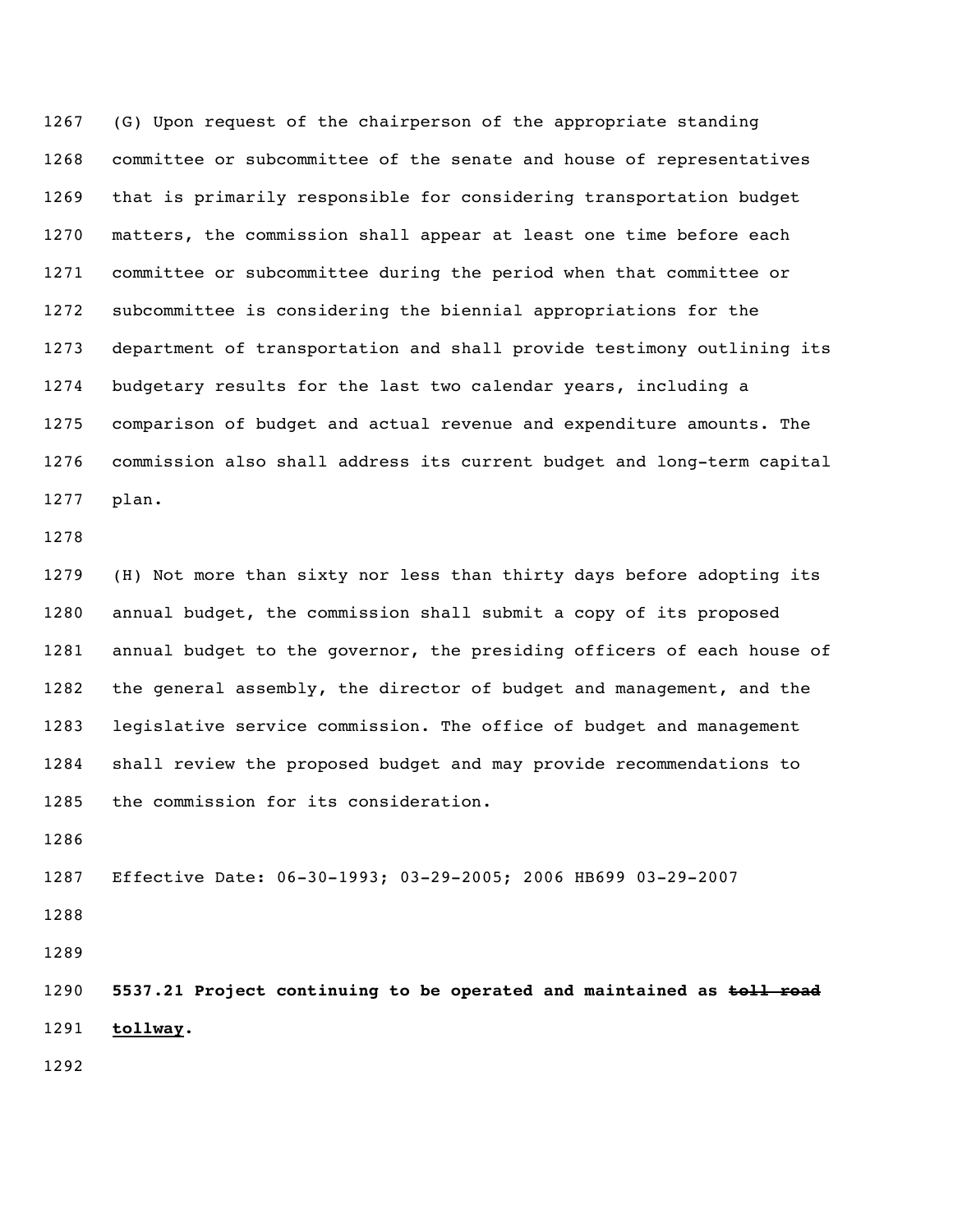(G) Upon request of the chairperson of the appropriate standing committee or subcommittee of the senate and house of representatives that is primarily responsible for considering transportation budget matters, the commission shall appear at least one time before each committee or subcommittee during the period when that committee or subcommittee is considering the biennial appropriations for the department of transportation and shall provide testimony outlining its budgetary results for the last two calendar years, including a comparison of budget and actual revenue and expenditure amounts. The commission also shall address its current budget and long-term capital plan.

(H) Not more than sixty nor less than thirty days before adopting its annual budget, the commission shall submit a copy of its proposed annual budget to the governor, the presiding officers of each house of the general assembly, the director of budget and management, and the legislative service commission. The office of budget and management shall review the proposed budget and may provide recommendations to the commission for its consideration.

Effective Date: 06-30-1993; 03-29-2005; 2006 HB699 03-29-2007

**5537.21 Project continuing to be operated and maintained as ~~toll road~~ <u>tollway</u>.**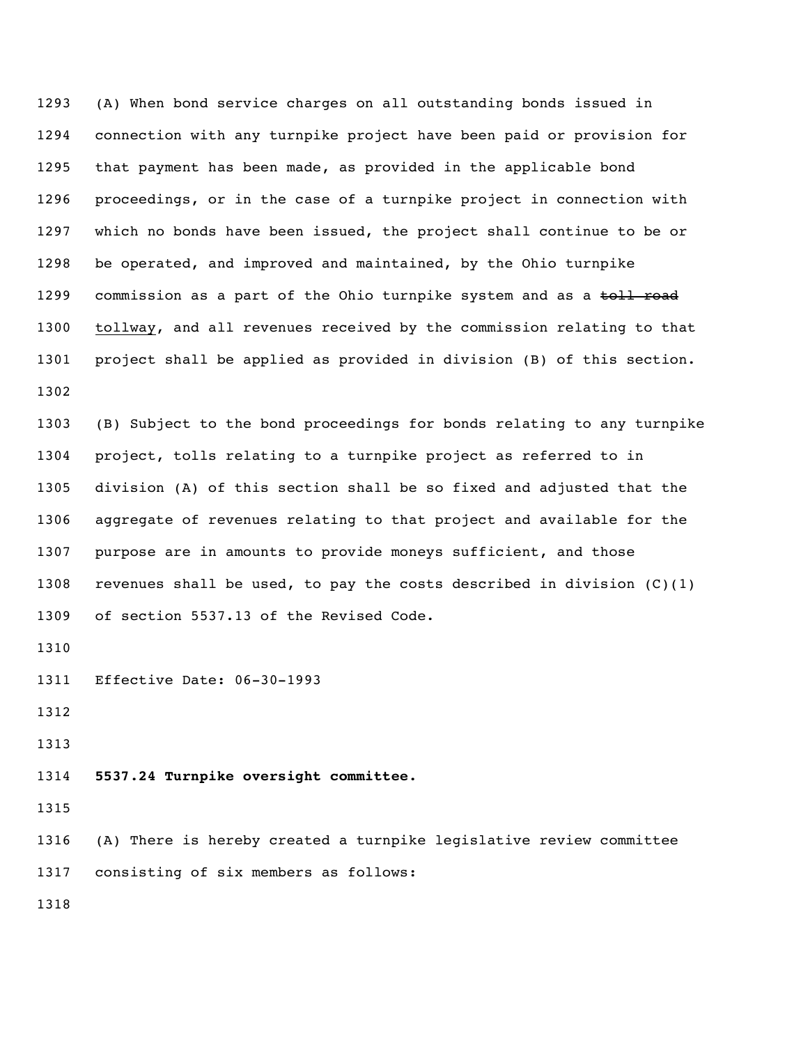(A) When bond service charges on all outstanding bonds issued in connection with any turnpike project have been paid or provision for that payment has been made, as provided in the applicable bond proceedings, or in the case of a turnpike project in connection with which no bonds have been issued, the project shall continue to be or be operated, and improved and maintained, by the Ohio turnpike commission as a part of the Ohio turnpike system and as a ~~toll road~~ <u>tollway</u>, and all revenues received by the commission relating to that project shall be applied as provided in division (B) of this section.

(B) Subject to the bond proceedings for bonds relating to any turnpike project, tolls relating to a turnpike project as referred to in division (A) of this section shall be so fixed and adjusted that the aggregate of revenues relating to that project and available for the purpose are in amounts to provide moneys sufficient, and those revenues shall be used, to pay the costs described in division (C)(1) of section 5537.13 of the Revised Code.

Effective Date: 06-30-1993

**5537.24 Turnpike oversight committee.**

(A) There is hereby created a turnpike legislative review committee consisting of six members as follows: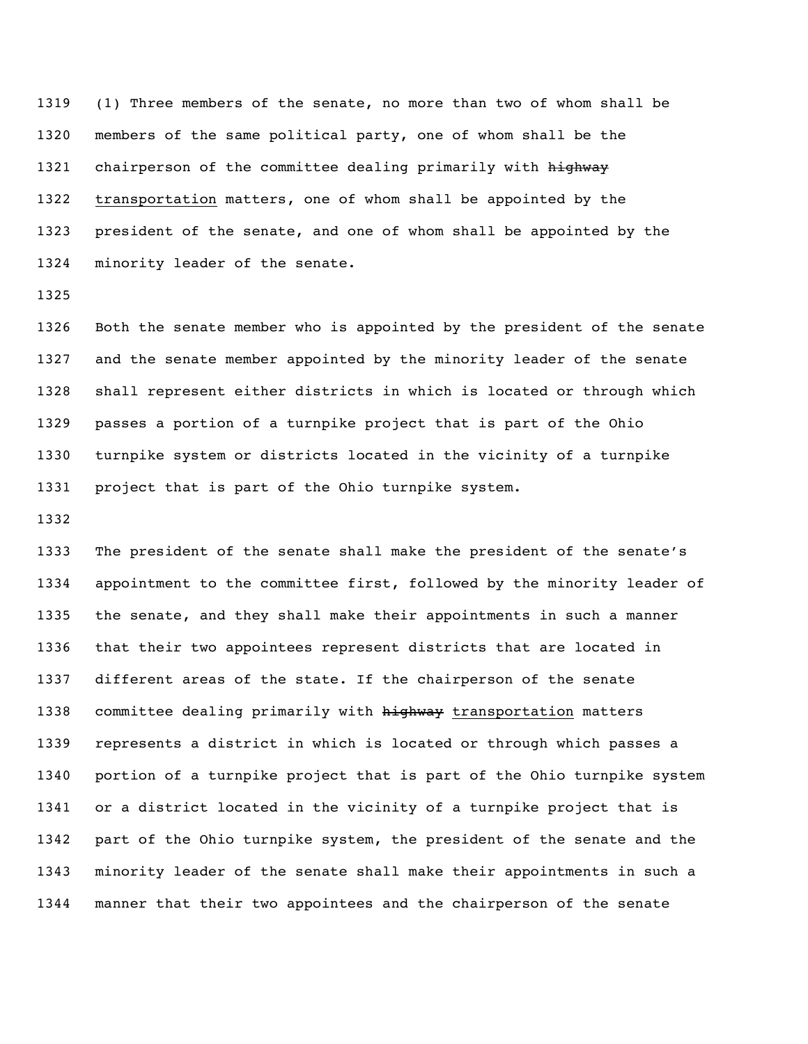(1) Three members of the senate, no more than two of whom shall be members of the same political party, one of whom shall be the chairperson of the committee dealing primarily with ~~highway~~ <u>transportation</u> matters, one of whom shall be appointed by the president of the senate, and one of whom shall be appointed by the minority leader of the senate.

Both the senate member who is appointed by the president of the senate and the senate member appointed by the minority leader of the senate shall represent either districts in which is located or through which passes a portion of a turnpike project that is part of the Ohio turnpike system or districts located in the vicinity of a turnpike project that is part of the Ohio turnpike system.

The president of the senate shall make the president of the senate's appointment to the committee first, followed by the minority leader of the senate, and they shall make their appointments in such a manner that their two appointees represent districts that are located in different areas of the state. If the chairperson of the senate committee dealing primarily with ~~highway~~ <u>transportation</u> matters represents a district in which is located or through which passes a portion of a turnpike project that is part of the Ohio turnpike system or a district located in the vicinity of a turnpike project that is part of the Ohio turnpike system, the president of the senate and the minority leader of the senate shall make their appointments in such a manner that their two appointees and the chairperson of the senate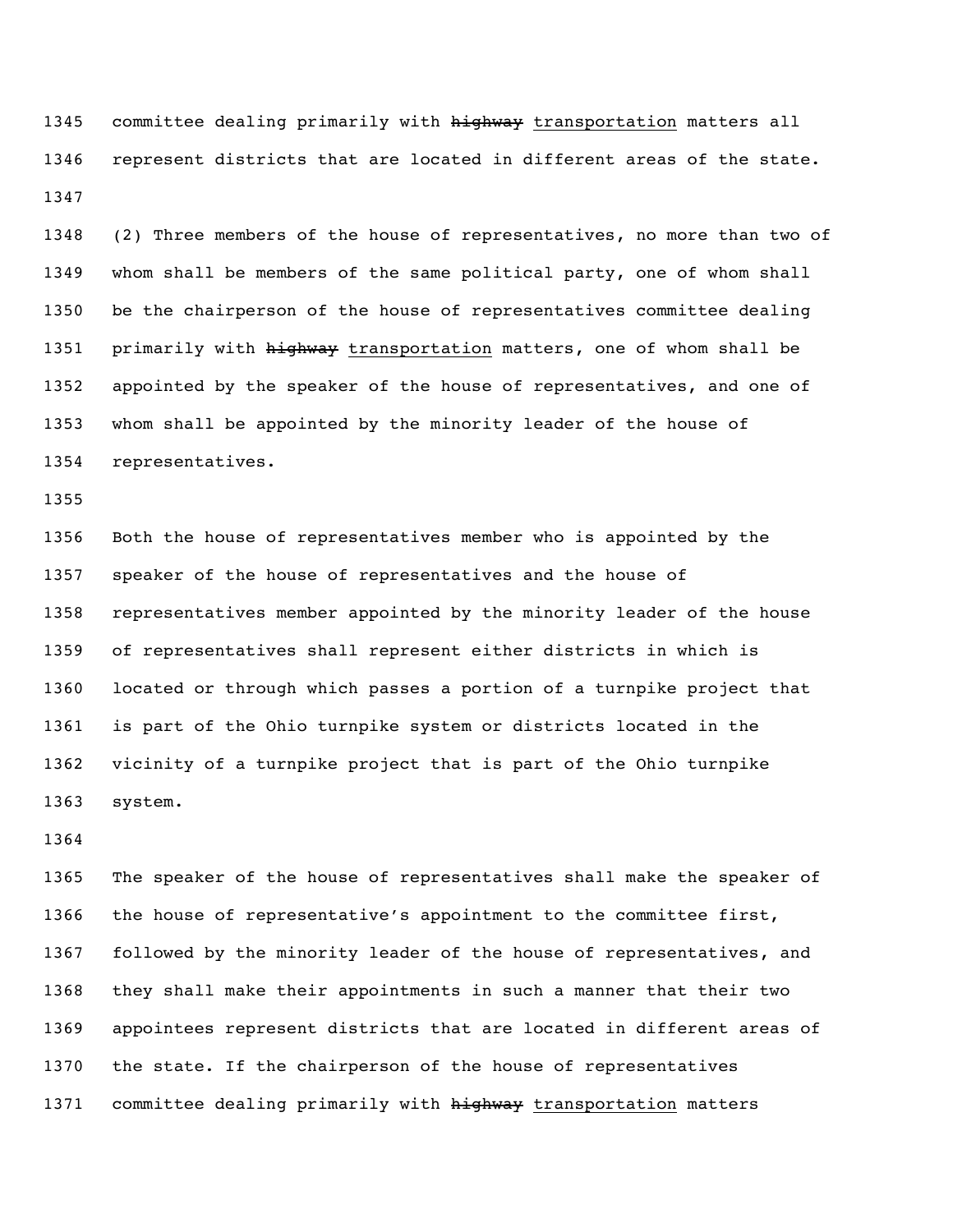committee dealing primarily with ~~highway~~ transportation matters all represent districts that are located in different areas of the state.

(2) Three members of the house of representatives, no more than two of whom shall be members of the same political party, one of whom shall be the chairperson of the house of representatives committee dealing primarily with ~~highway~~ transportation matters, one of whom shall be appointed by the speaker of the house of representatives, and one of whom shall be appointed by the minority leader of the house of representatives.

Both the house of representatives member who is appointed by the speaker of the house of representatives and the house of representatives member appointed by the minority leader of the house of representatives shall represent either districts in which is located or through which passes a portion of a turnpike project that is part of the Ohio turnpike system or districts located in the vicinity of a turnpike project that is part of the Ohio turnpike system.

The speaker of the house of representatives shall make the speaker of the house of representative's appointment to the committee first, followed by the minority leader of the house of representatives, and they shall make their appointments in such a manner that their two appointees represent districts that are located in different areas of the state. If the chairperson of the house of representatives committee dealing primarily with ~~highway~~ transportation matters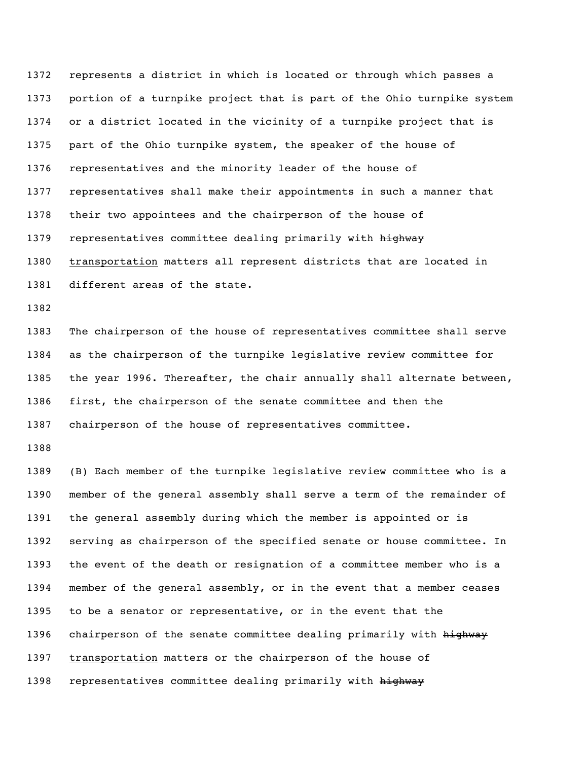represents a district in which is located or through which passes a portion of a turnpike project that is part of the Ohio turnpike system or a district located in the vicinity of a turnpike project that is part of the Ohio turnpike system, the speaker of the house of representatives and the minority leader of the house of representatives shall make their appointments in such a manner that their two appointees and the chairperson of the house of representatives committee dealing primarily with ~~highway~~ <u>transportation</u> matters all represent districts that are located in different areas of the state.

The chairperson of the house of representatives committee shall serve as the chairperson of the turnpike legislative review committee for the year 1996. Thereafter, the chair annually shall alternate between, first, the chairperson of the senate committee and then the chairperson of the house of representatives committee.

(B) Each member of the turnpike legislative review committee who is a member of the general assembly shall serve a term of the remainder of the general assembly during which the member is appointed or is serving as chairperson of the specified senate or house committee. In the event of the death or resignation of a committee member who is a member of the general assembly, or in the event that a member ceases to be a senator or representative, or in the event that the chairperson of the senate committee dealing primarily with ~~highway~~ <u>transportation</u> matters or the chairperson of the house of representatives committee dealing primarily with ~~highway~~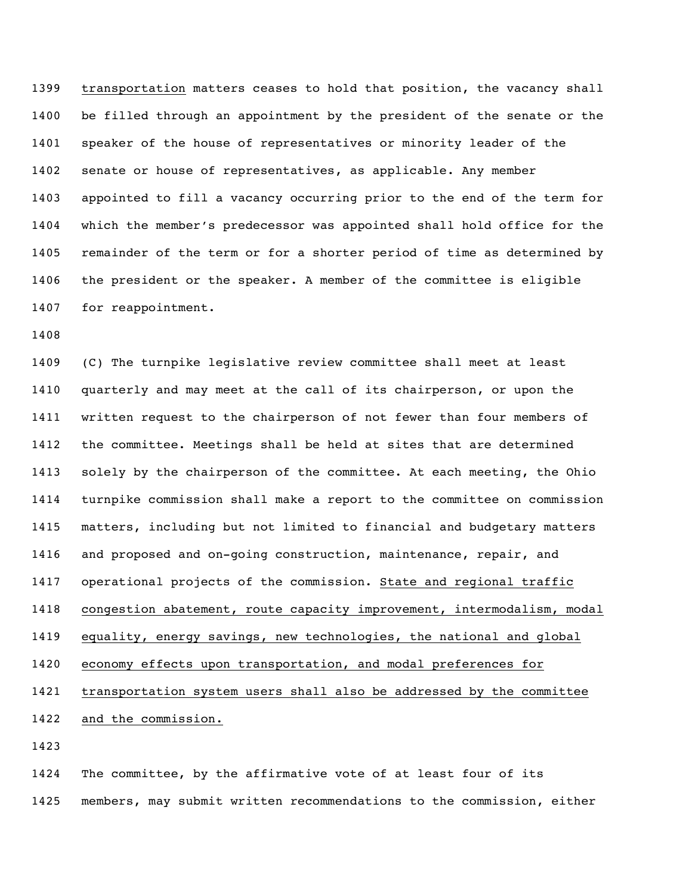transportation matters ceases to hold that position, the vacancy shall be filled through an appointment by the president of the senate or the speaker of the house of representatives or minority leader of the senate or house of representatives, as applicable. Any member appointed to fill a vacancy occurring prior to the end of the term for which the member's predecessor was appointed shall hold office for the remainder of the term or for a shorter period of time as determined by the president or the speaker. A member of the committee is eligible for reappointment.

(C) The turnpike legislative review committee shall meet at least quarterly and may meet at the call of its chairperson, or upon the written request to the chairperson of not fewer than four members of the committee. Meetings shall be held at sites that are determined solely by the chairperson of the committee. At each meeting, the Ohio turnpike commission shall make a report to the committee on commission matters, including but not limited to financial and budgetary matters and proposed and on-going construction, maintenance, repair, and operational projects of the commission. State and regional traffic congestion abatement, route capacity improvement, intermodalism, modal equality, energy savings, new technologies, the national and global economy effects upon transportation, and modal preferences for transportation system users shall also be addressed by the committee and the commission.

The committee, by the affirmative vote of at least four of its members, may submit written recommendations to the commission, either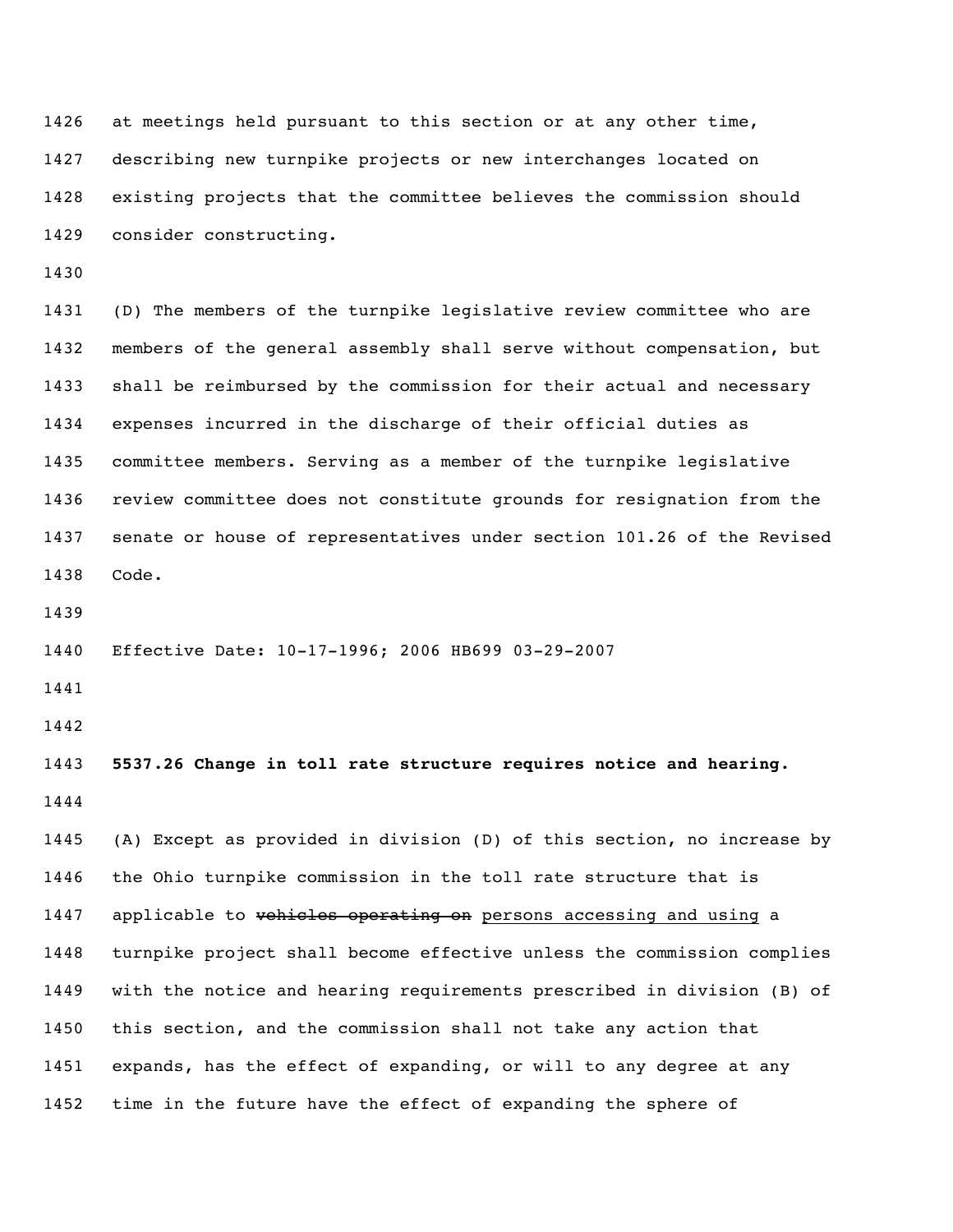at meetings held pursuant to this section or at any other time, describing new turnpike projects or new interchanges located on existing projects that the committee believes the commission should consider constructing.

(D) The members of the turnpike legislative review committee who are members of the general assembly shall serve without compensation, but shall be reimbursed by the commission for their actual and necessary expenses incurred in the discharge of their official duties as committee members. Serving as a member of the turnpike legislative review committee does not constitute grounds for resignation from the senate or house of representatives under section 101.26 of the Revised Code.

Effective Date: 10-17-1996; 2006 HB699 03-29-2007

**5537.26 Change in toll rate structure requires notice and hearing.**

(A) Except as provided in division (D) of this section, no increase by the Ohio turnpike commission in the toll rate structure that is applicable to ~~vehicles operating on~~ <u>persons accessing and using</u> a turnpike project shall become effective unless the commission complies with the notice and hearing requirements prescribed in division (B) of this section, and the commission shall not take any action that expands, has the effect of expanding, or will to any degree at any time in the future have the effect of expanding the sphere of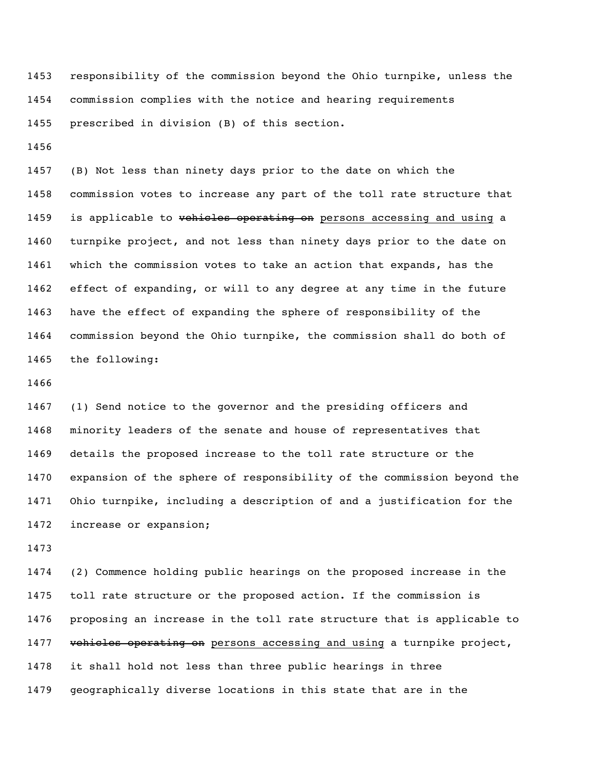1453 responsibility of the commission beyond the Ohio turnpike, unless the
1454 commission complies with the notice and hearing requirements
1455 prescribed in division (B) of this section.

1456

1457 (B) Not less than ninety days prior to the date on which the
1458 commission votes to increase any part of the toll rate structure that
1459 is applicable to ~~vehicles operating on~~ <u>persons accessing and using</u> a
1460 turnpike project, and not less than ninety days prior to the date on
1461 which the commission votes to take an action that expands, has the
1462 effect of expanding, or will to any degree at any time in the future
1463 have the effect of expanding the sphere of responsibility of the
1464 commission beyond the Ohio turnpike, the commission shall do both of
1465 the following:

1466

1467 (1) Send notice to the governor and the presiding officers and
1468 minority leaders of the senate and house of representatives that
1469 details the proposed increase to the toll rate structure or the
1470 expansion of the sphere of responsibility of the commission beyond the
1471 Ohio turnpike, including a description of and a justification for the
1472 increase or expansion;

1473

1474 (2) Commence holding public hearings on the proposed increase in the
1475 toll rate structure or the proposed action. If the commission is
1476 proposing an increase in the toll rate structure that is applicable to
1477 ~~vehicles operating on~~ <u>persons accessing and using</u> a turnpike project,
1478 it shall hold not less than three public hearings in three
1479 geographically diverse locations in this state that are in the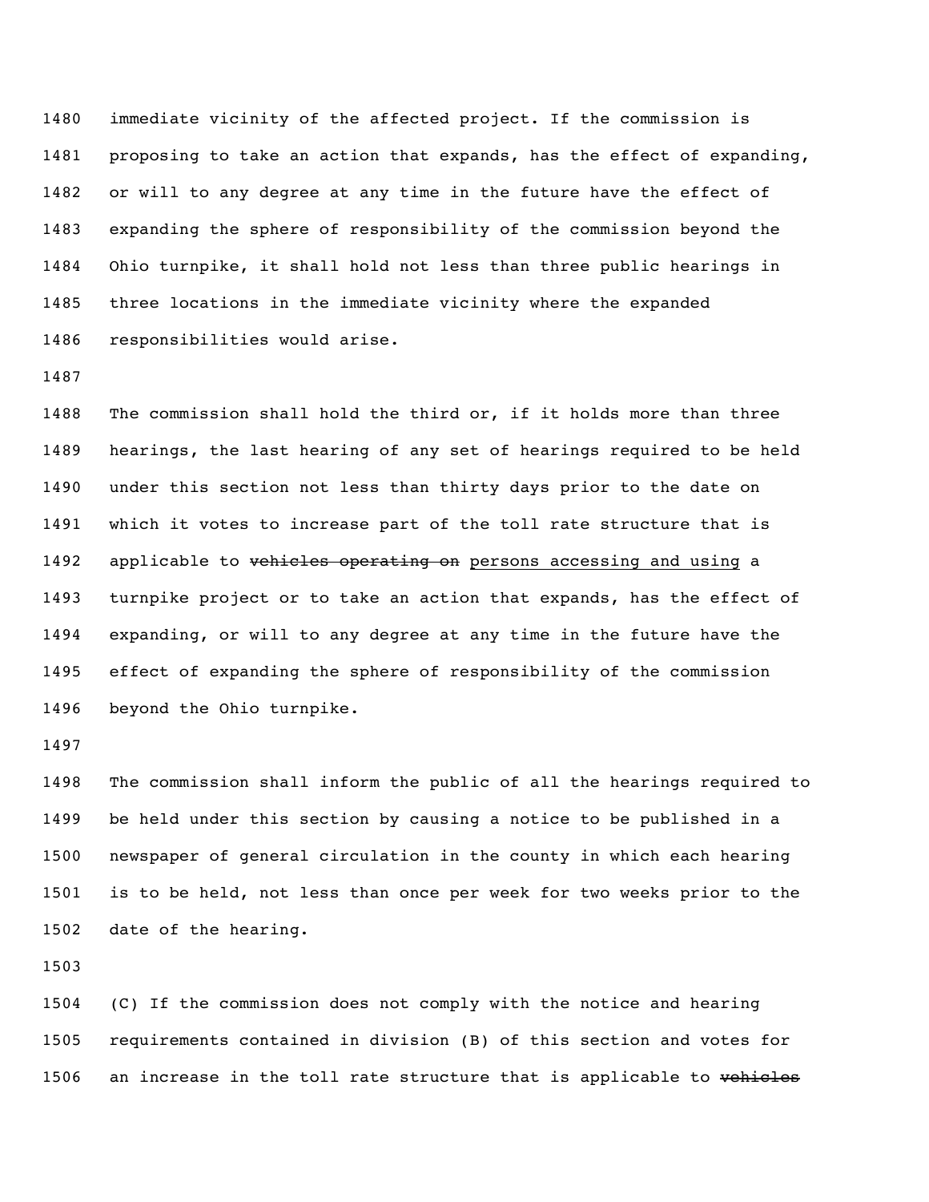immediate vicinity of the affected project. If the commission is proposing to take an action that expands, has the effect of expanding, or will to any degree at any time in the future have the effect of expanding the sphere of responsibility of the commission beyond the Ohio turnpike, it shall hold not less than three public hearings in three locations in the immediate vicinity where the expanded responsibilities would arise.

The commission shall hold the third or, if it holds more than three hearings, the last hearing of any set of hearings required to be held under this section not less than thirty days prior to the date on which it votes to increase part of the toll rate structure that is applicable to ~~vehicles operating on~~ <u>persons accessing and using</u> a turnpike project or to take an action that expands, has the effect of expanding, or will to any degree at any time in the future have the effect of expanding the sphere of responsibility of the commission beyond the Ohio turnpike.

The commission shall inform the public of all the hearings required to be held under this section by causing a notice to be published in a newspaper of general circulation in the county in which each hearing is to be held, not less than once per week for two weeks prior to the date of the hearing.

(C) If the commission does not comply with the notice and hearing requirements contained in division (B) of this section and votes for an increase in the toll rate structure that is applicable to ~~vehicles~~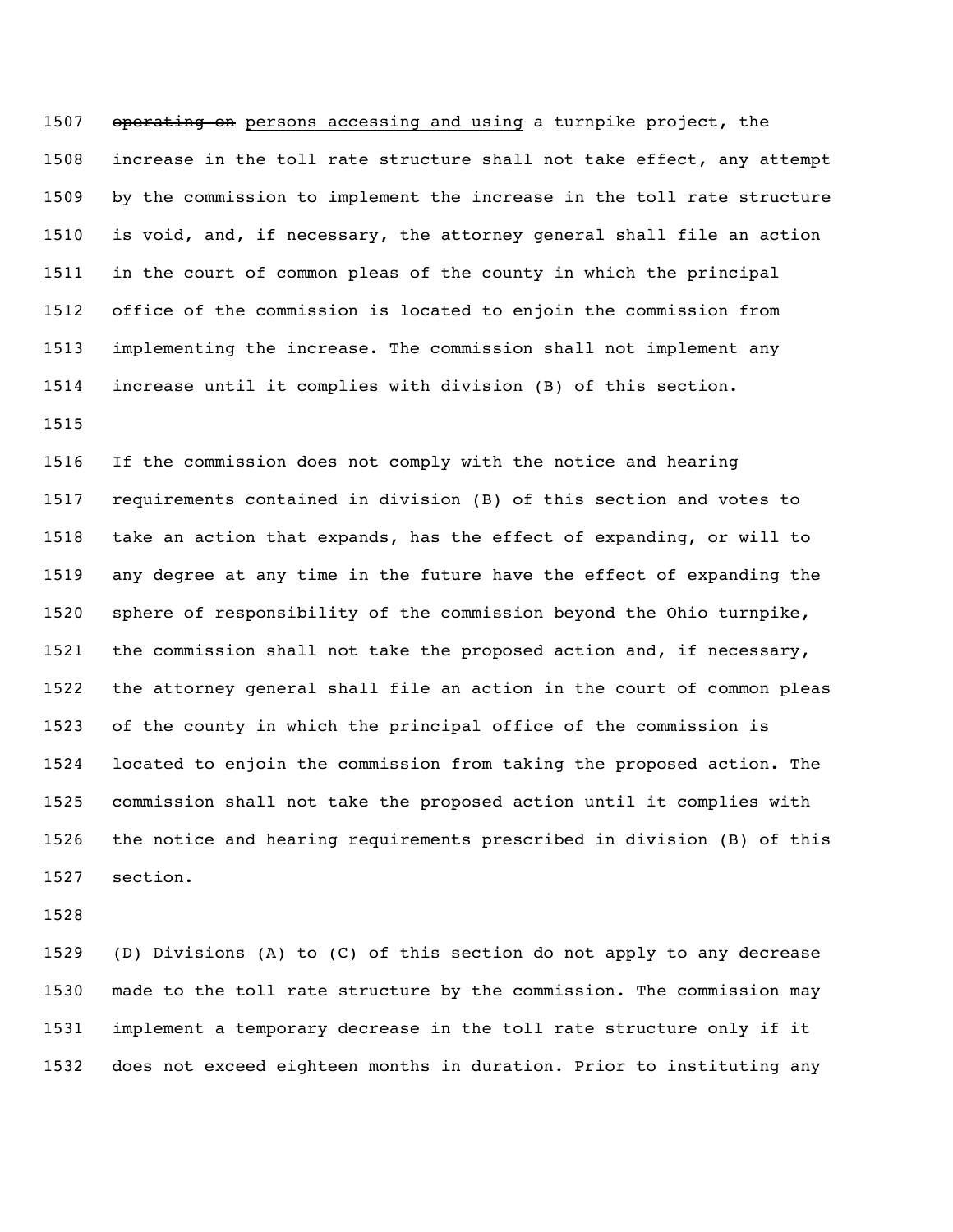~~operating on~~ persons accessing and using a turnpike project, the increase in the toll rate structure shall not take effect, any attempt by the commission to implement the increase in the toll rate structure is void, and, if necessary, the attorney general shall file an action in the court of common pleas of the county in which the principal office of the commission is located to enjoin the commission from implementing the increase. The commission shall not implement any increase until it complies with division (B) of this section.

If the commission does not comply with the notice and hearing requirements contained in division (B) of this section and votes to take an action that expands, has the effect of expanding, or will to any degree at any time in the future have the effect of expanding the sphere of responsibility of the commission beyond the Ohio turnpike, the commission shall not take the proposed action and, if necessary, the attorney general shall file an action in the court of common pleas of the county in which the principal office of the commission is located to enjoin the commission from taking the proposed action. The commission shall not take the proposed action until it complies with the notice and hearing requirements prescribed in division (B) of this section.

(D) Divisions (A) to (C) of this section do not apply to any decrease made to the toll rate structure by the commission. The commission may implement a temporary decrease in the toll rate structure only if it does not exceed eighteen months in duration. Prior to instituting any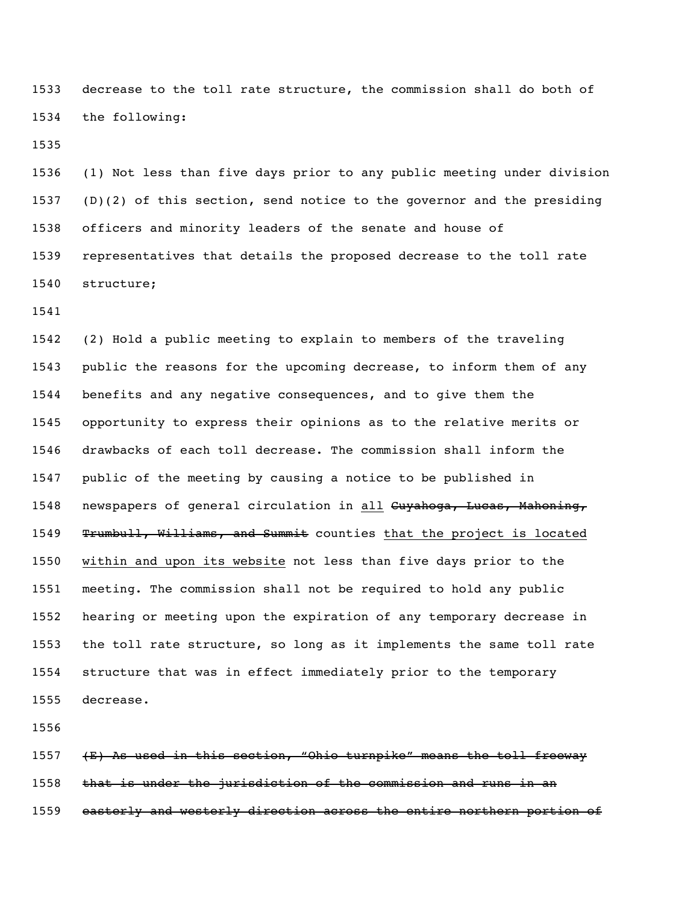decrease to the toll rate structure, the commission shall do both of the following:

(1) Not less than five days prior to any public meeting under division (D)(2) of this section, send notice to the governor and the presiding officers and minority leaders of the senate and house of representatives that details the proposed decrease to the toll rate structure;

(2) Hold a public meeting to explain to members of the traveling public the reasons for the upcoming decrease, to inform them of any benefits and any negative consequences, and to give them the opportunity to express their opinions as to the relative merits or drawbacks of each toll decrease. The commission shall inform the public of the meeting by causing a notice to be published in newspapers of general circulation in <u>all</u> ~~Cuyahoga, Lucas, Mahoning, Trumbull, Williams, and Summit~~ counties <u>that the project is located within and upon its website</u> not less than five days prior to the meeting. The commission shall not be required to hold any public hearing or meeting upon the expiration of any temporary decrease in the toll rate structure, so long as it implements the same toll rate structure that was in effect immediately prior to the temporary decrease.

~~(E) As used in this section, "Ohio turnpike" means the toll freeway that is under the jurisdiction of the commission and runs in an easterly and westerly direction across the entire northern portion of~~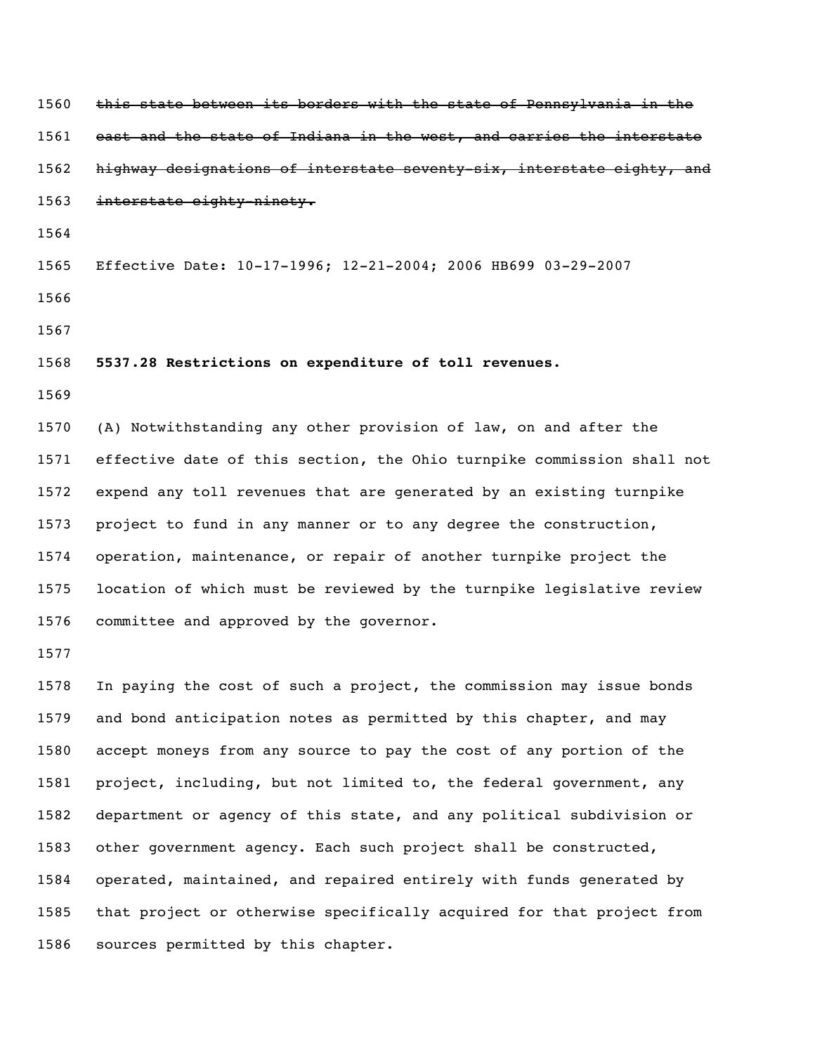~~this state between its borders with the state of Pennsylvania in the east and the state of Indiana in the west, and carries the interstate highway designations of interstate seventy-six, interstate eighty, and interstate eighty-ninety.~~

Effective Date: 10-17-1996; 12-21-2004; 2006 HB699 03-29-2007

**5537.28 Restrictions on expenditure of toll revenues.**

(A) Notwithstanding any other provision of law, on and after the effective date of this section, the Ohio turnpike commission shall not expend any toll revenues that are generated by an existing turnpike project to fund in any manner or to any degree the construction, operation, maintenance, or repair of another turnpike project the location of which must be reviewed by the turnpike legislative review committee and approved by the governor.

In paying the cost of such a project, the commission may issue bonds and bond anticipation notes as permitted by this chapter, and may accept moneys from any source to pay the cost of any portion of the project, including, but not limited to, the federal government, any department or agency of this state, and any political subdivision or other government agency. Each such project shall be constructed, operated, maintained, and repaired entirely with funds generated by that project or otherwise specifically acquired for that project from sources permitted by this chapter.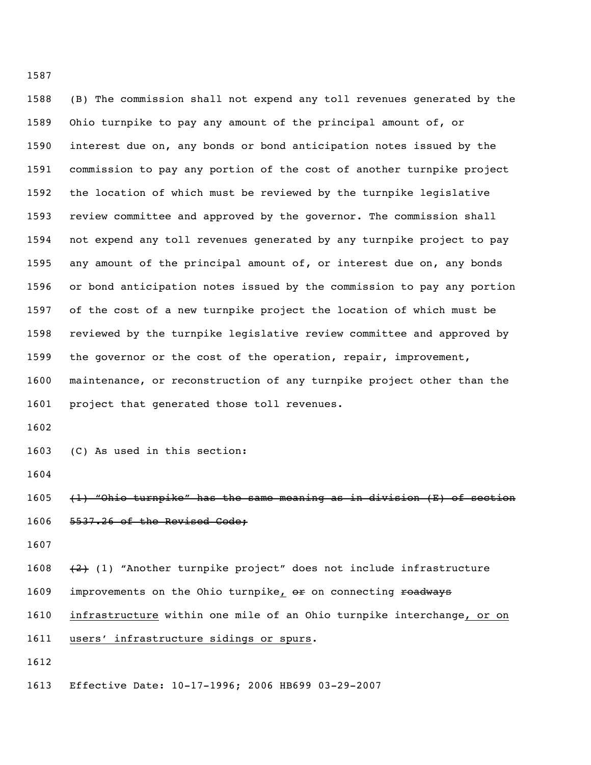(B) The commission shall not expend any toll revenues generated by the Ohio turnpike to pay any amount of the principal amount of, or interest due on, any bonds or bond anticipation notes issued by the commission to pay any portion of the cost of another turnpike project the location of which must be reviewed by the turnpike legislative review committee and approved by the governor. The commission shall not expend any toll revenues generated by any turnpike project to pay any amount of the principal amount of, or interest due on, any bonds or bond anticipation notes issued by the commission to pay any portion of the cost of a new turnpike project the location of which must be reviewed by the turnpike legislative review committee and approved by the governor or the cost of the operation, repair, improvement, maintenance, or reconstruction of any turnpike project other than the project that generated those toll revenues.

(C) As used in this section:

~~(1) "Ohio turnpike" has the same meaning as in division (E) of section 5537.26 of the Revised Code;~~

~~(2)~~ (1) "Another turnpike project" does not include infrastructure improvements on the Ohio turnpike<u>,</u> ~~or~~ on connecting ~~roadways~~ <u>infrastructure</u> within one mile of an Ohio turnpike interchange<u>, or on users' infrastructure sidings or spurs</u>.

Effective Date: 10-17-1996; 2006 HB699 03-29-2007